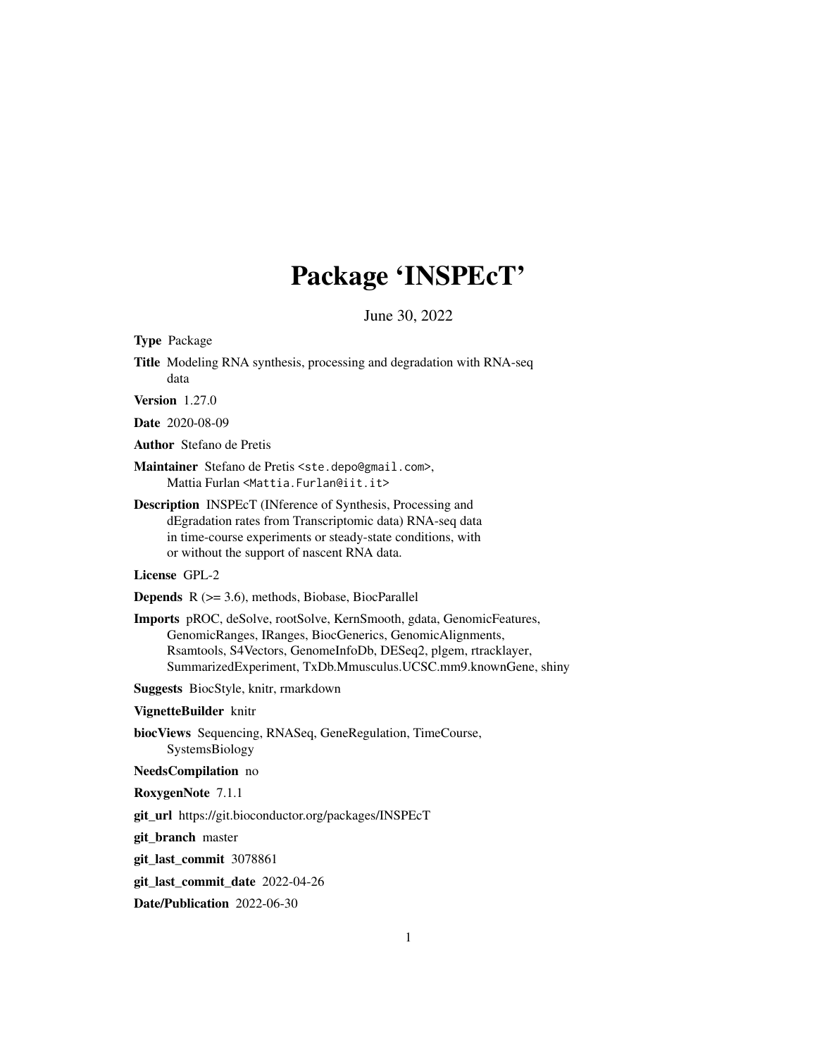# Package 'INSPEcT'

June 30, 2022

**Type** Package

**Title** Modeling RNA synthesis, processing and degradation with RNA-seq data

**Version** 1.27.0

**Date** 2020-08-09

**Author** Stefano de Pretis

**Maintainer** Stefano de Pretis <ste.depo@gmail.com>, Mattia Furlan <Mattia.Furlan@iit.it>

**Description** INSPEcT (INference of Synthesis, Processing and dEgradation rates from Transcriptomic data) RNA-seq data in time-course experiments or steady-state conditions, with or without the support of nascent RNA data.

**License** GPL-2

**Depends** R (>= 3.6), methods, Biobase, BiocParallel

**Imports** pROC, deSolve, rootSolve, KernSmooth, gdata, GenomicFeatures, GenomicRanges, IRanges, BiocGenerics, GenomicAlignments, Rsamtools, S4Vectors, GenomeInfoDb, DESeq2, plgem, rtracklayer, SummarizedExperiment, TxDb.Mmusculus.UCSC.mm9.knownGene, shiny

**Suggests** BiocStyle, knitr, rmarkdown

**VignetteBuilder** knitr

**biocViews** Sequencing, RNASeq, GeneRegulation, TimeCourse, SystemsBiology

**NeedsCompilation** no

**RoxygenNote** 7.1.1

**git_url** https://git.bioconductor.org/packages/INSPEcT

**git_branch** master

**git_last_commit** 3078861

**git_last_commit_date** 2022-04-26

**Date/Publication** 2022-06-30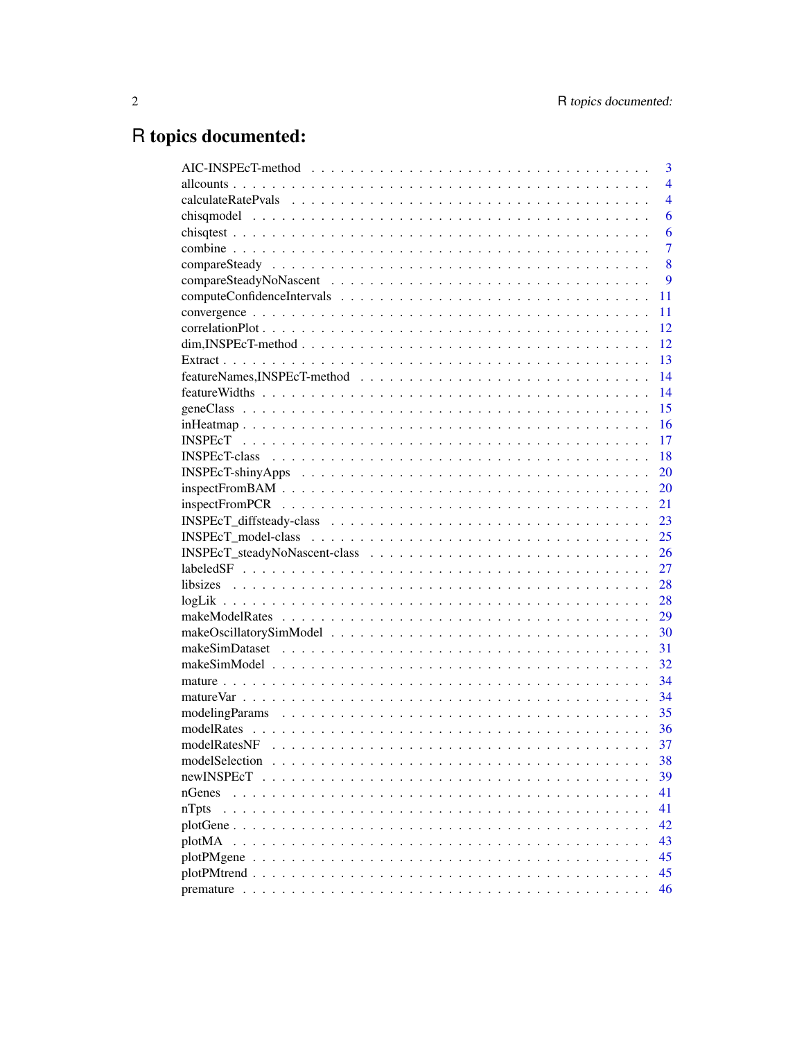# R topics documented:

| | |
|---|---|
| AIC-INSPEcT-method | 3 |
| allcounts | 4 |
| calculateRatePvals | 4 |
| chisqmodel | 6 |
| chisqtest | 6 |
| combine | 7 |
| compareSteady | 8 |
| compareSteadyNoNascent | 9 |
| computeConfidenceIntervals | 11 |
| convergence | 11 |
| correlationPlot | 12 |
| dim,INSPEcT-method | 12 |
| Extract | 13 |
| featureNames,INSPEcT-method | 14 |
| featureWidths | 14 |
| geneClass | 15 |
| inHeatmap | 16 |
| INSPEcT | 17 |
| INSPEcT-class | 18 |
| INSPEcT-shinyApps | 20 |
| inspectFromBAM | 20 |
| inspectFromPCR | 21 |
| INSPEcT_diffsteady-class | 23 |
| INSPEcT_model-class | 25 |
| INSPEcT_steadyNoNascent-class | 26 |
| labeledSF | 27 |
| libsizes | 28 |
| logLik | 28 |
| makeModelRates | 29 |
| makeOscillatorySimModel | 30 |
| makeSimDataset | 31 |
| makeSimModel | 32 |
| mature | 34 |
| matureVar | 34 |
| modelingParams | 35 |
| modelRates | 36 |
| modelRatesNF | 37 |
| modelSelection | 38 |
| newINSPEcT | 39 |
| nGenes | 41 |
| nTpts | 41 |
| plotGene | 42 |
| plotMA | 43 |
| plotPMgene | 45 |
| plotPMtrend | 45 |
| premature | 46 |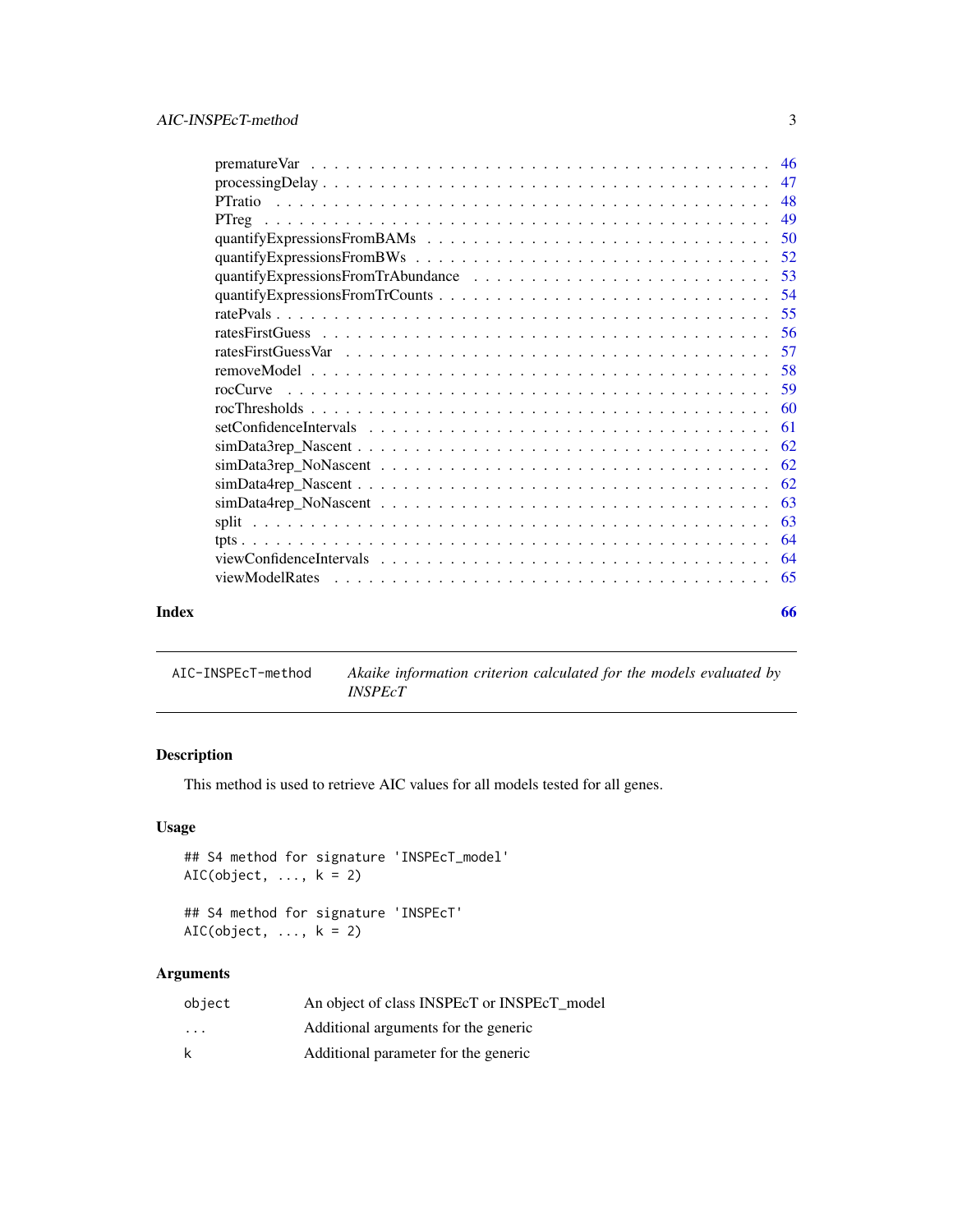| | |
|---|---|
| prematureVar | 46 |
| processingDelay | 47 |
| PTratio | 48 |
| PTreg | 49 |
| quantifyExpressionsFromBAMs | 50 |
| quantifyExpressionsFromBWs | 52 |
| quantifyExpressionsFromTrAbundance | 53 |
| quantifyExpressionsFromTrCounts | 54 |
| ratePvals | 55 |
| ratesFirstGuess | 56 |
| ratesFirstGuessVar | 57 |
| removeModel | 58 |
| rocCurve | 59 |
| rocThresholds | 60 |
| setConfidenceIntervals | 61 |
| simData3rep_Nascent | 62 |
| simData3rep_NoNascent | 62 |
| simData4rep_Nascent | 62 |
| simData4rep_NoNascent | 63 |
| split | 63 |
| tpts | 64 |
| viewConfidenceIntervals | 64 |
| viewModelRates | 65 |

**Index** **66**

---

`AIC-INSPEcT-method` *Akaike information criterion calculated for the models evaluated by INSPEcT*

---

## Description

This method is used to retrieve AIC values for all models tested for all genes.

## Usage

```
## S4 method for signature 'INSPEcT_model'
AIC(object, ..., k = 2)

## S4 method for signature 'INSPEcT'
AIC(object, ..., k = 2)
```

## Arguments

| | |
|---|---|
| `object` | An object of class INSPEcT or INSPEcT_model |
| `...` | Additional arguments for the generic |
| `k` | Additional parameter for the generic |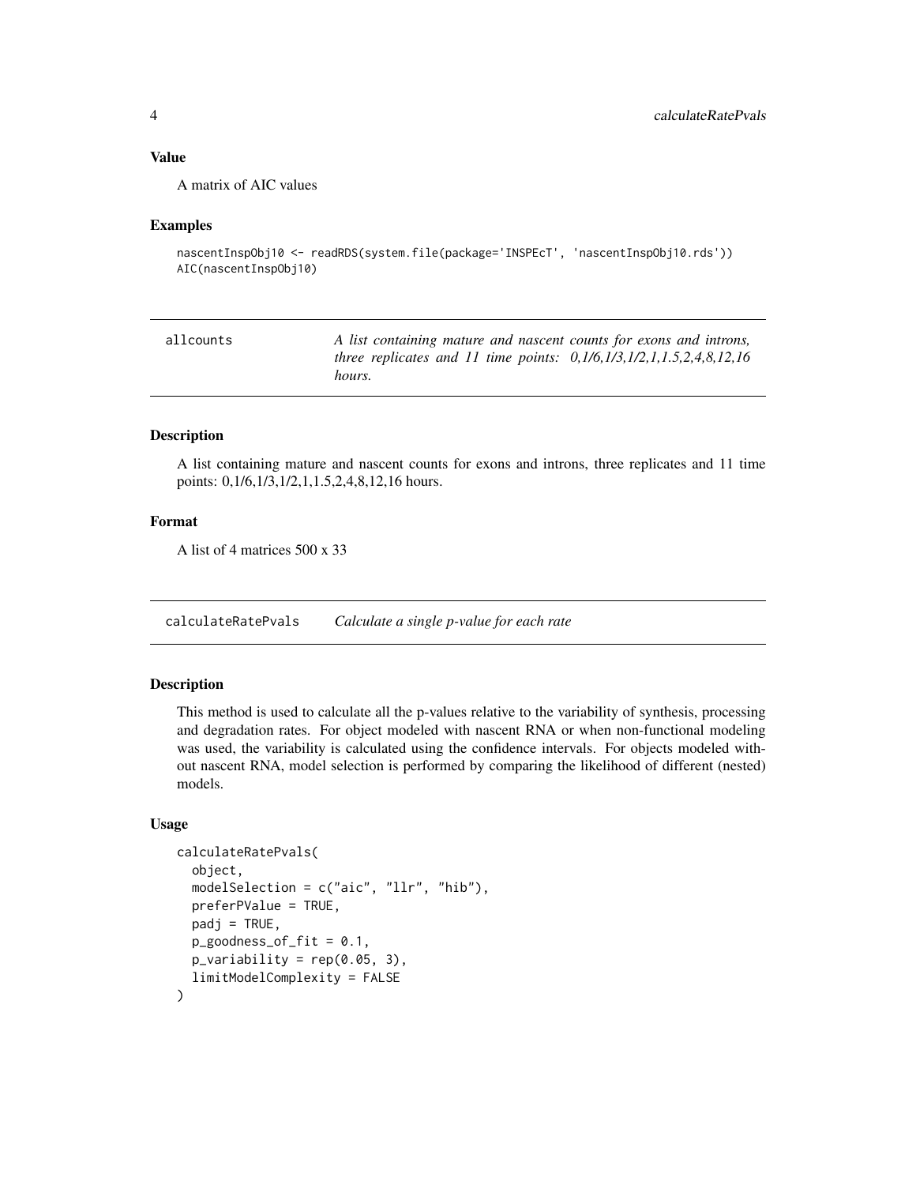### Value

A matrix of AIC values

### Examples

```
nascentInspObj10 <- readRDS(system.file(package='INSPEcT', 'nascentInspObj10.rds'))
AIC(nascentInspObj10)
```

---

## allcounts *A list containing mature and nascent counts for exons and introns, three replicates and 11 time points: 0,1/6,1/3,1/2,1,1.5,2,4,8,12,16 hours.*

### Description

A list containing mature and nascent counts for exons and introns, three replicates and 11 time points: 0,1/6,1/3,1/2,1,1.5,2,4,8,12,16 hours.

### Format

A list of 4 matrices 500 x 33

---

## calculateRatePvals *Calculate a single p-value for each rate*

### Description

This method is used to calculate all the p-values relative to the variability of synthesis, processing and degradation rates. For object modeled with nascent RNA or when non-functional modeling was used, the variability is calculated using the confidence intervals. For objects modeled without nascent RNA, model selection is performed by comparing the likelihood of different (nested) models.

### Usage

```
calculateRatePvals(
  object,
  modelSelection = c("aic", "llr", "hib"),
  preferPValue = TRUE,
  padj = TRUE,
  p_goodness_of_fit = 0.1,
  p_variability = rep(0.05, 3),
  limitModelComplexity = FALSE
)
```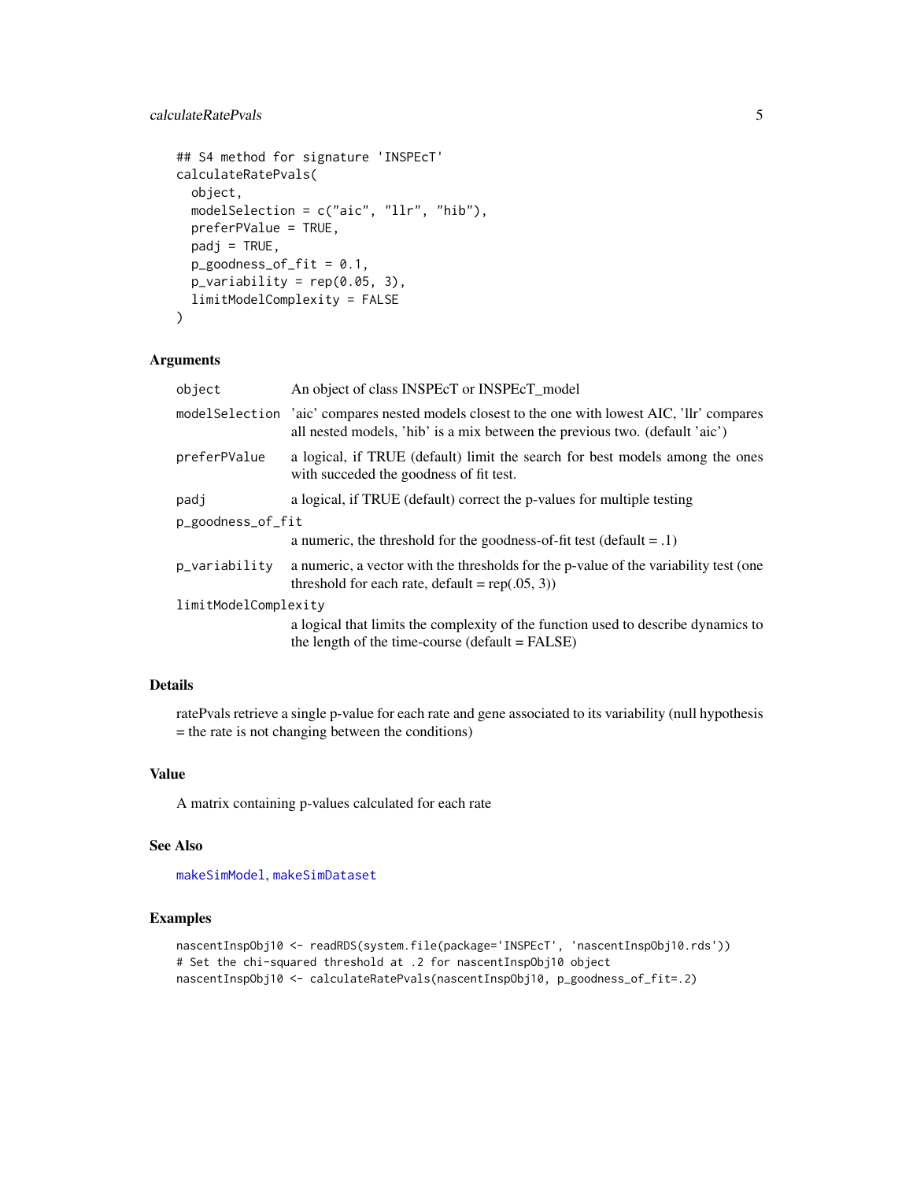```
## S4 method for signature 'INSPEcT'
calculateRatePvals(
  object,
  modelSelection = c("aic", "llr", "hib"),
  preferPValue = TRUE,
  padj = TRUE,
  p_goodness_of_fit = 0.1,
  p_variability = rep(0.05, 3),
  limitModelComplexity = FALSE
)
```

## Arguments

| Argument | Description |
|---|---|
| `object` | An object of class INSPEcT or INSPEcT_model |
| `modelSelection` | 'aic' compares nested models closest to the one with lowest AIC, 'llr' compares all nested models, 'hib' is a mix between the previous two. (default 'aic') |
| `preferPValue` | a logical, if TRUE (default) limit the search for best models among the ones with succeded the goodness of fit test. |
| `padj` | a logical, if TRUE (default) correct the p-values for multiple testing |
| `p_goodness_of_fit` | a numeric, the threshold for the goodness-of-fit test (default = .1) |
| `p_variability` | a numeric, a vector with the thresholds for the p-value of the variability test (one threshold for each rate, default = rep(.05, 3)) |
| `limitModelComplexity` | a logical that limits the complexity of the function used to describe dynamics to the length of the time-course (default = FALSE) |

## Details

ratePvals retrieve a single p-value for each rate and gene associated to its variability (null hypothesis = the rate is not changing between the conditions)

## Value

A matrix containing p-values calculated for each rate

## See Also

makeSimModel, makeSimDataset

## Examples

```
nascentInspObj10 <- readRDS(system.file(package='INSPEcT', 'nascentInspObj10.rds'))
# Set the chi-squared threshold at .2 for nascentInspObj10 object
nascentInspObj10 <- calculateRatePvals(nascentInspObj10, p_goodness_of_fit=.2)
```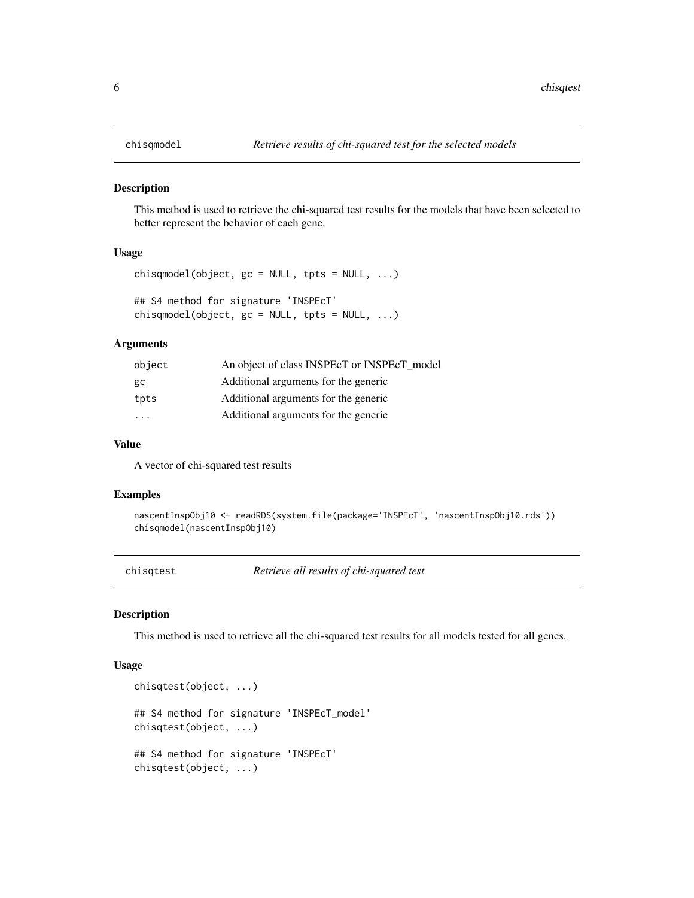## chisqmodel    *Retrieve results of chi-squared test for the selected models*

### Description

This method is used to retrieve the chi-squared test results for the models that have been selected to better represent the behavior of each gene.

### Usage

```
chisqmodel(object, gc = NULL, tpts = NULL, ...)

## S4 method for signature 'INSPEcT'
chisqmodel(object, gc = NULL, tpts = NULL, ...)
```

### Arguments

| | |
|---|---|
| object | An object of class INSPEcT or INSPEcT_model |
| gc | Additional arguments for the generic |
| tpts | Additional arguments for the generic |
| ... | Additional arguments for the generic |

### Value

A vector of chi-squared test results

### Examples

```
nascentInspObj10 <- readRDS(system.file(package='INSPEcT', 'nascentInspObj10.rds'))
chisqmodel(nascentInspObj10)
```

## chisqtest    *Retrieve all results of chi-squared test*

### Description

This method is used to retrieve all the chi-squared test results for all models tested for all genes.

### Usage

```
chisqtest(object, ...)

## S4 method for signature 'INSPEcT_model'
chisqtest(object, ...)

## S4 method for signature 'INSPEcT'
chisqtest(object, ...)
```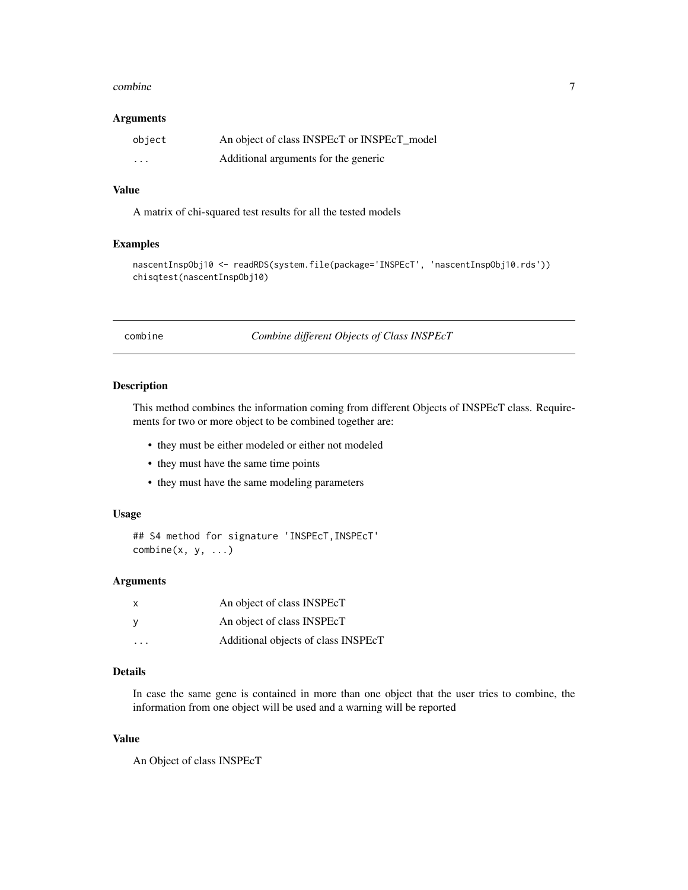### Arguments

| | |
|---|---|
| object | An object of class INSPEcT or INSPEcT_model |
| ... | Additional arguments for the generic |

### Value

A matrix of chi-squared test results for all the tested models

### Examples

```
nascentInspObj10 <- readRDS(system.file(package='INSPEcT', 'nascentInspObj10.rds'))
chisqtest(nascentInspObj10)
```

---

## combine — *Combine different Objects of Class INSPEcT*

---

### Description

This method combines the information coming from different Objects of INSPEcT class. Requirements for two or more object to be combined together are:

- they must be either modeled or either not modeled
- they must have the same time points
- they must have the same modeling parameters

### Usage

```
## S4 method for signature 'INSPEcT,INSPEcT'
combine(x, y, ...)
```

### Arguments

| | |
|---|---|
| x | An object of class INSPEcT |
| y | An object of class INSPEcT |
| ... | Additional objects of class INSPEcT |

### Details

In case the same gene is contained in more than one object that the user tries to combine, the information from one object will be used and a warning will be reported

### Value

An Object of class INSPEcT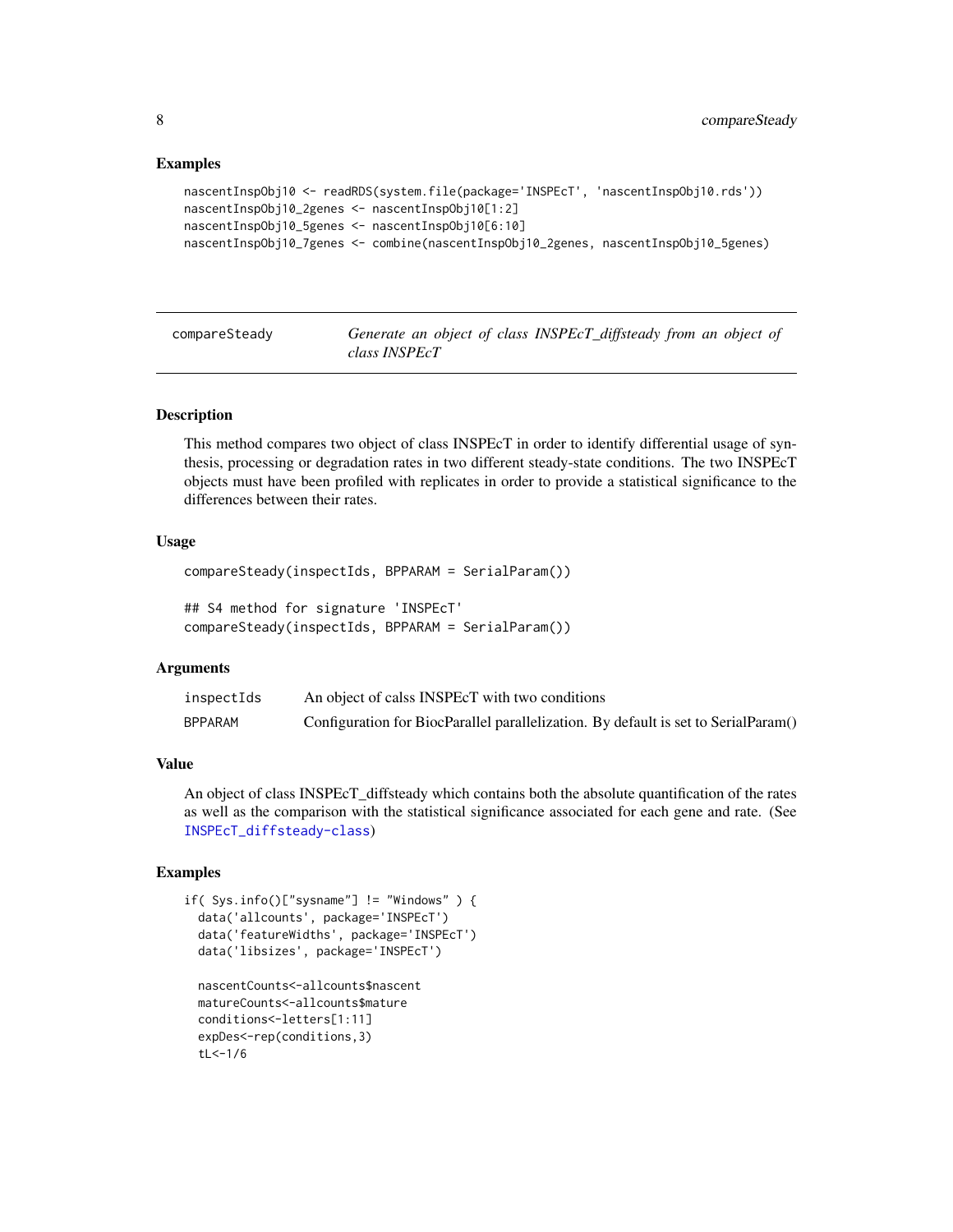### Examples

```
nascentInspObj10 <- readRDS(system.file(package='INSPEcT', 'nascentInspObj10.rds'))
nascentInspObj10_2genes <- nascentInspObj10[1:2]
nascentInspObj10_5genes <- nascentInspObj10[6:10]
nascentInspObj10_7genes <- combine(nascentInspObj10_2genes, nascentInspObj10_5genes)
```

## compareSteady — *Generate an object of class INSPEcT_diffsteady from an object of class INSPEcT*

### Description

This method compares two object of class INSPEcT in order to identify differential usage of synthesis, processing or degradation rates in two different steady-state conditions. The two INSPEcT objects must have been profiled with replicates in order to provide a statistical significance to the differences between their rates.

### Usage

```
compareSteady(inspectIds, BPPARAM = SerialParam())

## S4 method for signature 'INSPEcT'
compareSteady(inspectIds, BPPARAM = SerialParam())
```

### Arguments

| | |
|---|---|
| inspectIds | An object of calss INSPEcT with two conditions |
| BPPARAM | Configuration for BiocParallel parallelization. By default is set to SerialParam() |

### Value

An object of class INSPEcT_diffsteady which contains both the absolute quantification of the rates as well as the comparison with the statistical significance associated for each gene and rate. (See INSPEcT_diffsteady-class)

### Examples

```
if( Sys.info()["sysname"] != "Windows" ) {
  data('allcounts', package='INSPEcT')
  data('featureWidths', package='INSPEcT')
  data('libsizes', package='INSPEcT')

  nascentCounts<-allcounts$nascent
  matureCounts<-allcounts$mature
  conditions<-letters[1:11]
  expDes<-rep(conditions,3)
  tL<-1/6
```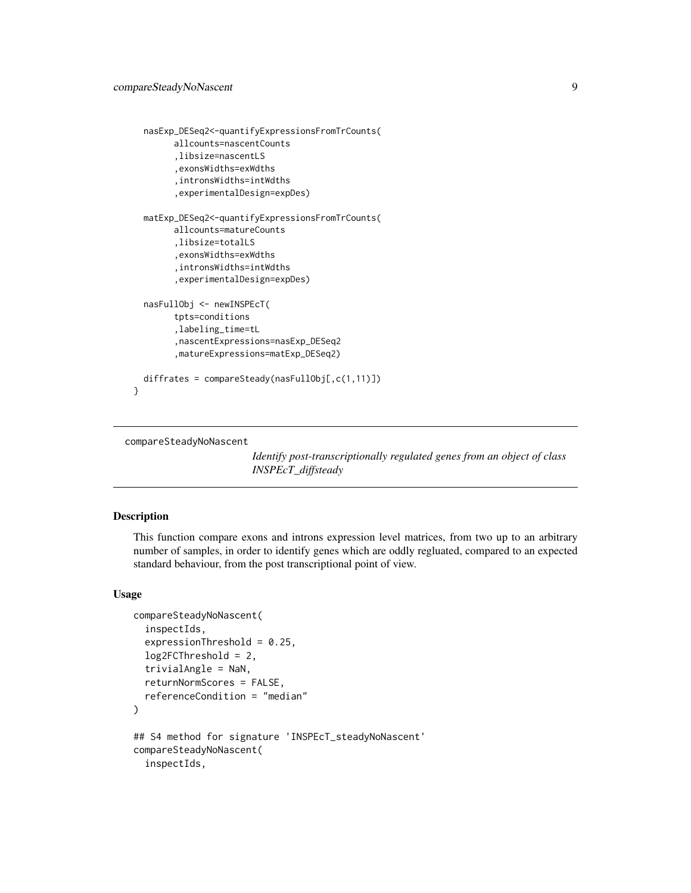```
  nasExp_DESeq2<-quantifyExpressionsFromTrCounts(
        allcounts=nascentCounts
        ,libsize=nascentLS
        ,exonsWidths=exWdths
        ,intronsWidths=intWdths
        ,experimentalDesign=expDes)

  matExp_DESeq2<-quantifyExpressionsFromTrCounts(
        allcounts=matureCounts
        ,libsize=totalLS
        ,exonsWidths=exWdths
        ,intronsWidths=intWdths
        ,experimentalDesign=expDes)

  nasFullObj <- newINSPEcT(
        tpts=conditions
        ,labeling_time=tL
        ,nascentExpressions=nasExp_DESeq2
        ,matureExpressions=matExp_DESeq2)

  diffrates = compareSteady(nasFullObj[,c(1,11)])
}
```

## compareSteadyNoNascent

*Identify post-transcriptionally regulated genes from an object of class INSPEcT_diffsteady*

### Description

This function compare exons and introns expression level matrices, from two up to an arbitrary number of samples, in order to identify genes which are oddly regluated, compared to an expected standard behaviour, from the post transcriptional point of view.

### Usage

```
compareSteadyNoNascent(
  inspectIds,
  expressionThreshold = 0.25,
  log2FCThreshold = 2,
  trivialAngle = NaN,
  returnNormScores = FALSE,
  referenceCondition = "median"
)

## S4 method for signature 'INSPEcT_steadyNoNascent'
compareSteadyNoNascent(
  inspectIds,
```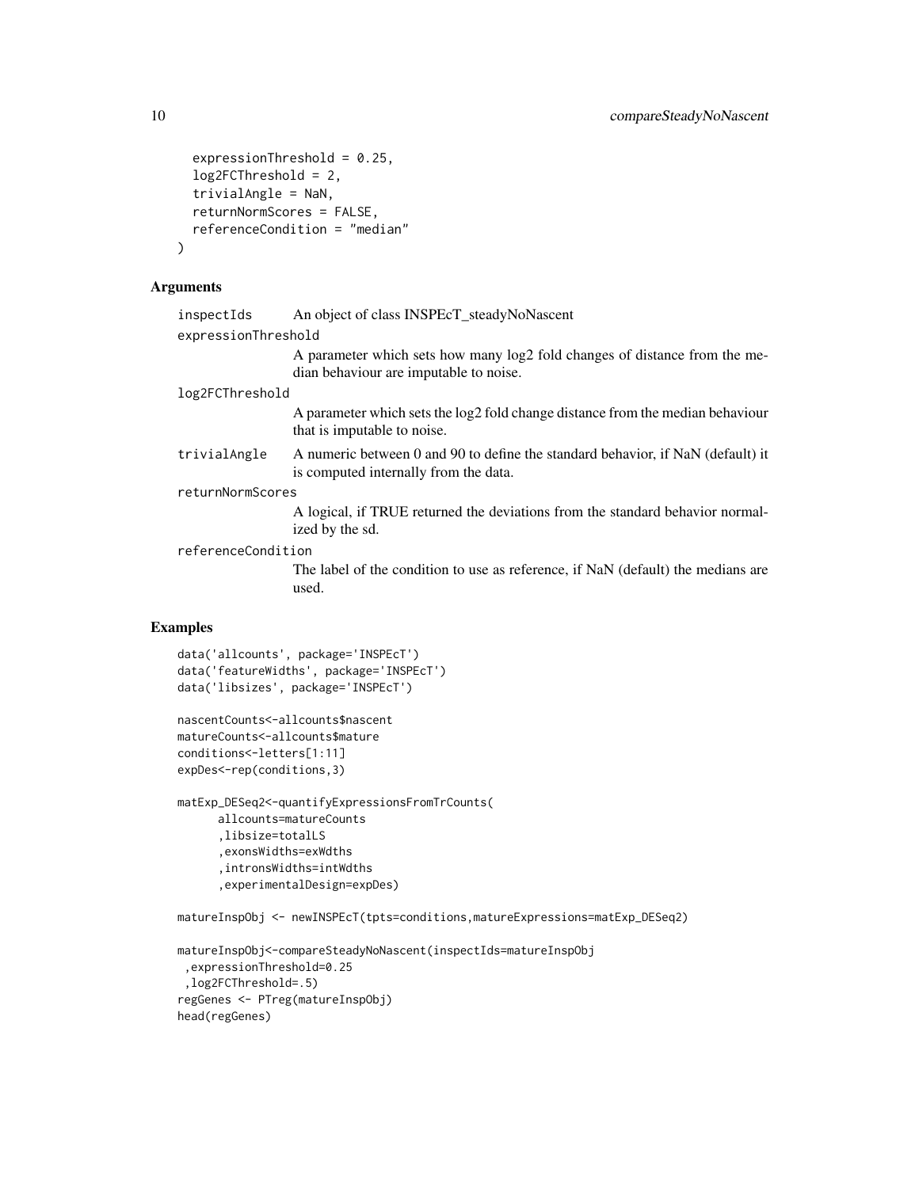```
  expressionThreshold = 0.25,
  log2FCThreshold = 2,
  trivialAngle = NaN,
  returnNormScores = FALSE,
  referenceCondition = "median"
)
```

## Arguments

- `inspectIds` — An object of class INSPEcT_steadyNoNascent
- `expressionThreshold` — A parameter which sets how many log2 fold changes of distance from the median behaviour are imputable to noise.
- `log2FCThreshold` — A parameter which sets the log2 fold change distance from the median behaviour that is imputable to noise.
- `trivialAngle` — A numeric between 0 and 90 to define the standard behavior, if NaN (default) it is computed internally from the data.
- `returnNormScores` — A logical, if TRUE returned the deviations from the standard behavior normalized by the sd.
- `referenceCondition` — The label of the condition to use as reference, if NaN (default) the medians are used.

## Examples

```
data('allcounts', package='INSPEcT')
data('featureWidths', package='INSPEcT')
data('libsizes', package='INSPEcT')

nascentCounts<-allcounts$nascent
matureCounts<-allcounts$mature
conditions<-letters[1:11]
expDes<-rep(conditions,3)

matExp_DESeq2<-quantifyExpressionsFromTrCounts(
      allcounts=matureCounts
      ,libsize=totalLS
      ,exonsWidths=exWdths
      ,intronsWidths=intWdths
      ,experimentalDesign=expDes)

matureInspObj <- newINSPEcT(tpts=conditions,matureExpressions=matExp_DESeq2)

matureInspObj<-compareSteadyNoNascent(inspectIds=matureInspObj
 ,expressionThreshold=0.25
 ,log2FCThreshold=.5)
regGenes <- PTreg(matureInspObj)
head(regGenes)
```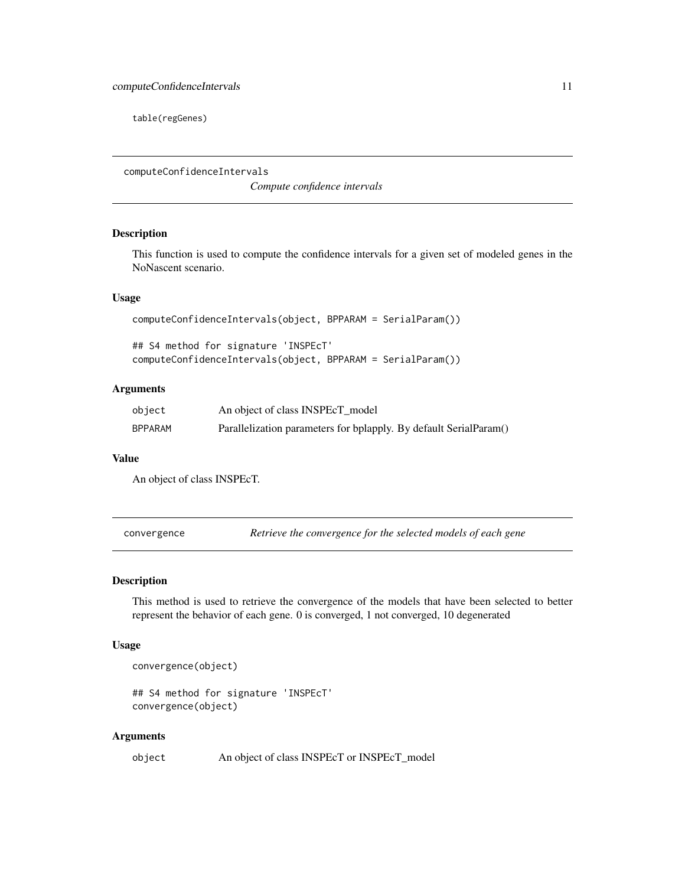```
table(regGenes)
```

## computeConfidenceIntervals

*Compute confidence intervals*

### Description

This function is used to compute the confidence intervals for a given set of modeled genes in the NoNascent scenario.

### Usage

```
computeConfidenceIntervals(object, BPPARAM = SerialParam())

## S4 method for signature 'INSPEcT'
computeConfidenceIntervals(object, BPPARAM = SerialParam())
```

### Arguments

| | |
|---|---|
| object | An object of class INSPEcT_model |
| BPPARAM | Parallelization parameters for bplapply. By default SerialParam() |

### Value

An object of class INSPEcT.

## convergence

*Retrieve the convergence for the selected models of each gene*

### Description

This method is used to retrieve the convergence of the models that have been selected to better represent the behavior of each gene. 0 is converged, 1 not converged, 10 degenerated

### Usage

```
convergence(object)

## S4 method for signature 'INSPEcT'
convergence(object)
```

### Arguments

| | |
|---|---|
| object | An object of class INSPEcT or INSPEcT_model |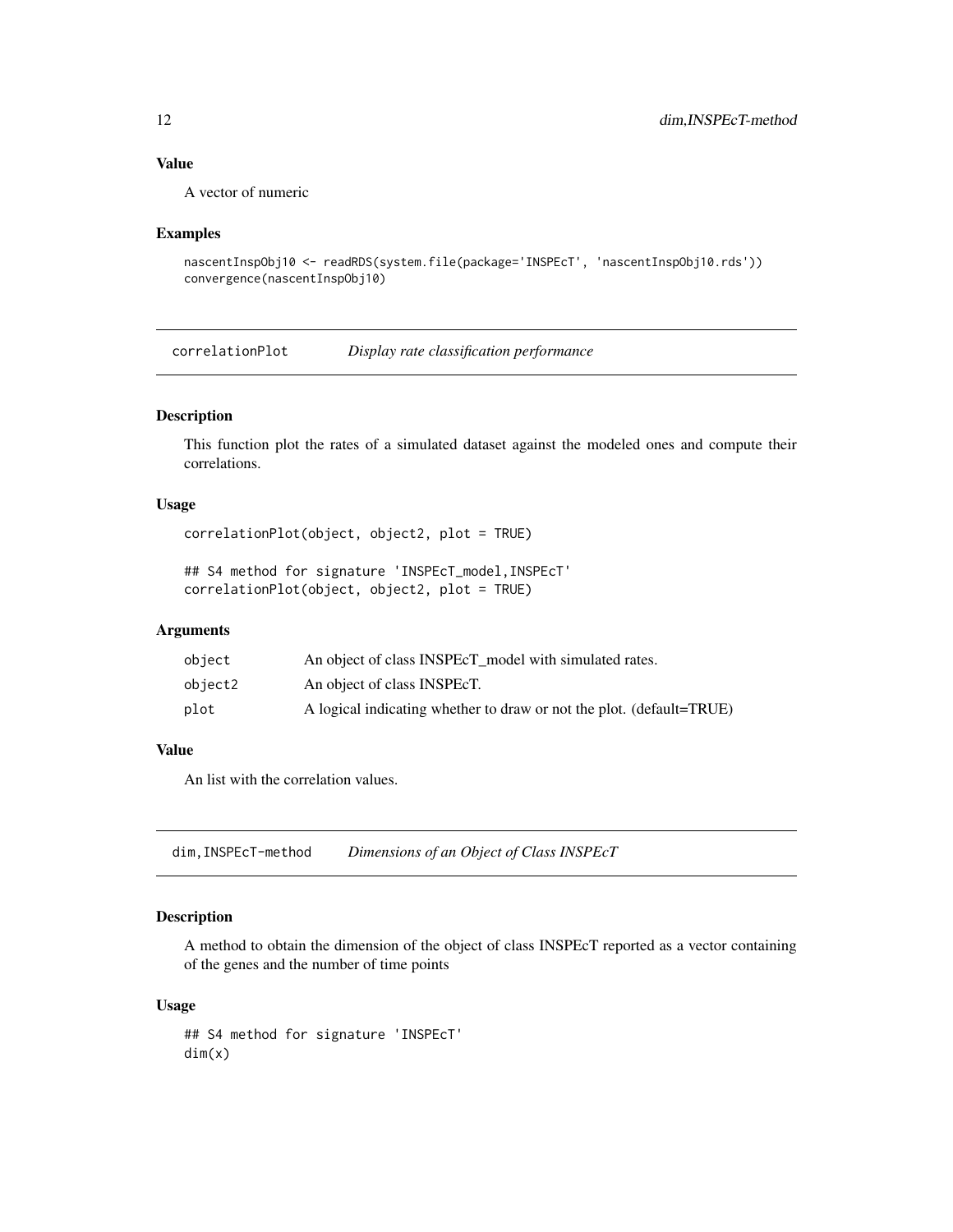### Value

A vector of numeric

### Examples

```
nascentInspObj10 <- readRDS(system.file(package='INSPEcT', 'nascentInspObj10.rds'))
convergence(nascentInspObj10)
```

## correlationPlot — *Display rate classification performance*

### Description

This function plot the rates of a simulated dataset against the modeled ones and compute their correlations.

### Usage

```
correlationPlot(object, object2, plot = TRUE)

## S4 method for signature 'INSPEcT_model,INSPEcT'
correlationPlot(object, object2, plot = TRUE)
```

### Arguments

| | |
|---|---|
| object | An object of class INSPEcT_model with simulated rates. |
| object2 | An object of class INSPEcT. |
| plot | A logical indicating whether to draw or not the plot. (default=TRUE) |

### Value

An list with the correlation values.

## dim,INSPEcT-method — *Dimensions of an Object of Class INSPEcT*

### Description

A method to obtain the dimension of the object of class INSPEcT reported as a vector containing of the genes and the number of time points

### Usage

```
## S4 method for signature 'INSPEcT'
dim(x)
```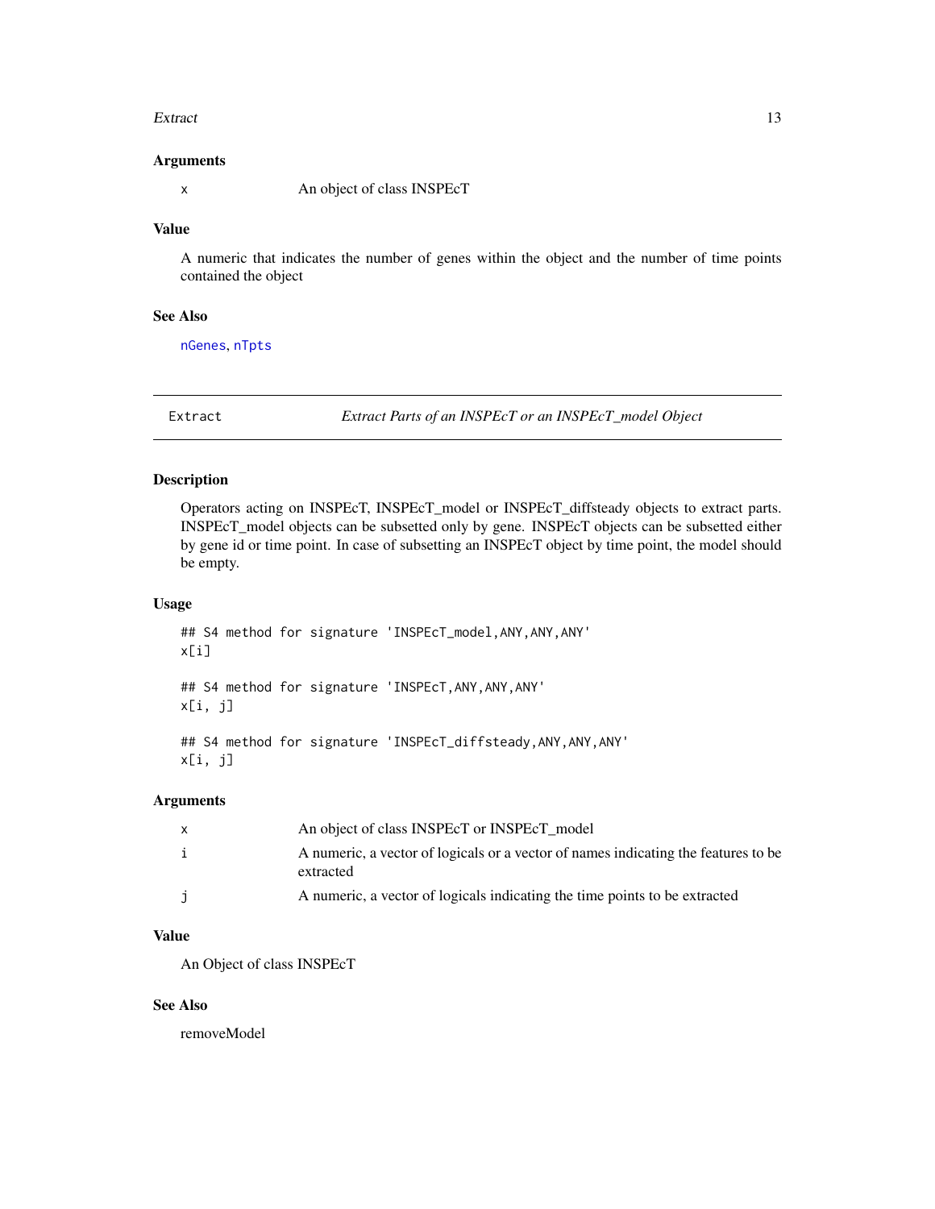### Arguments

| | |
|---|---|
| x | An object of class INSPEcT |

### Value

A numeric that indicates the number of genes within the object and the number of time points contained the object

### See Also

nGenes, nTpts

---

## Extract — *Extract Parts of an INSPEcT or an INSPEcT_model Object*

### Description

Operators acting on INSPEcT, INSPEcT_model or INSPEcT_diffsteady objects to extract parts. INSPEcT_model objects can be subsetted only by gene. INSPEcT objects can be subsetted either by gene id or time point. In case of subsetting an INSPEcT object by time point, the model should be empty.

### Usage

```
## S4 method for signature 'INSPEcT_model,ANY,ANY,ANY'
x[i]

## S4 method for signature 'INSPEcT,ANY,ANY,ANY'
x[i, j]

## S4 method for signature 'INSPEcT_diffsteady,ANY,ANY,ANY'
x[i, j]
```

### Arguments

| | |
|---|---|
| x | An object of class INSPEcT or INSPEcT_model |
| i | A numeric, a vector of logicals or a vector of names indicating the features to be extracted |
| j | A numeric, a vector of logicals indicating the time points to be extracted |

### Value

An Object of class INSPEcT

### See Also

removeModel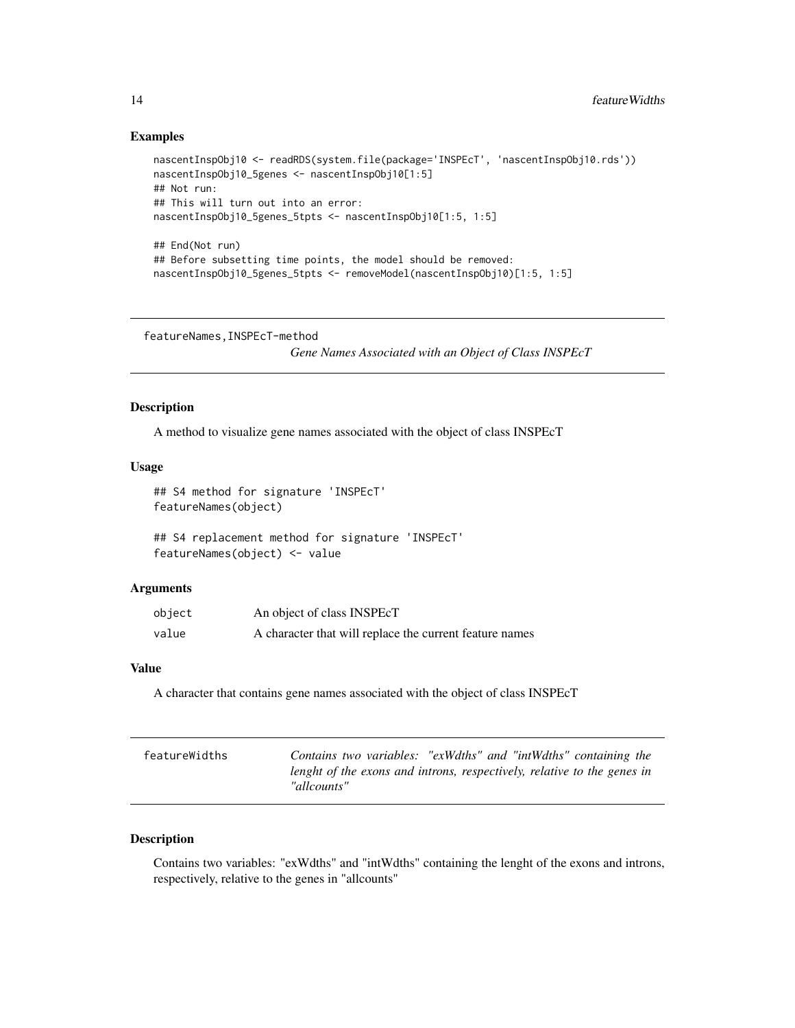## Examples

```
nascentInspObj10 <- readRDS(system.file(package='INSPEcT', 'nascentInspObj10.rds'))
nascentInspObj10_5genes <- nascentInspObj10[1:5]
## Not run:
## This will turn out into an error:
nascentInspObj10_5genes_5tpts <- nascentInspObj10[1:5, 1:5]

## End(Not run)
## Before subsetting time points, the model should be removed:
nascentInspObj10_5genes_5tpts <- removeModel(nascentInspObj10)[1:5, 1:5]
```

---

# featureNames,INSPEcT-method

*Gene Names Associated with an Object of Class INSPEcT*

## Description

A method to visualize gene names associated with the object of class INSPEcT

## Usage

```
## S4 method for signature 'INSPEcT'
featureNames(object)

## S4 replacement method for signature 'INSPEcT'
featureNames(object) <- value
```

## Arguments

| | |
|---|---|
| object | An object of class INSPEcT |
| value | A character that will replace the current feature names |

## Value

A character that contains gene names associated with the object of class INSPEcT

---

# featureWidths

*Contains two variables: "exWdths" and "intWdths" containing the lenght of the exons and introns, respectively, relative to the genes in "allcounts"*

## Description

Contains two variables: "exWdths" and "intWdths" containing the lenght of the exons and introns, respectively, relative to the genes in "allcounts"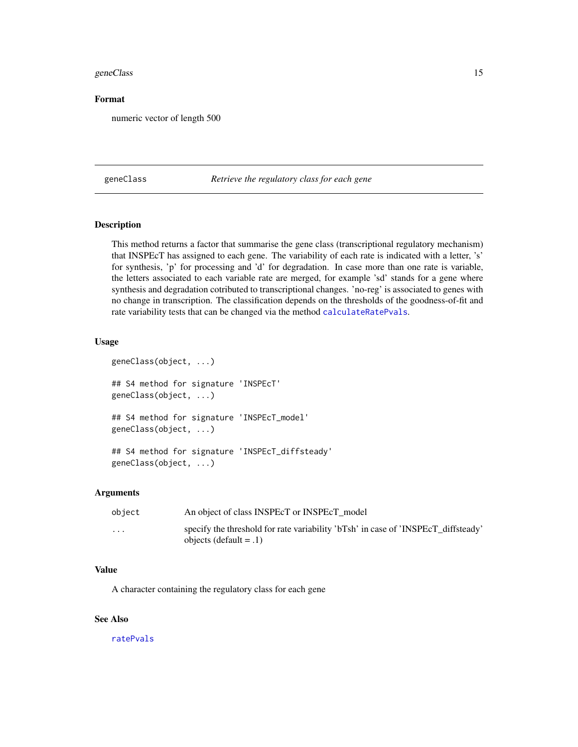### Format

numeric vector of length 500

---

## geneClass — *Retrieve the regulatory class for each gene*

### Description

This method returns a factor that summarise the gene class (transcriptional regulatory mechanism) that INSPEcT has assigned to each gene. The variability of each rate is indicated with a letter, 's' for synthesis, 'p' for processing and 'd' for degradation. In case more than one rate is variable, the letters associated to each variable rate are merged, for example 'sd' stands for a gene where synthesis and degradation cotributed to transcriptional changes. 'no-reg' is associated to genes with no change in transcription. The classification depends on the thresholds of the goodness-of-fit and rate variability tests that can be changed via the method calculateRatePvals.

### Usage

```
geneClass(object, ...)

## S4 method for signature 'INSPEcT'
geneClass(object, ...)

## S4 method for signature 'INSPEcT_model'
geneClass(object, ...)

## S4 method for signature 'INSPEcT_diffsteady'
geneClass(object, ...)
```

### Arguments

| | |
|---|---|
| object | An object of class INSPEcT or INSPEcT_model |
| ... | specify the threshold for rate variability 'bTsh' in case of 'INSPEcT_diffsteady' objects (default = .1) |

### Value

A character containing the regulatory class for each gene

### See Also

ratePvals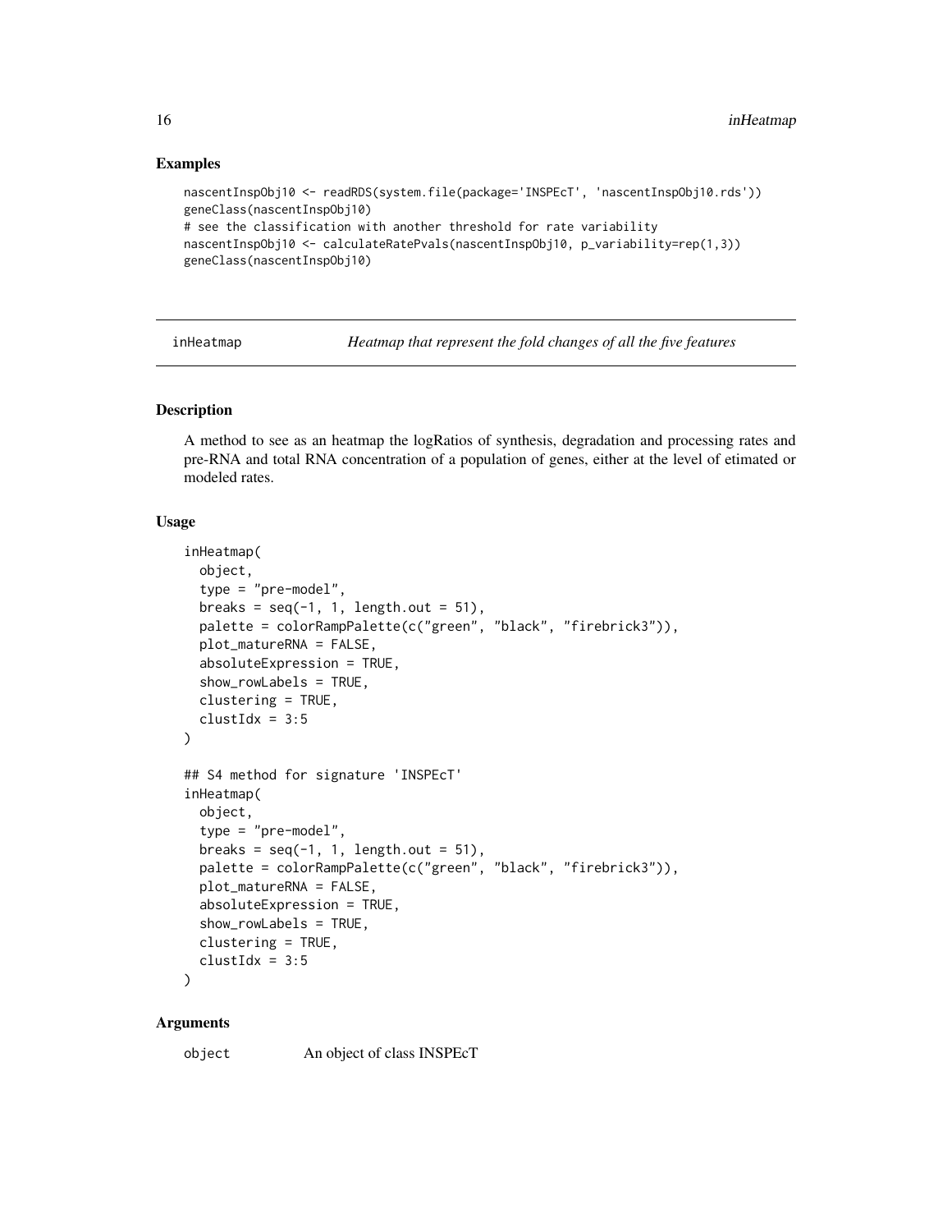### Examples

```
nascentInspObj10 <- readRDS(system.file(package='INSPEcT', 'nascentInspObj10.rds'))
geneClass(nascentInspObj10)
# see the classification with another threshold for rate variability
nascentInspObj10 <- calculateRatePvals(nascentInspObj10, p_variability=rep(1,3))
geneClass(nascentInspObj10)
```

---

## inHeatmap — *Heatmap that represent the fold changes of all the five features*

### Description

A method to see as an heatmap the logRatios of synthesis, degradation and processing rates and pre-RNA and total RNA concentration of a population of genes, either at the level of etimated or modeled rates.

### Usage

```
inHeatmap(
  object,
  type = "pre-model",
  breaks = seq(-1, 1, length.out = 51),
  palette = colorRampPalette(c("green", "black", "firebrick3")),
  plot_matureRNA = FALSE,
  absoluteExpression = TRUE,
  show_rowLabels = TRUE,
  clustering = TRUE,
  clustIdx = 3:5
)

## S4 method for signature 'INSPEcT'
inHeatmap(
  object,
  type = "pre-model",
  breaks = seq(-1, 1, length.out = 51),
  palette = colorRampPalette(c("green", "black", "firebrick3")),
  plot_matureRNA = FALSE,
  absoluteExpression = TRUE,
  show_rowLabels = TRUE,
  clustering = TRUE,
  clustIdx = 3:5
)
```

### Arguments

| | |
|---|---|
| object | An object of class INSPEcT |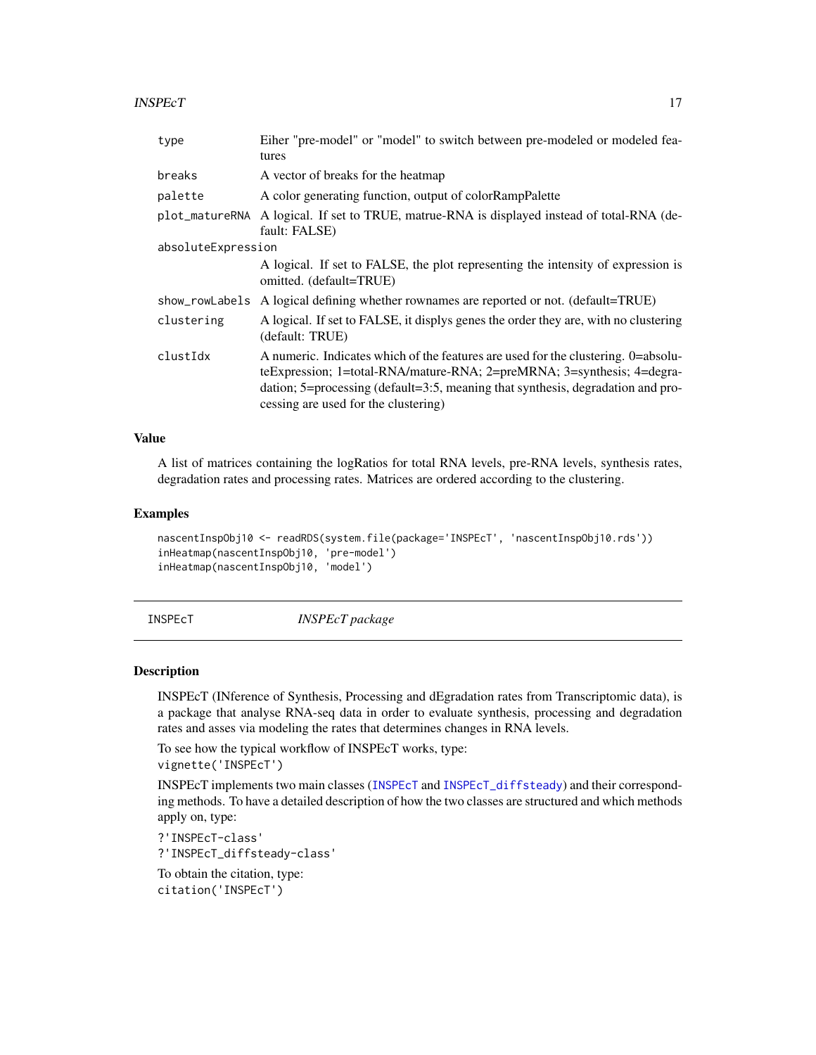| | |
|---|---|
| type | Eiher "pre-model" or "model" to switch between pre-modeled or modeled features |
| breaks | A vector of breaks for the heatmap |
| palette | A color generating function, output of colorRampPalette |
| plot_matureRNA | A logical. If set to TRUE, matrue-RNA is displayed instead of total-RNA (default: FALSE) |
| absoluteExpression | A logical. If set to FALSE, the plot representing the intensity of expression is omitted. (default=TRUE) |
| show_rowLabels | A logical defining whether rownames are reported or not. (default=TRUE) |
| clustering | A logical. If set to FALSE, it displys genes the order they are, with no clustering (default: TRUE) |
| clustIdx | A numeric. Indicates which of the features are used for the clustering. 0=absoluteExpression; 1=total-RNA/mature-RNA; 2=preMRNA; 3=synthesis; 4=degradation; 5=processing (default=3:5, meaning that synthesis, degradation and processing are used for the clustering) |

### Value

A list of matrices containing the logRatios for total RNA levels, pre-RNA levels, synthesis rates, degradation rates and processing rates. Matrices are ordered according to the clustering.

### Examples

```
nascentInspObj10 <- readRDS(system.file(package='INSPEcT', 'nascentInspObj10.rds'))
inHeatmap(nascentInspObj10, 'pre-model')
inHeatmap(nascentInspObj10, 'model')
```

---

## INSPEcT *INSPEcT package*

### Description

INSPEcT (INference of Synthesis, Processing and dEgradation rates from Transcriptomic data), is a package that analyse RNA-seq data in order to evaluate synthesis, processing and degradation rates and asses via modeling the rates that determines changes in RNA levels.

To see how the typical workflow of INSPEcT works, type:
vignette('INSPEcT')

INSPEcT implements two main classes (INSPEcT and INSPEcT_diffsteady) and their corresponding methods. To have a detailed description of how the two classes are structured and which methods apply on, type:

?'INSPEcT-class'
?'INSPEcT_diffsteady-class'

To obtain the citation, type:
citation('INSPEcT')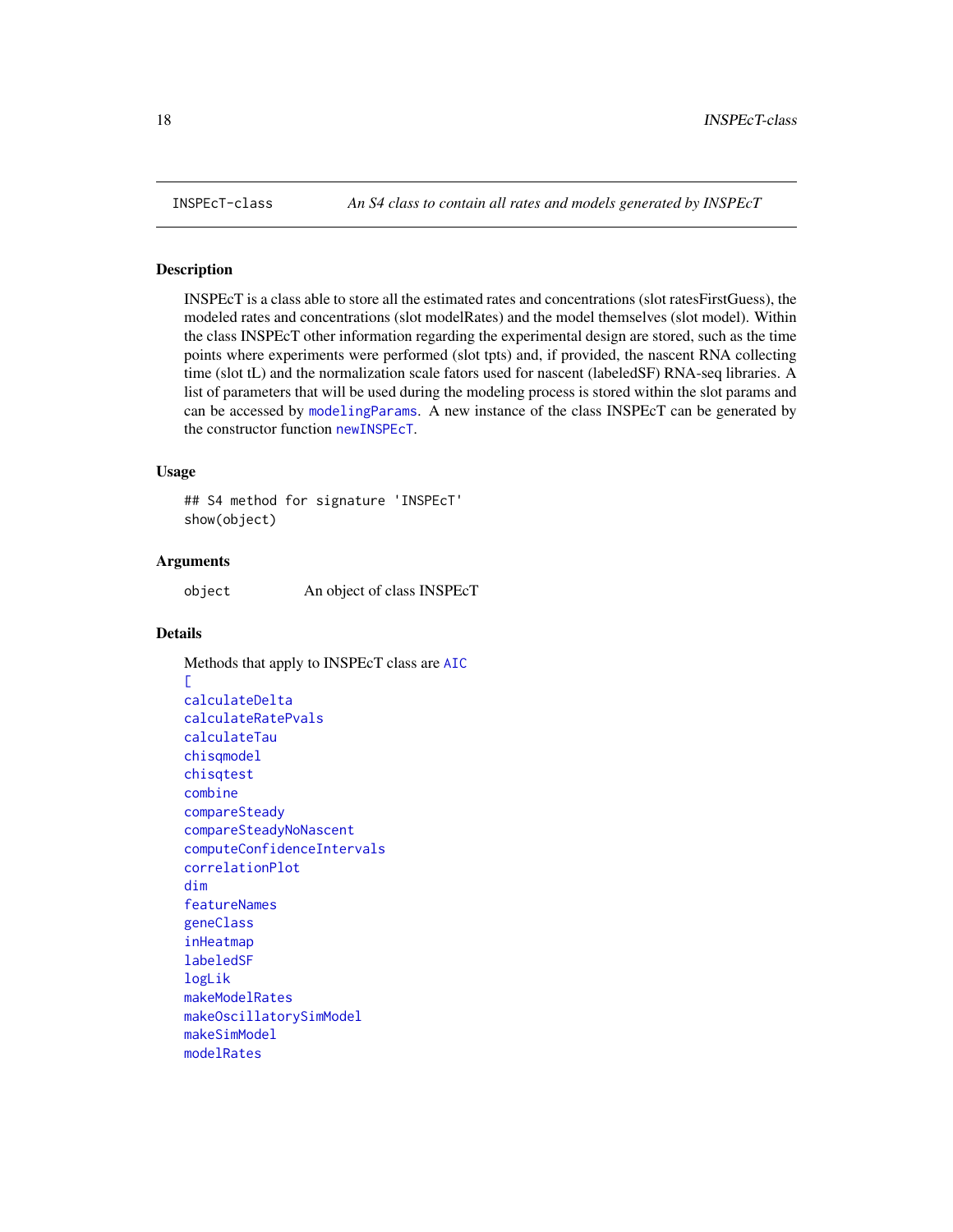INSPEcT-class *An S4 class to contain all rates and models generated by INSPEcT*

## Description

INSPEcT is a class able to store all the estimated rates and concentrations (slot ratesFirstGuess), the modeled rates and concentrations (slot modelRates) and the model themselves (slot model). Within the class INSPEcT other information regarding the experimental design are stored, such as the time points where experiments were performed (slot tpts) and, if provided, the nascent RNA collecting time (slot tL) and the normalization scale fators used for nascent (labeledSF) RNA-seq libraries. A list of parameters that will be used during the modeling process is stored within the slot params and can be accessed by modelingParams. A new instance of the class INSPEcT can be generated by the constructor function newINSPEcT.

## Usage

```
## S4 method for signature 'INSPEcT'
show(object)
```

## Arguments

| | |
|---|---|
| object | An object of class INSPEcT |

## Details

Methods that apply to INSPEcT class are AIC
[
calculateDelta
calculateRatePvals
calculateTau
chisqmodel
chisqtest
combine
compareSteady
compareSteadyNoNascent
computeConfidenceIntervals
correlationPlot
dim
featureNames
geneClass
inHeatmap
labeledSF
logLik
makeModelRates
makeOscillatorySimModel
makeSimModel
modelRates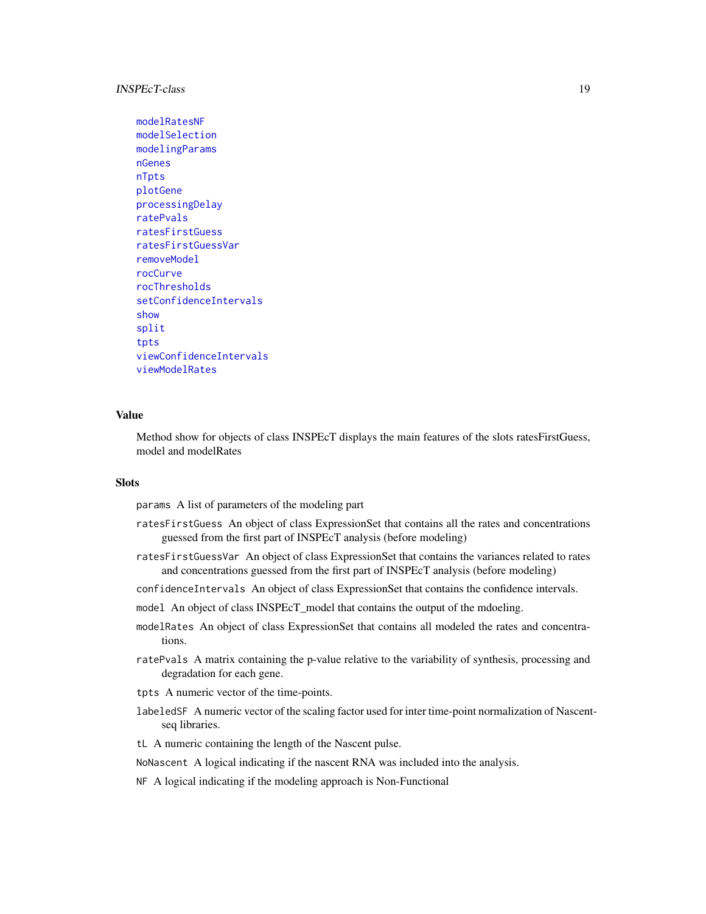modelRatesNF
modelSelection
modelingParams
nGenes
nTpts
plotGene
processingDelay
ratePvals
ratesFirstGuess
ratesFirstGuessVar
removeModel
rocCurve
rocThresholds
setConfidenceIntervals
show
split
tpts
viewConfidenceIntervals
viewModelRates

## Value

Method show for objects of class INSPEcT displays the main features of the slots ratesFirstGuess, model and modelRates

## Slots

`params` A list of parameters of the modeling part

`ratesFirstGuess` An object of class ExpressionSet that contains all the rates and concentrations guessed from the first part of INSPEcT analysis (before modeling)

`ratesFirstGuessVar` An object of class ExpressionSet that contains the variances related to rates and concentrations guessed from the first part of INSPEcT analysis (before modeling)

`confidenceIntervals` An object of class ExpressionSet that contains the confidence intervals.

`model` An object of class INSPEcT_model that contains the output of the mdoeling.

`modelRates` An object of class ExpressionSet that contains all modeled the rates and concentrations.

`ratePvals` A matrix containing the p-value relative to the variability of synthesis, processing and degradation for each gene.

`tpts` A numeric vector of the time-points.

`labeledSF` A numeric vector of the scaling factor used for inter time-point normalization of Nascent-seq libraries.

`tL` A numeric containing the length of the Nascent pulse.

`NoNascent` A logical indicating if the nascent RNA was included into the analysis.

`NF` A logical indicating if the modeling approach is Non-Functional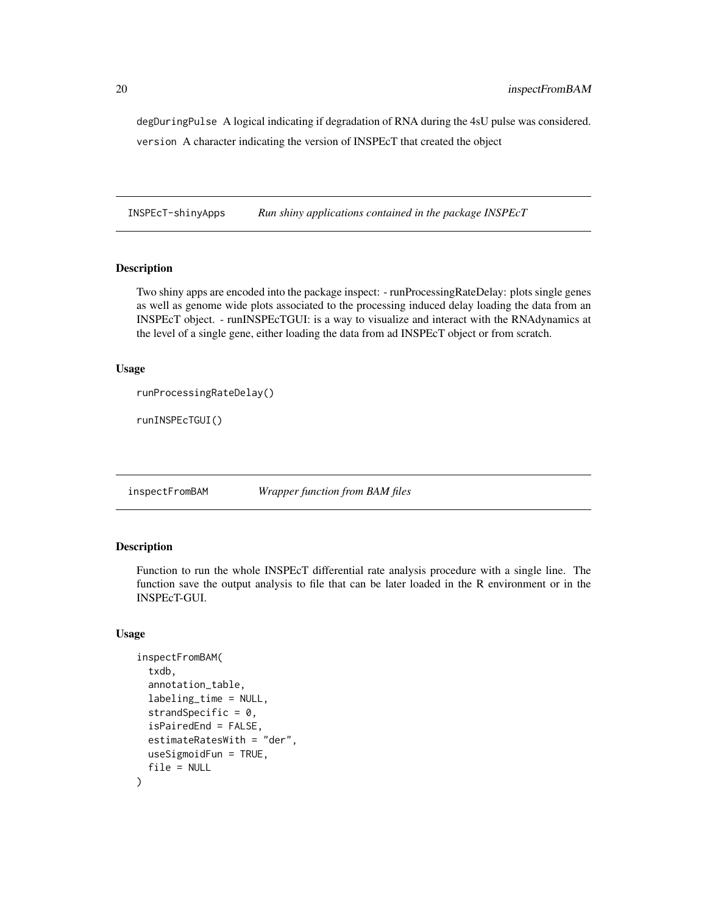degDuringPulse A logical indicating if degradation of RNA during the 4sU pulse was considered.

version A character indicating the version of INSPEcT that created the object

## INSPEcT-shinyApps *Run shiny applications contained in the package INSPEcT*

### Description

Two shiny apps are encoded into the package inspect: - runProcessingRateDelay: plots single genes as well as genome wide plots associated to the processing induced delay loading the data from an INSPEcT object. - runINSPEcTGUI: is a way to visualize and interact with the RNAdynamics at the level of a single gene, either loading the data from ad INSPEcT object or from scratch.

### Usage

```
runProcessingRateDelay()

runINSPEcTGUI()
```

## inspectFromBAM *Wrapper function from BAM files*

### Description

Function to run the whole INSPEcT differential rate analysis procedure with a single line. The function save the output analysis to file that can be later loaded in the R environment or in the INSPEcT-GUI.

### Usage

```
inspectFromBAM(
  txdb,
  annotation_table,
  labeling_time = NULL,
  strandSpecific = 0,
  isPairedEnd = FALSE,
  estimateRatesWith = "der",
  useSigmoidFun = TRUE,
  file = NULL
)
```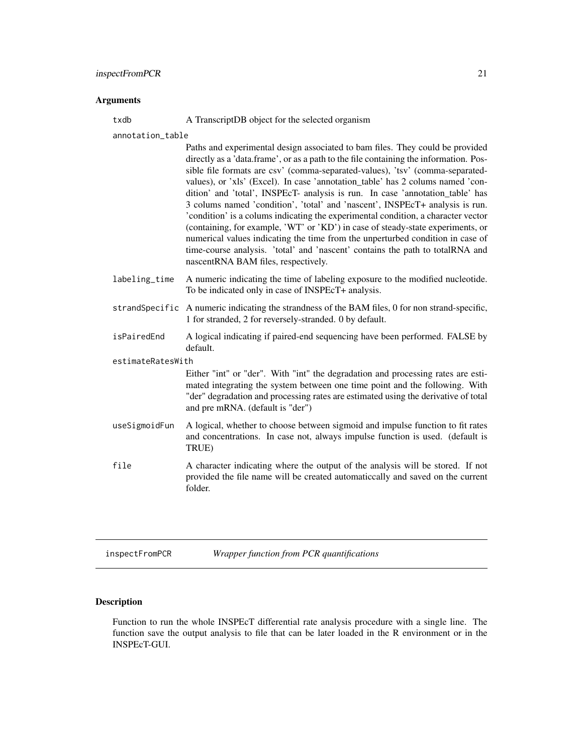## Arguments

txdb
: A TranscriptDB object for the selected organism

annotation_table
: Paths and experimental design associated to bam files. They could be provided directly as a 'data.frame', or as a path to the file containing the information. Possible file formats are csv' (comma-separated-values), 'tsv' (comma-separated-values), or 'xls' (Excel). In case 'annotation_table' has 2 colums named 'condition' and 'total', INSPEcT- analysis is run. In case 'annotation_table' has 3 colums named 'condition', 'total' and 'nascent', INSPEcT+ analysis is run. 'condition' is a colums indicating the experimental condition, a character vector (containing, for example, 'WT' or 'KD') in case of steady-state experiments, or numerical values indicating the time from the unperturbed condition in case of time-course analysis. 'total' and 'nascent' contains the path to totalRNA and nascentRNA BAM files, respectively.

labeling_time
: A numeric indicating the time of labeling exposure to the modified nucleotide. To be indicated only in case of INSPEcT+ analysis.

strandSpecific
: A numeric indicating the strandness of the BAM files, 0 for non strand-specific, 1 for stranded, 2 for reversely-stranded. 0 by default.

isPairedEnd
: A logical indicating if paired-end sequencing have been performed. FALSE by default.

estimateRatesWith
: Either "int" or "der". With "int" the degradation and processing rates are estimated integrating the system between one time point and the following. With "der" degradation and processing rates are estimated using the derivative of total and pre mRNA. (default is "der")

useSigmoidFun
: A logical, whether to choose between sigmoid and impulse function to fit rates and concentrations. In case not, always impulse function is used. (default is TRUE)

file
: A character indicating where the output of the analysis will be stored. If not provided the file name will be created automaticcally and saved on the current folder.

---

# inspectFromPCR — *Wrapper function from PCR quantifications*

## Description

Function to run the whole INSPEcT differential rate analysis procedure with a single line. The function save the output analysis to file that can be later loaded in the R environment or in the INSPEcT-GUI.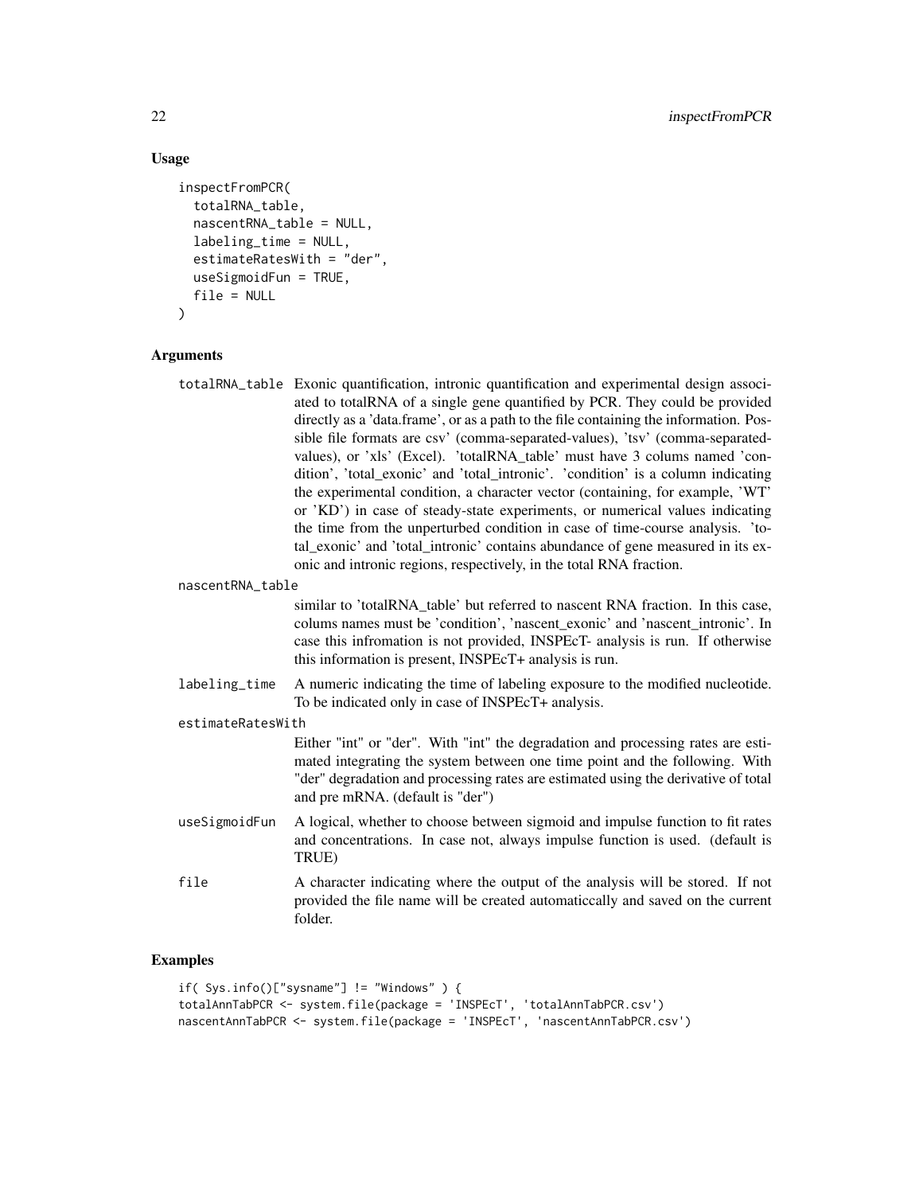## Usage

```
inspectFromPCR(
  totalRNA_table,
  nascentRNA_table = NULL,
  labeling_time = NULL,
  estimateRatesWith = "der",
  useSigmoidFun = TRUE,
  file = NULL
)
```

## Arguments

**totalRNA_table** Exonic quantification, intronic quantification and experimental design associated to totalRNA of a single gene quantified by PCR. They could be provided directly as a 'data.frame', or as a path to the file containing the information. Possible file formats are csv' (comma-separated-values), 'tsv' (comma-separated-values), or 'xls' (Excel). 'totalRNA_table' must have 3 colums named 'condition', 'total_exonic' and 'total_intronic'. 'condition' is a column indicating the experimental condition, a character vector (containing, for example, 'WT' or 'KD') in case of steady-state experiments, or numerical values indicating the time from the unperturbed condition in case of time-course analysis. 'total_exonic' and 'total_intronic' contains abundance of gene measured in its exonic and intronic regions, respectively, in the total RNA fraction.

**nascentRNA_table** similar to 'totalRNA_table' but referred to nascent RNA fraction. In this case, colums names must be 'condition', 'nascent_exonic' and 'nascent_intronic'. In case this infromation is not provided, INSPEcT- analysis is run. If otherwise this information is present, INSPEcT+ analysis is run.

**labeling_time** A numeric indicating the time of labeling exposure to the modified nucleotide. To be indicated only in case of INSPEcT+ analysis.

**estimateRatesWith** Either "int" or "der". With "int" the degradation and processing rates are estimated integrating the system between one time point and the following. With "der" degradation and processing rates are estimated using the derivative of total and pre mRNA. (default is "der")

**useSigmoidFun** A logical, whether to choose between sigmoid and impulse function to fit rates and concentrations. In case not, always impulse function is used. (default is TRUE)

**file** A character indicating where the output of the analysis will be stored. If not provided the file name will be created automaticcally and saved on the current folder.

## Examples

```
if( Sys.info()["sysname"] != "Windows" ) {
totalAnnTabPCR <- system.file(package = 'INSPEcT', 'totalAnnTabPCR.csv')
nascentAnnTabPCR <- system.file(package = 'INSPEcT', 'nascentAnnTabPCR.csv')
```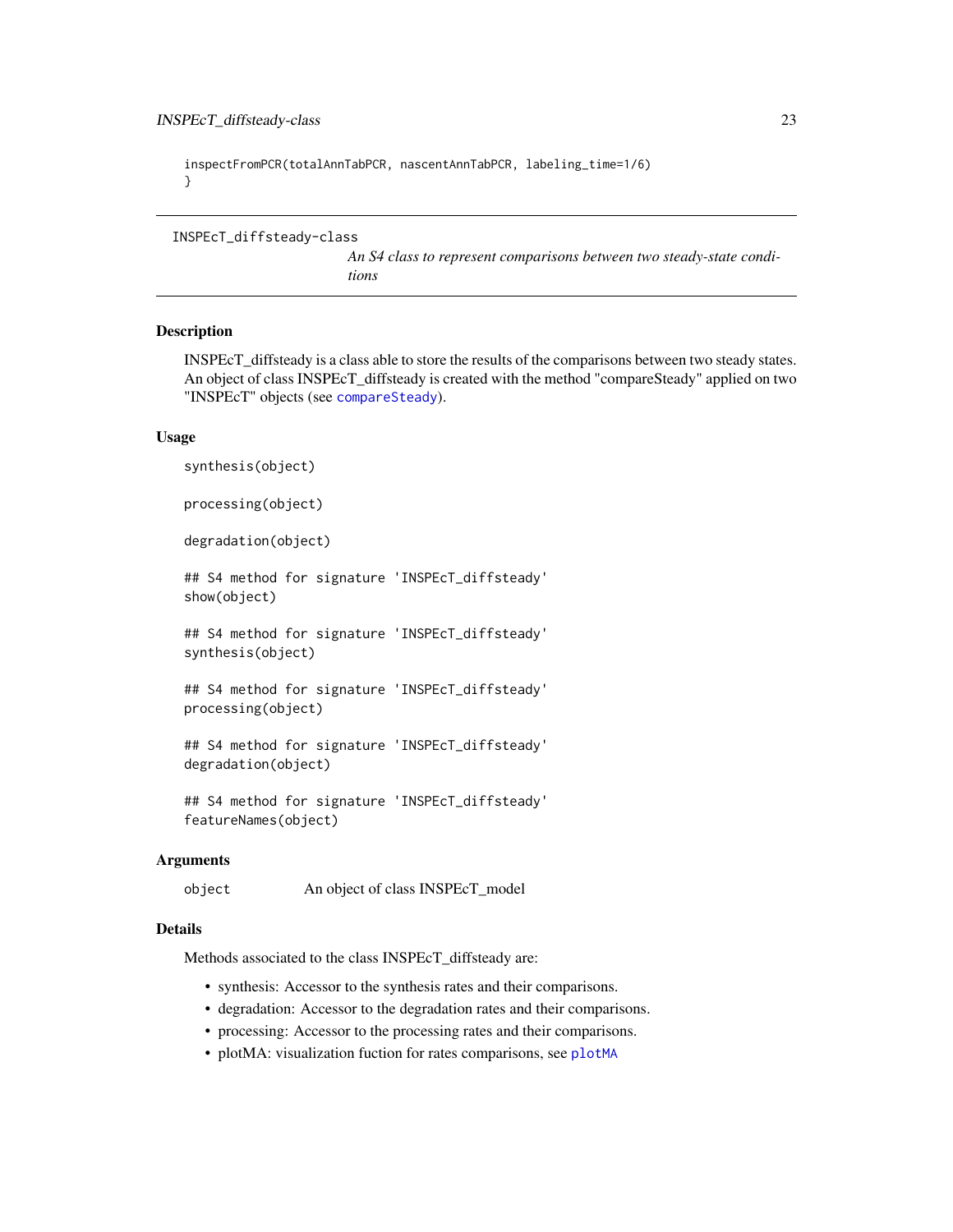```
inspectFromPCR(totalAnnTabPCR, nascentAnnTabPCR, labeling_time=1/6)
}
```

## INSPEcT_diffsteady-class

*An S4 class to represent comparisons between two steady-state conditions*

### Description

INSPEcT_diffsteady is a class able to store the results of the comparisons between two steady states. An object of class INSPEcT_diffsteady is created with the method "compareSteady" applied on two "INSPEcT" objects (see compareSteady).

### Usage

```
synthesis(object)

processing(object)

degradation(object)

## S4 method for signature 'INSPEcT_diffsteady'
show(object)

## S4 method for signature 'INSPEcT_diffsteady'
synthesis(object)

## S4 method for signature 'INSPEcT_diffsteady'
processing(object)

## S4 method for signature 'INSPEcT_diffsteady'
degradation(object)

## S4 method for signature 'INSPEcT_diffsteady'
featureNames(object)
```

### Arguments

| | |
|---|---|
| object | An object of class INSPEcT_model |

### Details

Methods associated to the class INSPEcT_diffsteady are:

- synthesis: Accessor to the synthesis rates and their comparisons.
- degradation: Accessor to the degradation rates and their comparisons.
- processing: Accessor to the processing rates and their comparisons.
- plotMA: visualization fuction for rates comparisons, see plotMA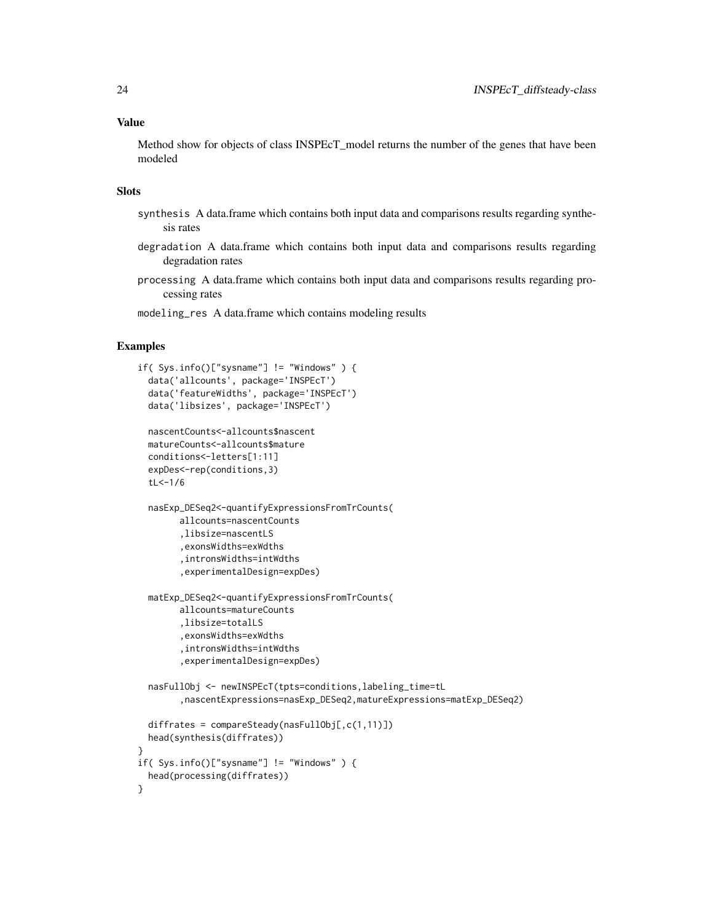## Value

Method show for objects of class INSPEcT_model returns the number of the genes that have been modeled

## Slots

- `synthesis` A data.frame which contains both input data and comparisons results regarding synthesis rates
- `degradation` A data.frame which contains both input data and comparisons results regarding degradation rates
- `processing` A data.frame which contains both input data and comparisons results regarding processing rates
- `modeling_res` A data.frame which contains modeling results

## Examples

```
if( Sys.info()["sysname"] != "Windows" ) {
  data('allcounts', package='INSPEcT')
  data('featureWidths', package='INSPEcT')
  data('libsizes', package='INSPEcT')

  nascentCounts<-allcounts$nascent
  matureCounts<-allcounts$mature
  conditions<-letters[1:11]
  expDes<-rep(conditions,3)
  tL<-1/6

  nasExp_DESeq2<-quantifyExpressionsFromTrCounts(
        allcounts=nascentCounts
        ,libsize=nascentLS
        ,exonsWidths=exWdths
        ,intronsWidths=intWdths
        ,experimentalDesign=expDes)

  matExp_DESeq2<-quantifyExpressionsFromTrCounts(
        allcounts=matureCounts
        ,libsize=totalLS
        ,exonsWidths=exWdths
        ,intronsWidths=intWdths
        ,experimentalDesign=expDes)

  nasFullObj <- newINSPEcT(tpts=conditions,labeling_time=tL
        ,nascentExpressions=nasExp_DESeq2,matureExpressions=matExp_DESeq2)

  diffrates = compareSteady(nasFullObj[,c(1,11)])
  head(synthesis(diffrates))
}
if( Sys.info()["sysname"] != "Windows" ) {
  head(processing(diffrates))
}
```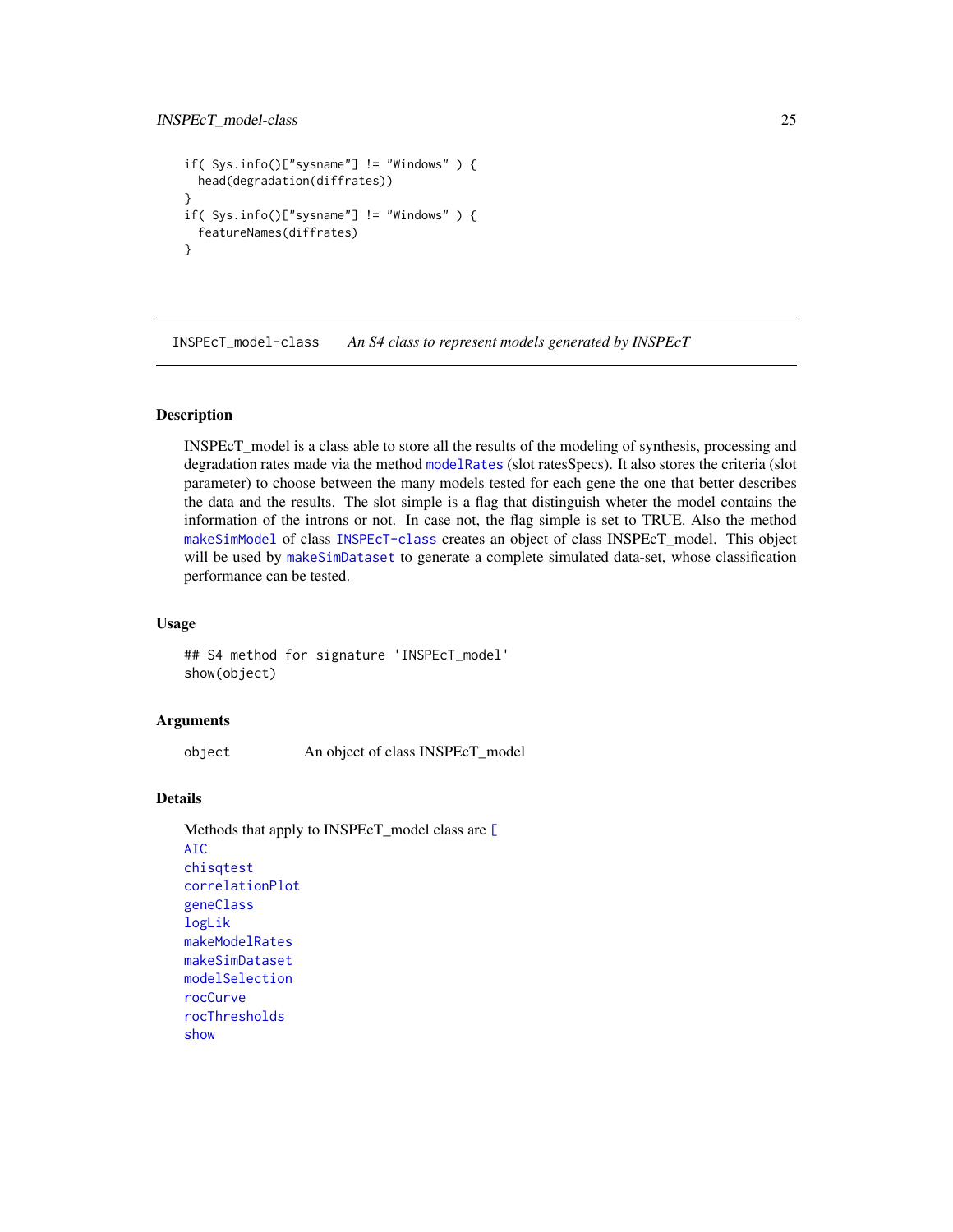```
if( Sys.info()["sysname"] != "Windows" ) {
  head(degradation(diffrates))
}
if( Sys.info()["sysname"] != "Windows" ) {
  featureNames(diffrates)
}
```

---

INSPEcT_model-class    *An S4 class to represent models generated by INSPEcT*

---

## Description

INSPEcT_model is a class able to store all the results of the modeling of synthesis, processing and degradation rates made via the method `modelRates` (slot ratesSpecs). It also stores the criteria (slot parameter) to choose between the many models tested for each gene the one that better describes the data and the results. The slot simple is a flag that distinguish wheter the model contains the information of the introns or not. In case not, the flag simple is set to TRUE. Also the method `makeSimModel` of class `INSPEcT-class` creates an object of class INSPEcT_model. This object will be used by `makeSimDataset` to generate a complete simulated data-set, whose classification performance can be tested.

## Usage

```
## S4 method for signature 'INSPEcT_model'
show(object)
```

## Arguments

| | |
|---|---|
| `object` | An object of class INSPEcT_model |

## Details

Methods that apply to INSPEcT_model class are `[`
`AIC`
`chisqtest`
`correlationPlot`
`geneClass`
`logLik`
`makeModelRates`
`makeSimDataset`
`modelSelection`
`rocCurve`
`rocThresholds`
`show`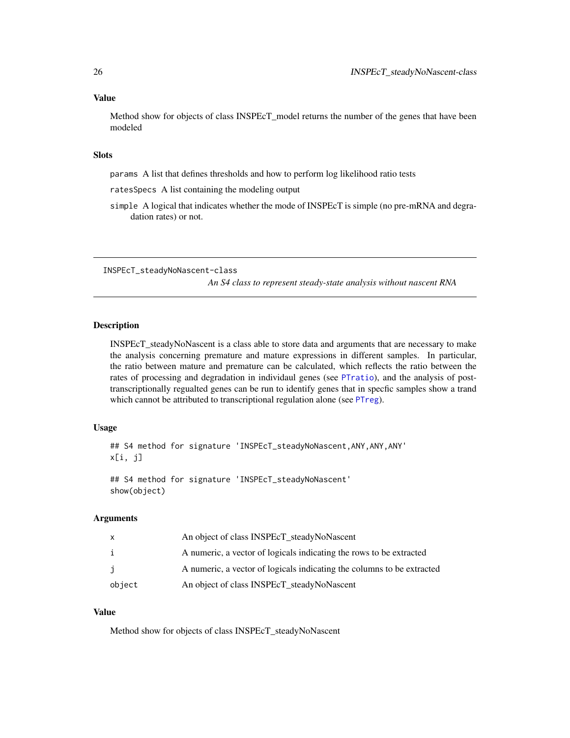### Value

Method show for objects of class INSPEcT_model returns the number of the genes that have been modeled

### Slots

`params` A list that defines thresholds and how to perform log likelihood ratio tests

`ratesSpecs` A list containing the modeling output

`simple` A logical that indicates whether the mode of INSPEcT is simple (no pre-mRNA and degradation rates) or not.

---

## INSPEcT_steadyNoNascent-class

*An S4 class to represent steady-state analysis without nascent RNA*

---

### Description

INSPEcT_steadyNoNascent is a class able to store data and arguments that are necessary to make the analysis concerning premature and mature expressions in different samples. In particular, the ratio between mature and premature can be calculated, which reflects the ratio between the rates of processing and degradation in individaul genes (see PTratio), and the analysis of post-transcriptionally regualted genes can be run to identify genes that in specfic samples show a trand which cannot be attributed to transcriptional regulation alone (see PTreg).

### Usage

```
## S4 method for signature 'INSPEcT_steadyNoNascent,ANY,ANY,ANY'
x[i, j]

## S4 method for signature 'INSPEcT_steadyNoNascent'
show(object)
```

### Arguments

| | |
|---|---|
| x | An object of class INSPEcT_steadyNoNascent |
| i | A numeric, a vector of logicals indicating the rows to be extracted |
| j | A numeric, a vector of logicals indicating the columns to be extracted |
| object | An object of class INSPEcT_steadyNoNascent |

### Value

Method show for objects of class INSPEcT_steadyNoNascent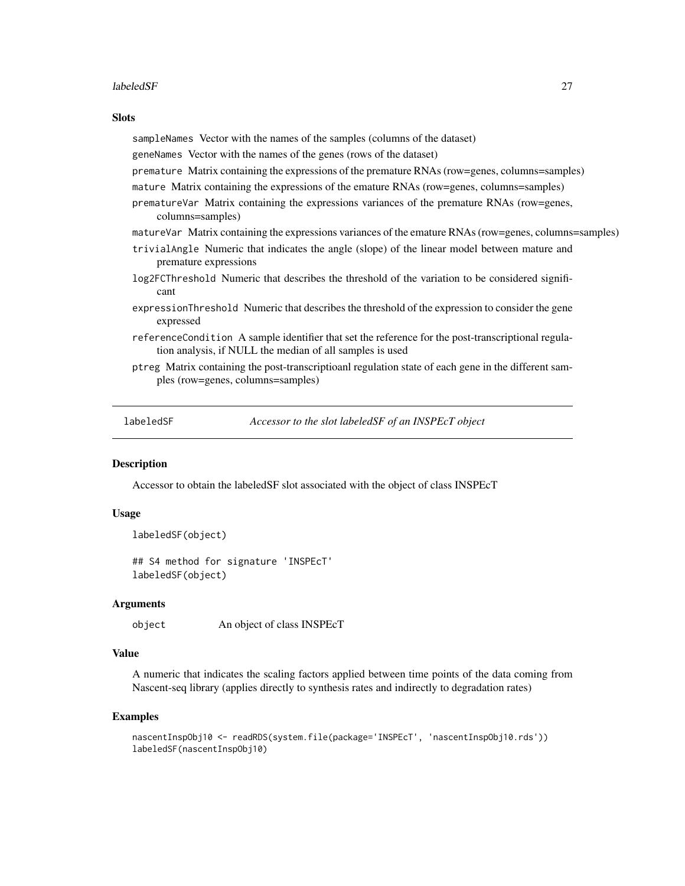### Slots

sampleNames Vector with the names of the samples (columns of the dataset)

geneNames Vector with the names of the genes (rows of the dataset)

premature Matrix containing the expressions of the premature RNAs (row=genes, columns=samples)

mature Matrix containing the expressions of the emature RNAs (row=genes, columns=samples)

prematureVar Matrix containing the expressions variances of the premature RNAs (row=genes, columns=samples)

matureVar Matrix containing the expressions variances of the emature RNAs (row=genes, columns=samples)

trivialAngle Numeric that indicates the angle (slope) of the linear model between mature and premature expressions

log2FCThreshold Numeric that describes the threshold of the variation to be considered significant

expressionThreshold Numeric that describes the threshold of the expression to consider the gene expressed

referenceCondition A sample identifier that set the reference for the post-transcriptional regulation analysis, if NULL the median of all samples is used

ptreg Matrix containing the post-transcriptioanl regulation state of each gene in the different samples (row=genes, columns=samples)

---

## labeledSF — *Accessor to the slot labeledSF of an INSPEcT object*

### Description

Accessor to obtain the labeledSF slot associated with the object of class INSPEcT

### Usage

```
labeledSF(object)

## S4 method for signature 'INSPEcT'
labeledSF(object)
```

### Arguments

object An object of class INSPEcT

### Value

A numeric that indicates the scaling factors applied between time points of the data coming from Nascent-seq library (applies directly to synthesis rates and indirectly to degradation rates)

### Examples

```
nascentInspObj10 <- readRDS(system.file(package='INSPEcT', 'nascentInspObj10.rds'))
labeledSF(nascentInspObj10)
```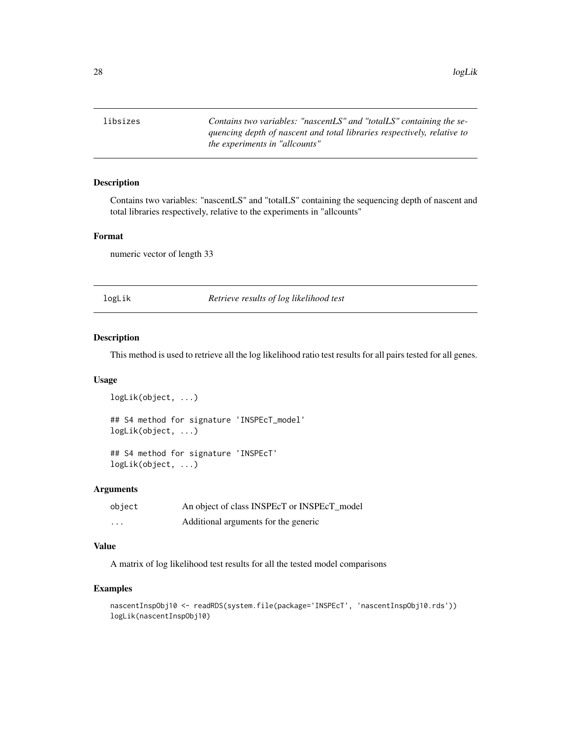| libsizes | *Contains two variables: "nascentLS" and "totalLS" containing the sequencing depth of nascent and total libraries respectively, relative to the experiments in "allcounts"* |
|---|---|

### Description

Contains two variables: "nascentLS" and "totalLS" containing the sequencing depth of nascent and total libraries respectively, relative to the experiments in "allcounts"

### Format

numeric vector of length 33

| logLik | *Retrieve results of log likelihood test* |
|---|---|

### Description

This method is used to retrieve all the log likelihood ratio test results for all pairs tested for all genes.

### Usage

```
logLik(object, ...)

## S4 method for signature 'INSPEcT_model'
logLik(object, ...)

## S4 method for signature 'INSPEcT'
logLik(object, ...)
```

### Arguments

| | |
|---|---|
| object | An object of class INSPEcT or INSPEcT_model |
| ... | Additional arguments for the generic |

### Value

A matrix of log likelihood test results for all the tested model comparisons

### Examples

```
nascentInspObj10 <- readRDS(system.file(package='INSPEcT', 'nascentInspObj10.rds'))
logLik(nascentInspObj10)
```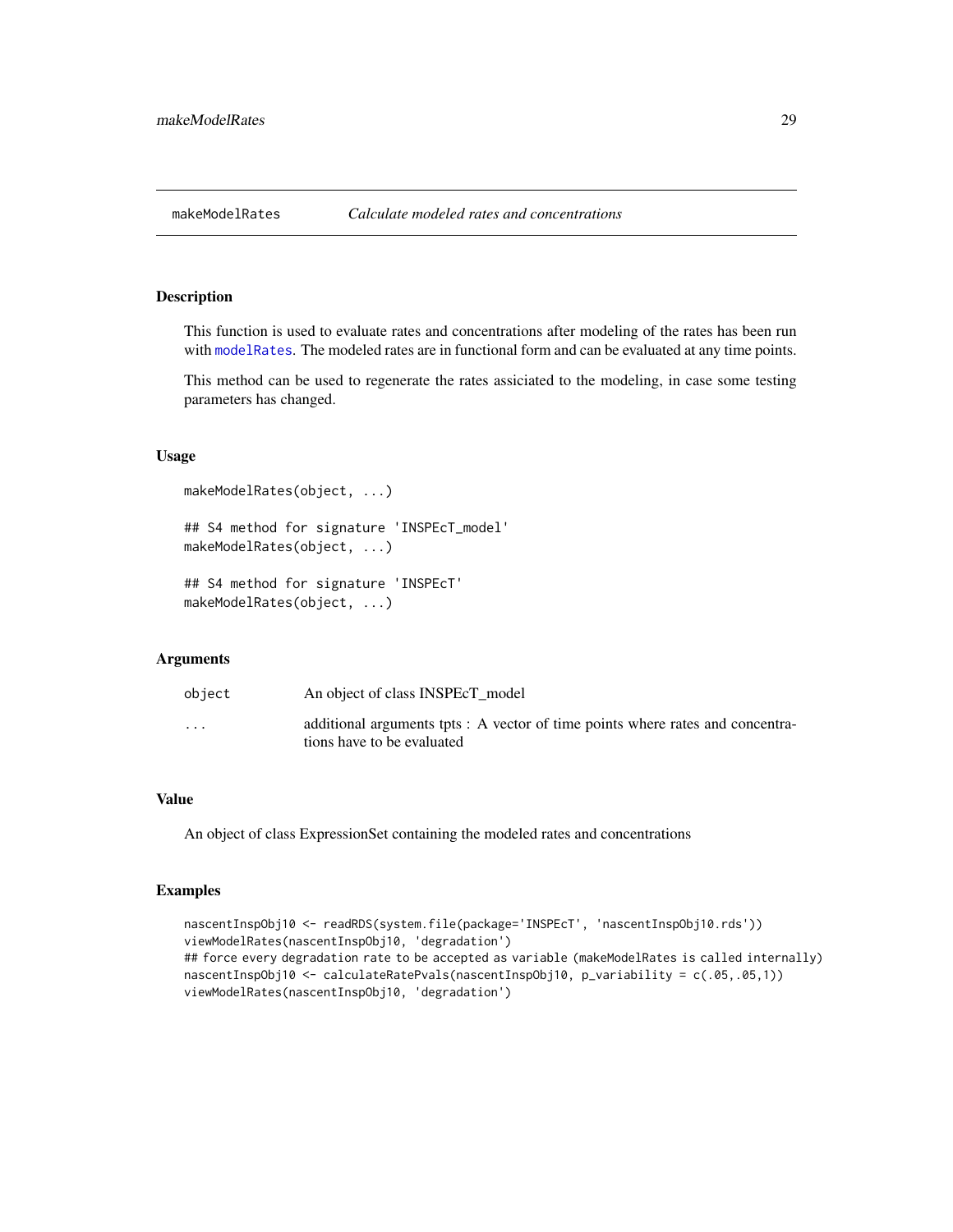## makeModelRates *Calculate modeled rates and concentrations*

### Description

This function is used to evaluate rates and concentrations after modeling of the rates has been run with modelRates. The modeled rates are in functional form and can be evaluated at any time points.

This method can be used to regenerate the rates assiciated to the modeling, in case some testing parameters has changed.

### Usage

```
makeModelRates(object, ...)

## S4 method for signature 'INSPEcT_model'
makeModelRates(object, ...)

## S4 method for signature 'INSPEcT'
makeModelRates(object, ...)
```

### Arguments

| | |
|---|---|
| object | An object of class INSPEcT_model |
| ... | additional arguments tpts : A vector of time points where rates and concentrations have to be evaluated |

### Value

An object of class ExpressionSet containing the modeled rates and concentrations

### Examples

```
nascentInspObj10 <- readRDS(system.file(package='INSPEcT', 'nascentInspObj10.rds'))
viewModelRates(nascentInspObj10, 'degradation')
## force every degradation rate to be accepted as variable (makeModelRates is called internally)
nascentInspObj10 <- calculateRatePvals(nascentInspObj10, p_variability = c(.05,.05,1))
viewModelRates(nascentInspObj10, 'degradation')
```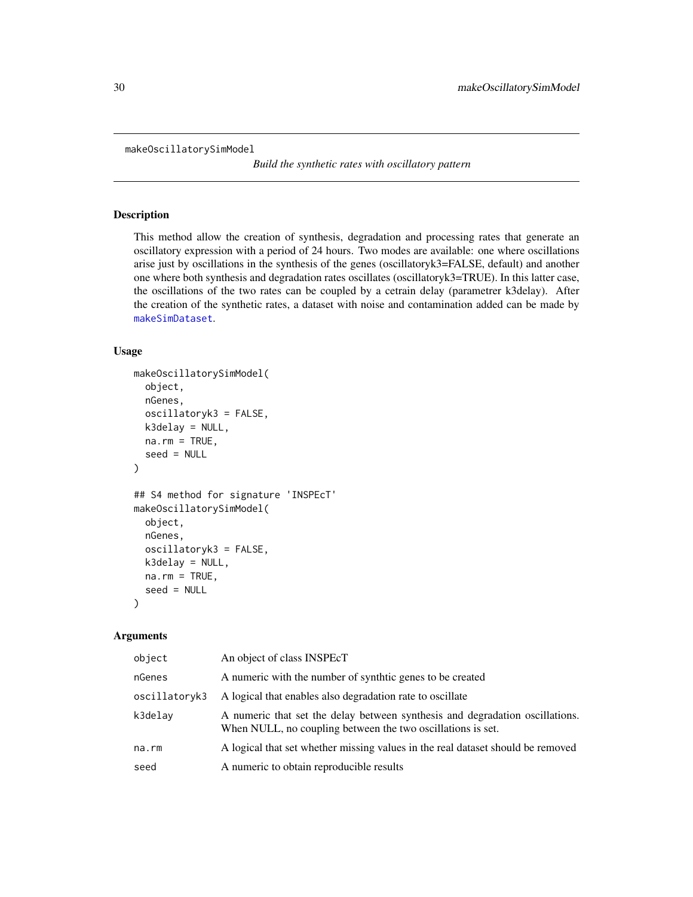`makeOscillatorySimModel` *Build the synthetic rates with oscillatory pattern*

## Description

This method allow the creation of synthesis, degradation and processing rates that generate an oscillatory expression with a period of 24 hours. Two modes are available: one where oscillations arise just by oscillations in the synthesis of the genes (oscillatoryk3=FALSE, default) and another one where both synthesis and degradation rates oscillates (oscillatoryk3=TRUE). In this latter case, the oscillations of the two rates can be coupled by a cetrain delay (parametrer k3delay). After the creation of the synthetic rates, a dataset with noise and contamination added can be made by makeSimDataset.

## Usage

```
makeOscillatorySimModel(
  object,
  nGenes,
  oscillatoryk3 = FALSE,
  k3delay = NULL,
  na.rm = TRUE,
  seed = NULL
)

## S4 method for signature 'INSPEcT'
makeOscillatorySimModel(
  object,
  nGenes,
  oscillatoryk3 = FALSE,
  k3delay = NULL,
  na.rm = TRUE,
  seed = NULL
)
```

## Arguments

| | |
|---|---|
| object | An object of class INSPEcT |
| nGenes | A numeric with the number of synthtic genes to be created |
| oscillatoryk3 | A logical that enables also degradation rate to oscillate |
| k3delay | A numeric that set the delay between synthesis and degradation oscillations. When NULL, no coupling between the two oscillations is set. |
| na.rm | A logical that set whether missing values in the real dataset should be removed |
| seed | A numeric to obtain reproducible results |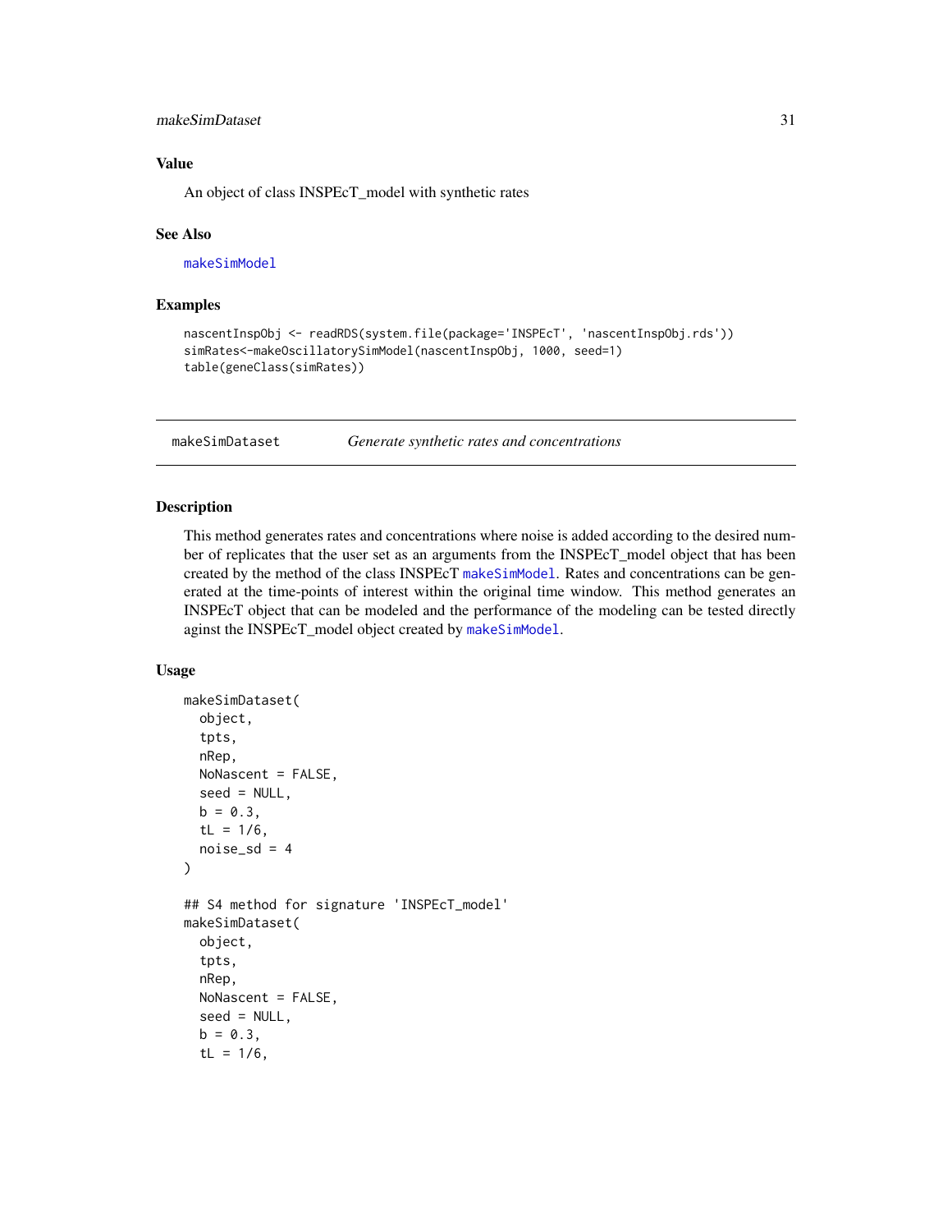### Value

An object of class INSPEcT_model with synthetic rates

### See Also

makeSimModel

### Examples

```
nascentInspObj <- readRDS(system.file(package='INSPEcT', 'nascentInspObj.rds'))
simRates<-makeOscillatorySimModel(nascentInspObj, 1000, seed=1)
table(geneClass(simRates))
```

---

## makeSimDataset    *Generate synthetic rates and concentrations*

### Description

This method generates rates and concentrations where noise is added according to the desired number of replicates that the user set as an arguments from the INSPEcT_model object that has been created by the method of the class INSPEcT makeSimModel. Rates and concentrations can be generated at the time-points of interest within the original time window. This method generates an INSPEcT object that can be modeled and the performance of the modeling can be tested directly aginst the INSPEcT_model object created by makeSimModel.

### Usage

```
makeSimDataset(
  object,
  tpts,
  nRep,
  NoNascent = FALSE,
  seed = NULL,
  b = 0.3,
  tL = 1/6,
  noise_sd = 4
)

## S4 method for signature 'INSPEcT_model'
makeSimDataset(
  object,
  tpts,
  nRep,
  NoNascent = FALSE,
  seed = NULL,
  b = 0.3,
  tL = 1/6,
```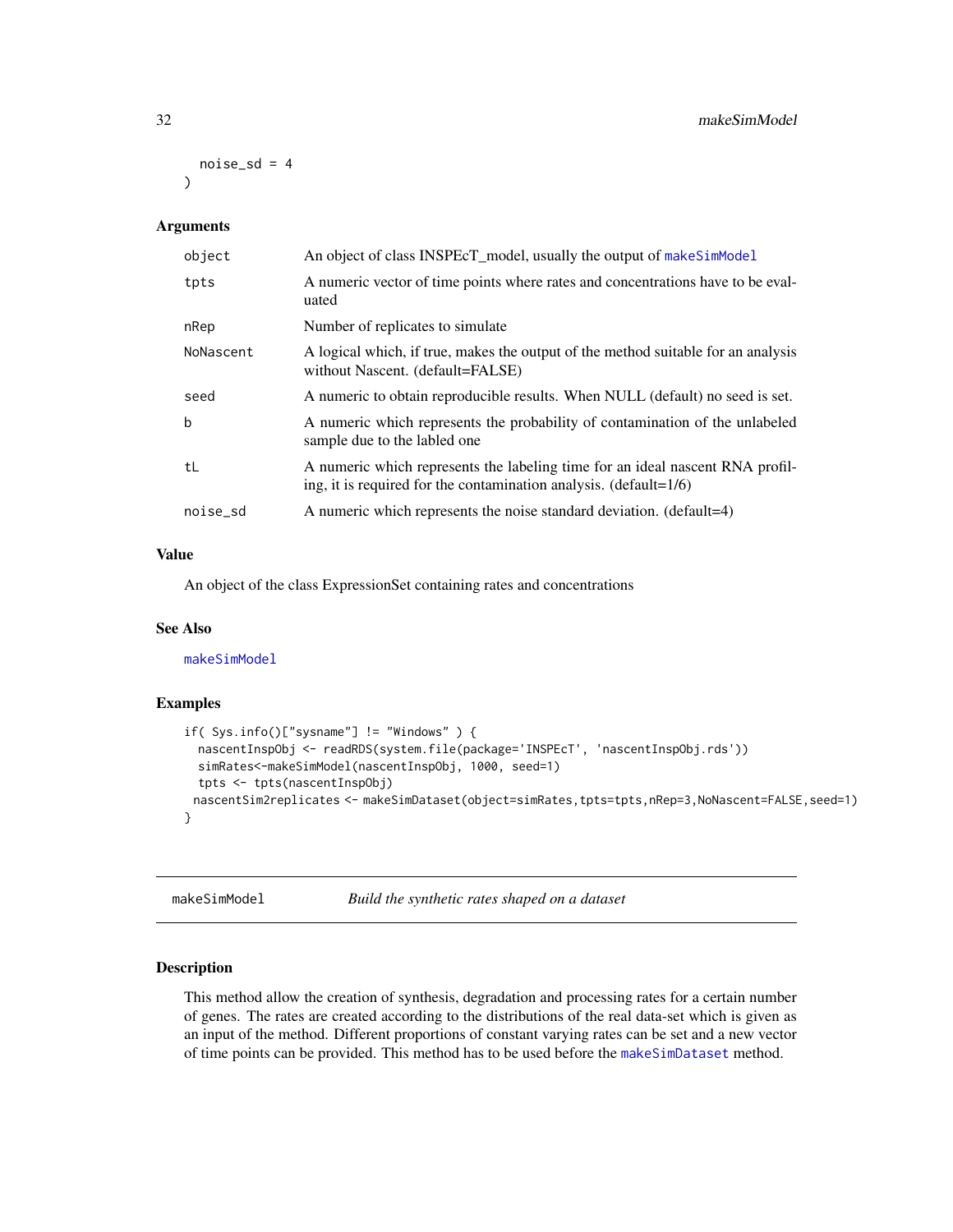```
  noise_sd = 4
)
```

### Arguments

| | |
|---|---|
| object | An object of class INSPEcT_model, usually the output of makeSimModel |
| tpts | A numeric vector of time points where rates and concentrations have to be evaluated |
| nRep | Number of replicates to simulate |
| NoNascent | A logical which, if true, makes the output of the method suitable for an analysis without Nascent. (default=FALSE) |
| seed | A numeric to obtain reproducible results. When NULL (default) no seed is set. |
| b | A numeric which represents the probability of contamination of the unlabeled sample due to the labled one |
| tL | A numeric which represents the labeling time for an ideal nascent RNA profiling, it is required for the contamination analysis. (default=1/6) |
| noise_sd | A numeric which represents the noise standard deviation. (default=4) |

### Value

An object of the class ExpressionSet containing rates and concentrations

### See Also

makeSimModel

### Examples

```
if( Sys.info()["sysname"] != "Windows" ) {
  nascentInspObj <- readRDS(system.file(package='INSPEcT', 'nascentInspObj.rds'))
  simRates<-makeSimModel(nascentInspObj, 1000, seed=1)
  tpts <- tpts(nascentInspObj)
 nascentSim2replicates <- makeSimDataset(object=simRates,tpts=tpts,nRep=3,NoNascent=FALSE,seed=1)
}
```

---

## makeSimModel *Build the synthetic rates shaped on a dataset*

### Description

This method allow the creation of synthesis, degradation and processing rates for a certain number of genes. The rates are created according to the distributions of the real data-set which is given as an input of the method. Different proportions of constant varying rates can be set and a new vector of time points can be provided. This method has to be used before the makeSimDataset method.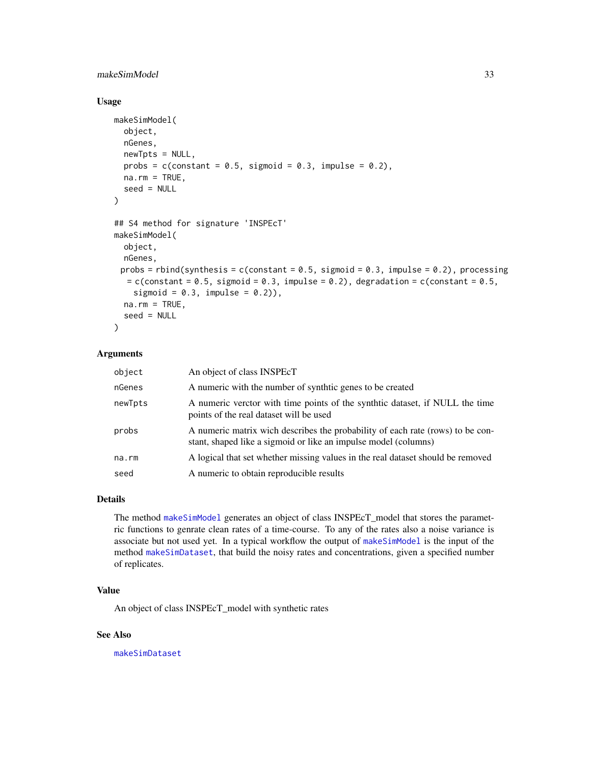### Usage

```
makeSimModel(
  object,
  nGenes,
  newTpts = NULL,
  probs = c(constant = 0.5, sigmoid = 0.3, impulse = 0.2),
  na.rm = TRUE,
  seed = NULL
)

## S4 method for signature 'INSPEcT'
makeSimModel(
  object,
  nGenes,
 probs = rbind(synthesis = c(constant = 0.5, sigmoid = 0.3, impulse = 0.2), processing
  = c(constant = 0.5, sigmoid = 0.3, impulse = 0.2), degradation = c(constant = 0.5,
    sigmoid = 0.3, impulse = 0.2)),
  na.rm = TRUE,
  seed = NULL
)
```

### Arguments

| | |
|---|---|
| object | An object of class INSPEcT |
| nGenes | A numeric with the number of synthtic genes to be created |
| newTpts | A numeric verctor with time points of the synthtic dataset, if NULL the time points of the real dataset will be used |
| probs | A numeric matrix wich describes the probability of each rate (rows) to be constant, shaped like a sigmoid or like an impulse model (columns) |
| na.rm | A logical that set whether missing values in the real dataset should be removed |
| seed | A numeric to obtain reproducible results |

### Details

The method makeSimModel generates an object of class INSPEcT_model that stores the parametric functions to genrate clean rates of a time-course. To any of the rates also a noise variance is associate but not used yet. In a typical workflow the output of makeSimModel is the input of the method makeSimDataset, that build the noisy rates and concentrations, given a specified number of replicates.

### Value

An object of class INSPEcT_model with synthetic rates

### See Also

makeSimDataset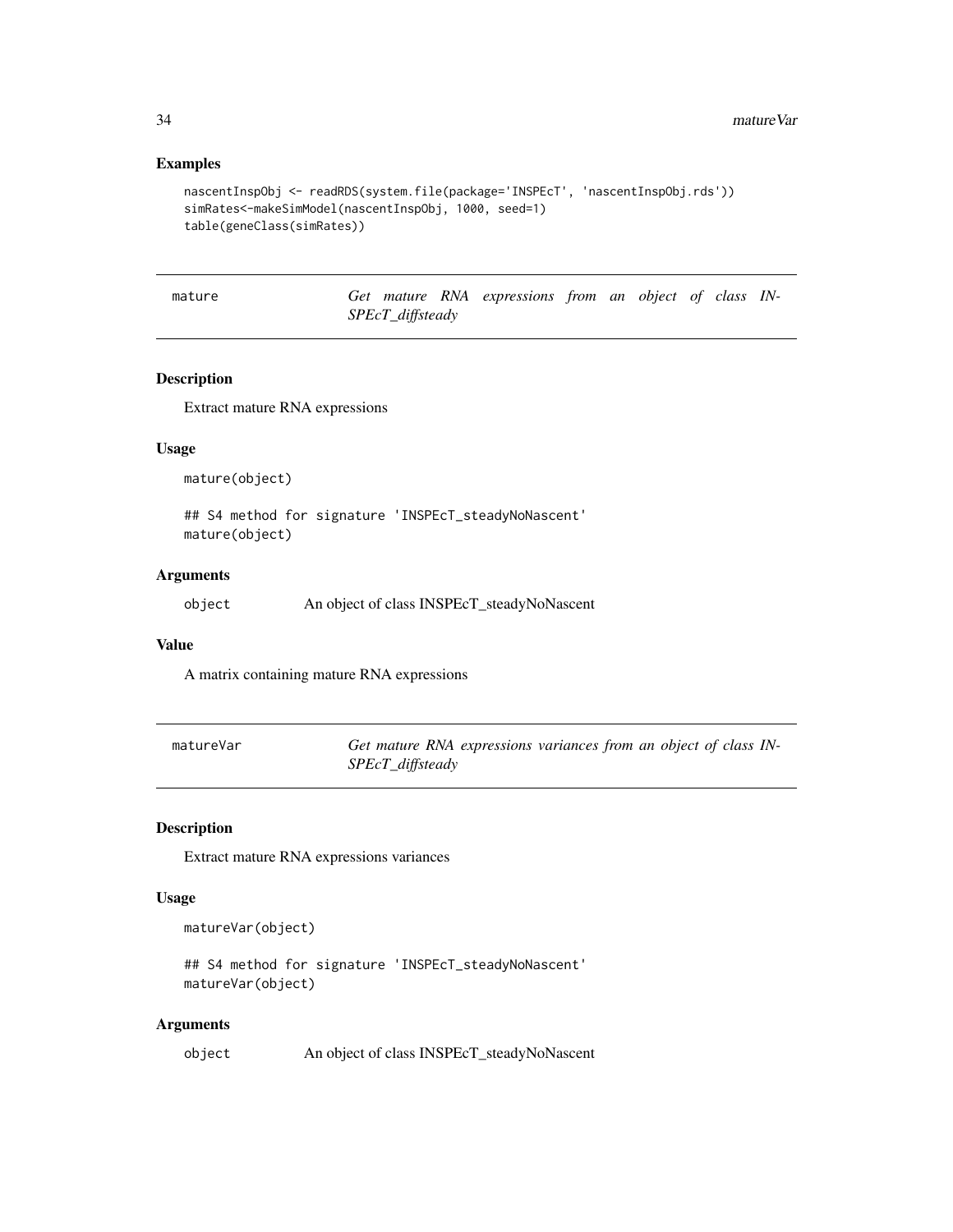### Examples

```
nascentInspObj <- readRDS(system.file(package='INSPEcT', 'nascentInspObj.rds'))
simRates<-makeSimModel(nascentInspObj, 1000, seed=1)
table(geneClass(simRates))
```

## mature — *Get mature RNA expressions from an object of class INSPEcT_diffsteady*

### Description

Extract mature RNA expressions

### Usage

```
mature(object)

## S4 method for signature 'INSPEcT_steadyNoNascent'
mature(object)
```

### Arguments

| | |
|---|---|
| object | An object of class INSPEcT_steadyNoNascent |

### Value

A matrix containing mature RNA expressions

## matureVar — *Get mature RNA expressions variances from an object of class INSPEcT_diffsteady*

### Description

Extract mature RNA expressions variances

### Usage

```
matureVar(object)

## S4 method for signature 'INSPEcT_steadyNoNascent'
matureVar(object)
```

### Arguments

| | |
|---|---|
| object | An object of class INSPEcT_steadyNoNascent |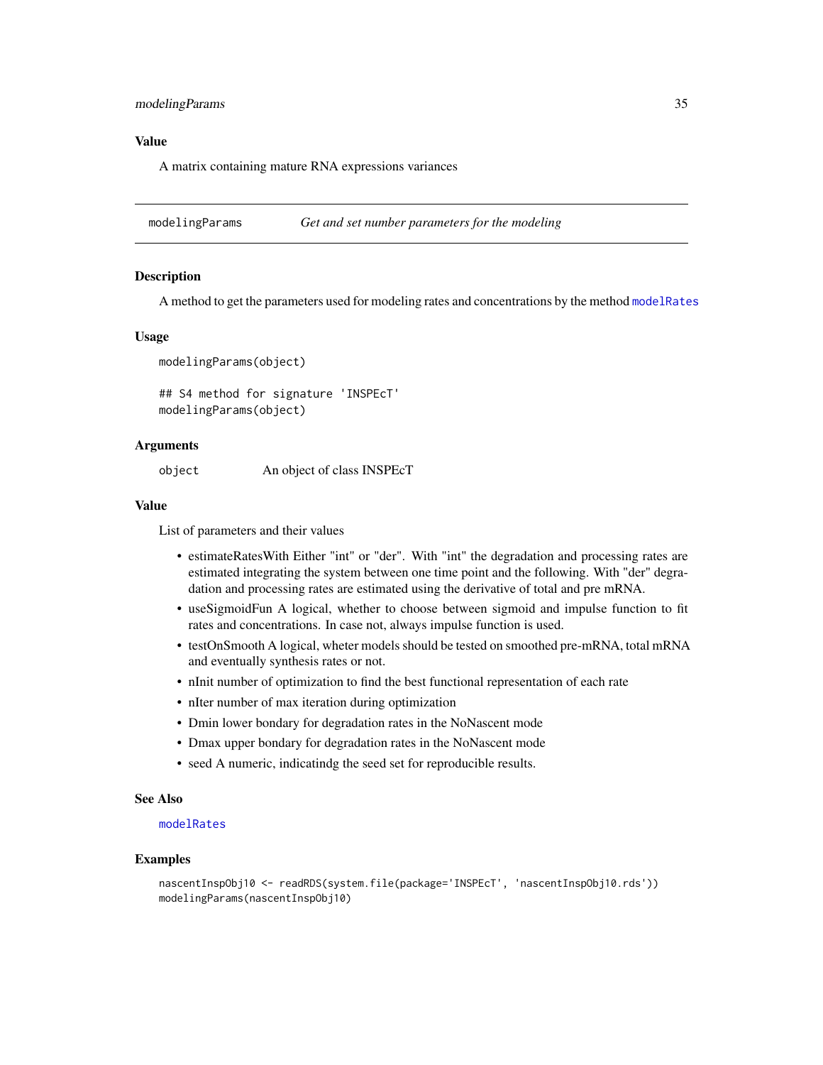## Value

A matrix containing mature RNA expressions variances

---

## modelingParams — *Get and set number parameters for the modeling*

### Description

A method to get the parameters used for modeling rates and concentrations by the method modelRates

### Usage

```
modelingParams(object)

## S4 method for signature 'INSPEcT'
modelingParams(object)
```

### Arguments

| | |
|---|---|
| object | An object of class INSPEcT |

### Value

List of parameters and their values

- estimateRatesWith Either "int" or "der". With "int" the degradation and processing rates are estimated integrating the system between one time point and the following. With "der" degradation and processing rates are estimated using the derivative of total and pre mRNA.
- useSigmoidFun A logical, whether to choose between sigmoid and impulse function to fit rates and concentrations. In case not, always impulse function is used.
- testOnSmooth A logical, wheter models should be tested on smoothed pre-mRNA, total mRNA and eventually synthesis rates or not.
- nInit number of optimization to find the best functional representation of each rate
- nIter number of max iteration during optimization
- Dmin lower bondary for degradation rates in the NoNascent mode
- Dmax upper bondary for degradation rates in the NoNascent mode
- seed A numeric, indicatindg the seed set for reproducible results.

### See Also

modelRates

### Examples

```
nascentInspObj10 <- readRDS(system.file(package='INSPEcT', 'nascentInspObj10.rds'))
modelingParams(nascentInspObj10)
```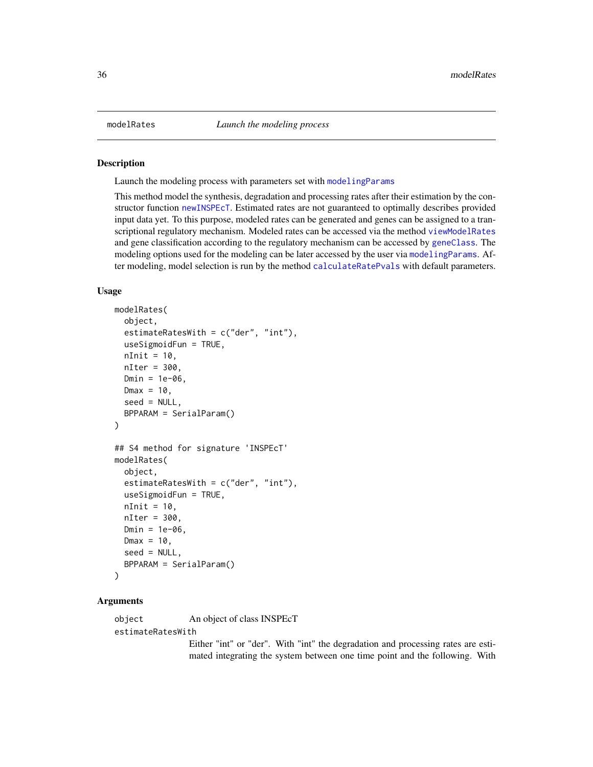## modelRates — *Launch the modeling process*

### Description

Launch the modeling process with parameters set with modelingParams

This method model the synthesis, degradation and processing rates after their estimation by the constructor function newINSPEcT. Estimated rates are not guaranteed to optimally describes provided input data yet. To this purpose, modeled rates can be generated and genes can be assigned to a transcriptional regulatory mechanism. Modeled rates can be accessed via the method viewModelRates and gene classification according to the regulatory mechanism can be accessed by geneClass. The modeling options used for the modeling can be later accessed by the user via modelingParams. After modeling, model selection is run by the method calculateRatePvals with default parameters.

### Usage

```
modelRates(
  object,
  estimateRatesWith = c("der", "int"),
  useSigmoidFun = TRUE,
  nInit = 10,
  nIter = 300,
  Dmin = 1e-06,
  Dmax = 10,
  seed = NULL,
  BPPARAM = SerialParam()
)

## S4 method for signature 'INSPEcT'
modelRates(
  object,
  estimateRatesWith = c("der", "int"),
  useSigmoidFun = TRUE,
  nInit = 10,
  nIter = 300,
  Dmin = 1e-06,
  Dmax = 10,
  seed = NULL,
  BPPARAM = SerialParam()
)
```

### Arguments

`object` An object of class INSPEcT

`estimateRatesWith` Either "int" or "der". With "int" the degradation and processing rates are estimated integrating the system between one time point and the following. With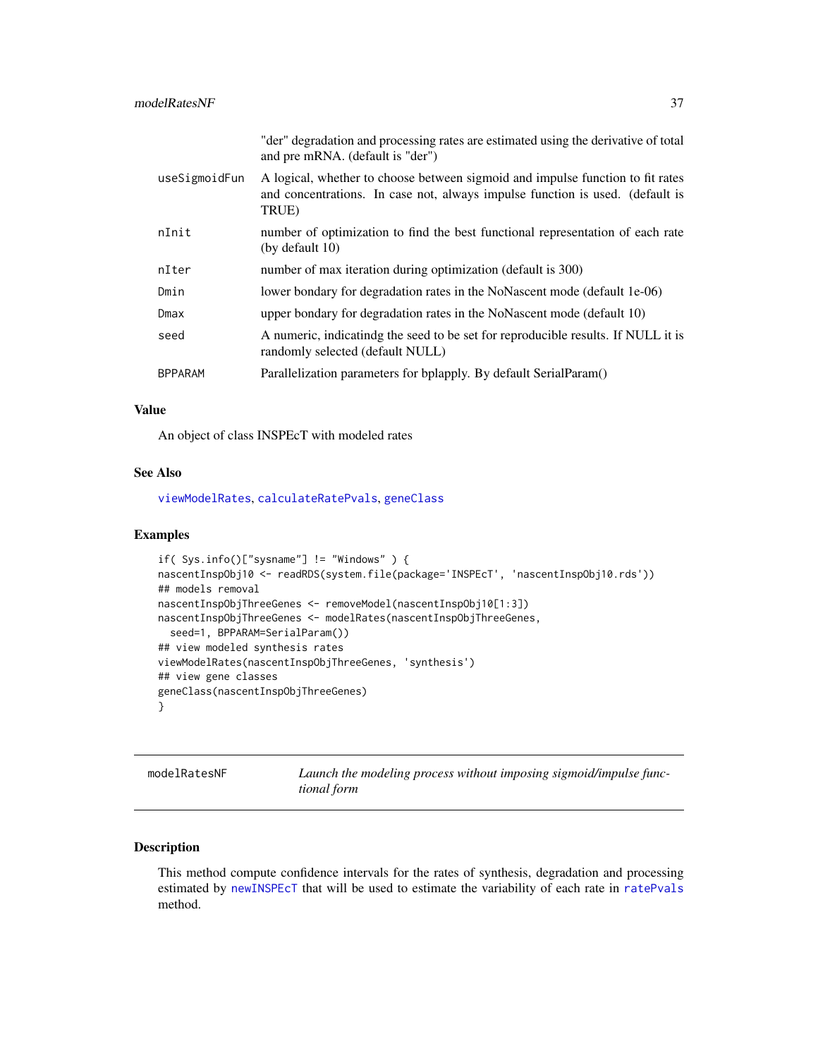| | |
|---|---|
| | "der" degradation and processing rates are estimated using the derivative of total and pre mRNA. (default is "der") |
| useSigmoidFun | A logical, whether to choose between sigmoid and impulse function to fit rates and concentrations. In case not, always impulse function is used. (default is TRUE) |
| nInit | number of optimization to find the best functional representation of each rate (by default 10) |
| nIter | number of max iteration during optimization (default is 300) |
| Dmin | lower bondary for degradation rates in the NoNascent mode (default 1e-06) |
| Dmax | upper bondary for degradation rates in the NoNascent mode (default 10) |
| seed | A numeric, indicatindg the seed to be set for reproducible results. If NULL it is randomly selected (default NULL) |
| BPPARAM | Parallelization parameters for bplapply. By default SerialParam() |

### Value

An object of class INSPEcT with modeled rates

### See Also

viewModelRates, calculateRatePvals, geneClass

### Examples

```
if( Sys.info()["sysname"] != "Windows" ) {
nascentInspObj10 <- readRDS(system.file(package='INSPEcT', 'nascentInspObj10.rds'))
## models removal
nascentInspObjThreeGenes <- removeModel(nascentInspObj10[1:3])
nascentInspObjThreeGenes <- modelRates(nascentInspObjThreeGenes,
  seed=1, BPPARAM=SerialParam())
## view modeled synthesis rates
viewModelRates(nascentInspObjThreeGenes, 'synthesis')
## view gene classes
geneClass(nascentInspObjThreeGenes)
}
```

---

## modelRatesNF — *Launch the modeling process without imposing sigmoid/impulse functional form*

### Description

This method compute confidence intervals for the rates of synthesis, degradation and processing estimated by newINSPEcT that will be used to estimate the variability of each rate in ratePvals method.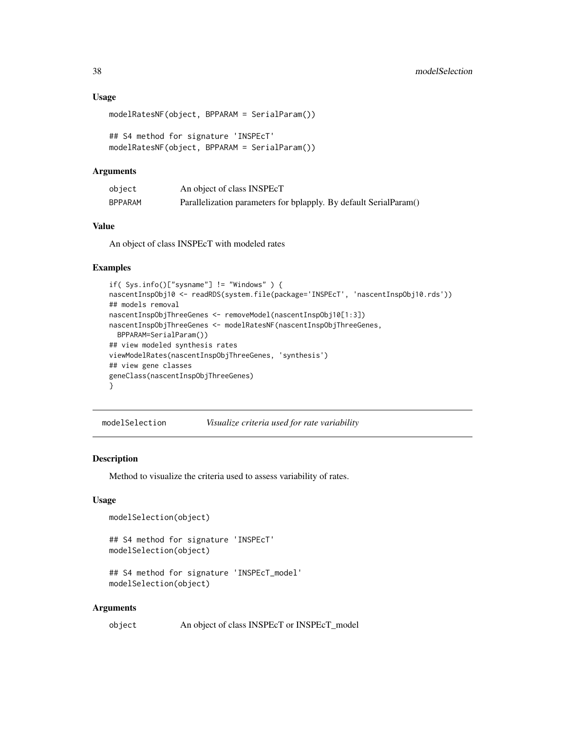### Usage

```
modelRatesNF(object, BPPARAM = SerialParam())

## S4 method for signature 'INSPEcT'
modelRatesNF(object, BPPARAM = SerialParam())
```

### Arguments

| | |
|---|---|
| object | An object of class INSPEcT |
| BPPARAM | Parallelization parameters for bplapply. By default SerialParam() |

### Value

An object of class INSPEcT with modeled rates

### Examples

```
if( Sys.info()["sysname"] != "Windows" ) {
nascentInspObj10 <- readRDS(system.file(package='INSPEcT', 'nascentInspObj10.rds'))
## models removal
nascentInspObjThreeGenes <- removeModel(nascentInspObj10[1:3])
nascentInspObjThreeGenes <- modelRatesNF(nascentInspObjThreeGenes,
  BPPARAM=SerialParam())
## view modeled synthesis rates
viewModelRates(nascentInspObjThreeGenes, 'synthesis')
## view gene classes
geneClass(nascentInspObjThreeGenes)
}
```

---

## modelSelection &nbsp;&nbsp;&nbsp; *Visualize criteria used for rate variability*

### Description

Method to visualize the criteria used to assess variability of rates.

### Usage

```
modelSelection(object)

## S4 method for signature 'INSPEcT'
modelSelection(object)

## S4 method for signature 'INSPEcT_model'
modelSelection(object)
```

### Arguments

| | |
|---|---|
| object | An object of class INSPEcT or INSPEcT_model |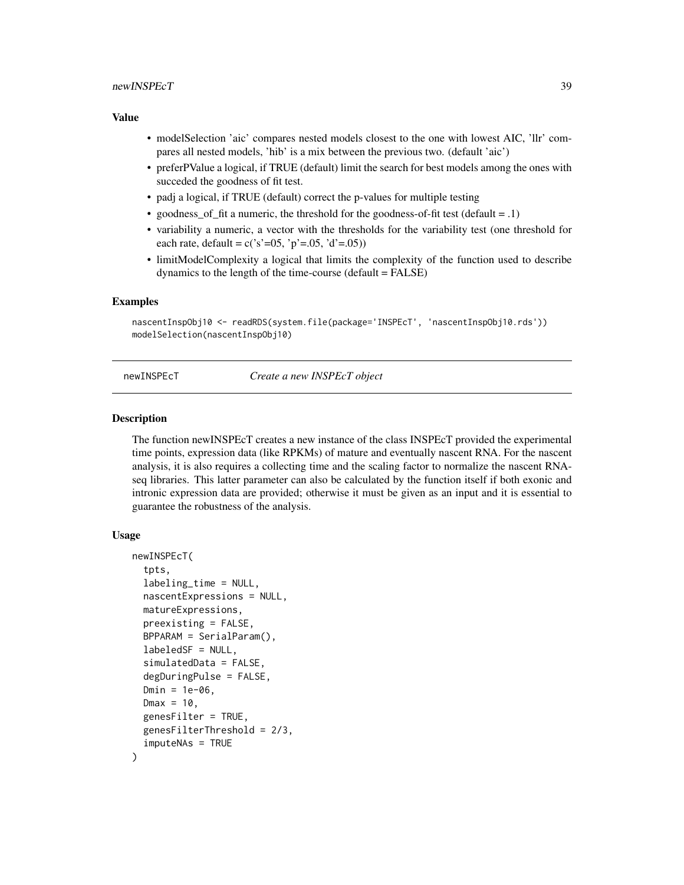### Value

- modelSelection 'aic' compares nested models closest to the one with lowest AIC, 'llr' compares all nested models, 'hib' is a mix between the previous two. (default 'aic')
- preferPValue a logical, if TRUE (default) limit the search for best models among the ones with succeded the goodness of fit test.
- padj a logical, if TRUE (default) correct the p-values for multiple testing
- goodness_of_fit a numeric, the threshold for the goodness-of-fit test (default = .1)
- variability a numeric, a vector with the thresholds for the variability test (one threshold for each rate, default = c('s'=05, 'p'=.05, 'd'=.05))
- limitModelComplexity a logical that limits the complexity of the function used to describe dynamics to the length of the time-course (default = FALSE)

### Examples

```
nascentInspObj10 <- readRDS(system.file(package='INSPEcT', 'nascentInspObj10.rds'))
modelSelection(nascentInspObj10)
```

---

## newINSPEcT *Create a new INSPEcT object*

### Description

The function newINSPEcT creates a new instance of the class INSPEcT provided the experimental time points, expression data (like RPKMs) of mature and eventually nascent RNA. For the nascent analysis, it is also requires a collecting time and the scaling factor to normalize the nascent RNA-seq libraries. This latter parameter can also be calculated by the function itself if both exonic and intronic expression data are provided; otherwise it must be given as an input and it is essential to guarantee the robustness of the analysis.

### Usage

```
newINSPEcT(
  tpts,
  labeling_time = NULL,
  nascentExpressions = NULL,
  matureExpressions,
  preexisting = FALSE,
  BPPARAM = SerialParam(),
  labeledSF = NULL,
  simulatedData = FALSE,
  degDuringPulse = FALSE,
  Dmin = 1e-06,
  Dmax = 10,
  genesFilter = TRUE,
  genesFilterThreshold = 2/3,
  imputeNAs = TRUE
)
```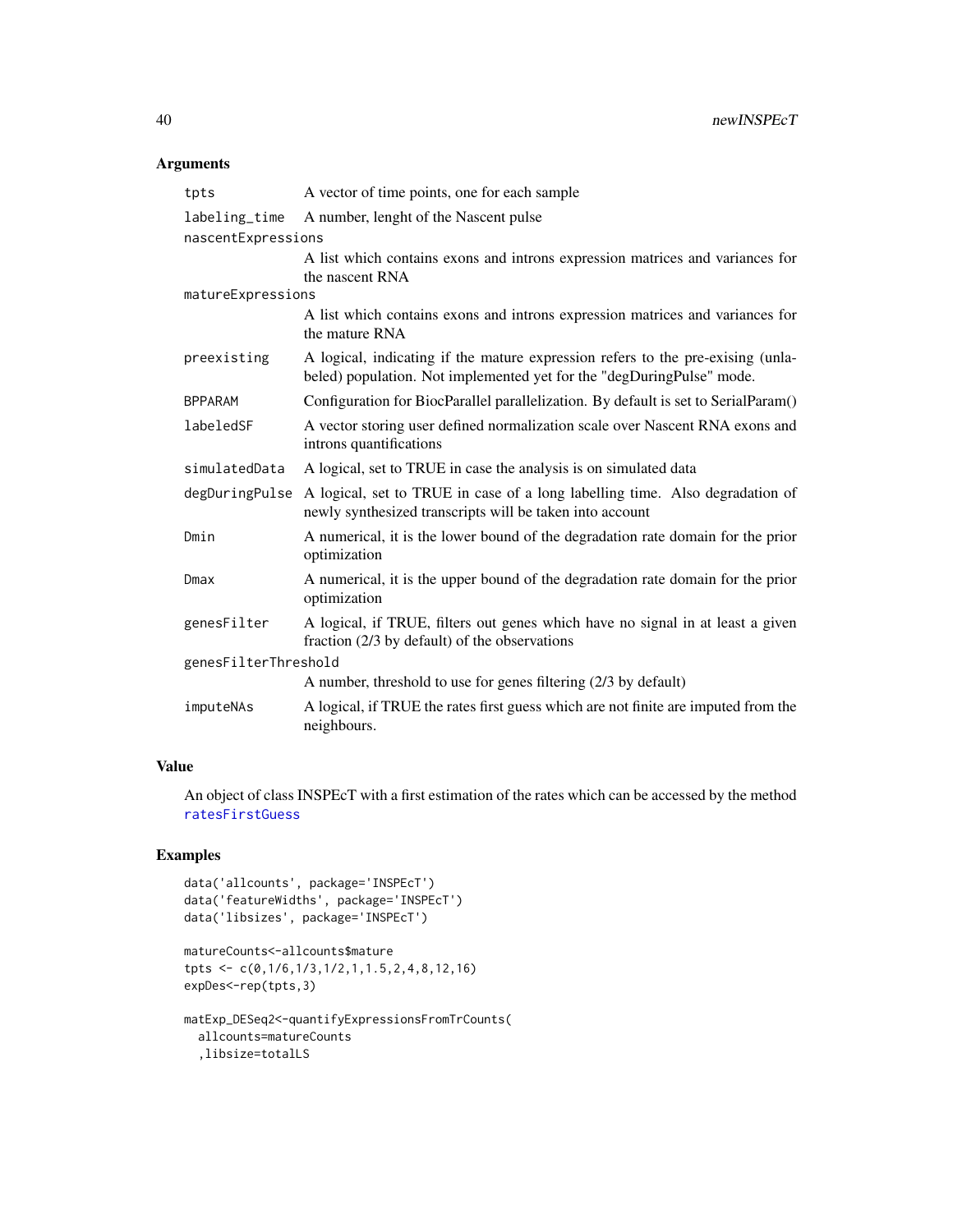## Arguments

| | |
|---|---|
| tpts | A vector of time points, one for each sample |
| labeling_time | A number, lenght of the Nascent pulse |
| nascentExpressions | A list which contains exons and introns expression matrices and variances for the nascent RNA |
| matureExpressions | A list which contains exons and introns expression matrices and variances for the mature RNA |
| preexisting | A logical, indicating if the mature expression refers to the pre-exising (unlabeled) population. Not implemented yet for the "degDuringPulse" mode. |
| BPPARAM | Configuration for BiocParallel parallelization. By default is set to SerialParam() |
| labeledSF | A vector storing user defined normalization scale over Nascent RNA exons and introns quantifications |
| simulatedData | A logical, set to TRUE in case the analysis is on simulated data |
| degDuringPulse | A logical, set to TRUE in case of a long labelling time. Also degradation of newly synthesized transcripts will be taken into account |
| Dmin | A numerical, it is the lower bound of the degradation rate domain for the prior optimization |
| Dmax | A numerical, it is the upper bound of the degradation rate domain for the prior optimization |
| genesFilter | A logical, if TRUE, filters out genes which have no signal in at least a given fraction (2/3 by default) of the observations |
| genesFilterThreshold | A number, threshold to use for genes filtering (2/3 by default) |
| imputeNAs | A logical, if TRUE the rates first guess which are not finite are imputed from the neighbours. |

## Value

An object of class INSPEcT with a first estimation of the rates which can be accessed by the method ratesFirstGuess

## Examples

```
data('allcounts', package='INSPEcT')
data('featureWidths', package='INSPEcT')
data('libsizes', package='INSPEcT')

matureCounts<-allcounts$mature
tpts <- c(0,1/6,1/3,1/2,1,1.5,2,4,8,12,16)
expDes<-rep(tpts,3)

matExp_DESeq2<-quantifyExpressionsFromTrCounts(
  allcounts=matureCounts
  ,libsize=totalLS
```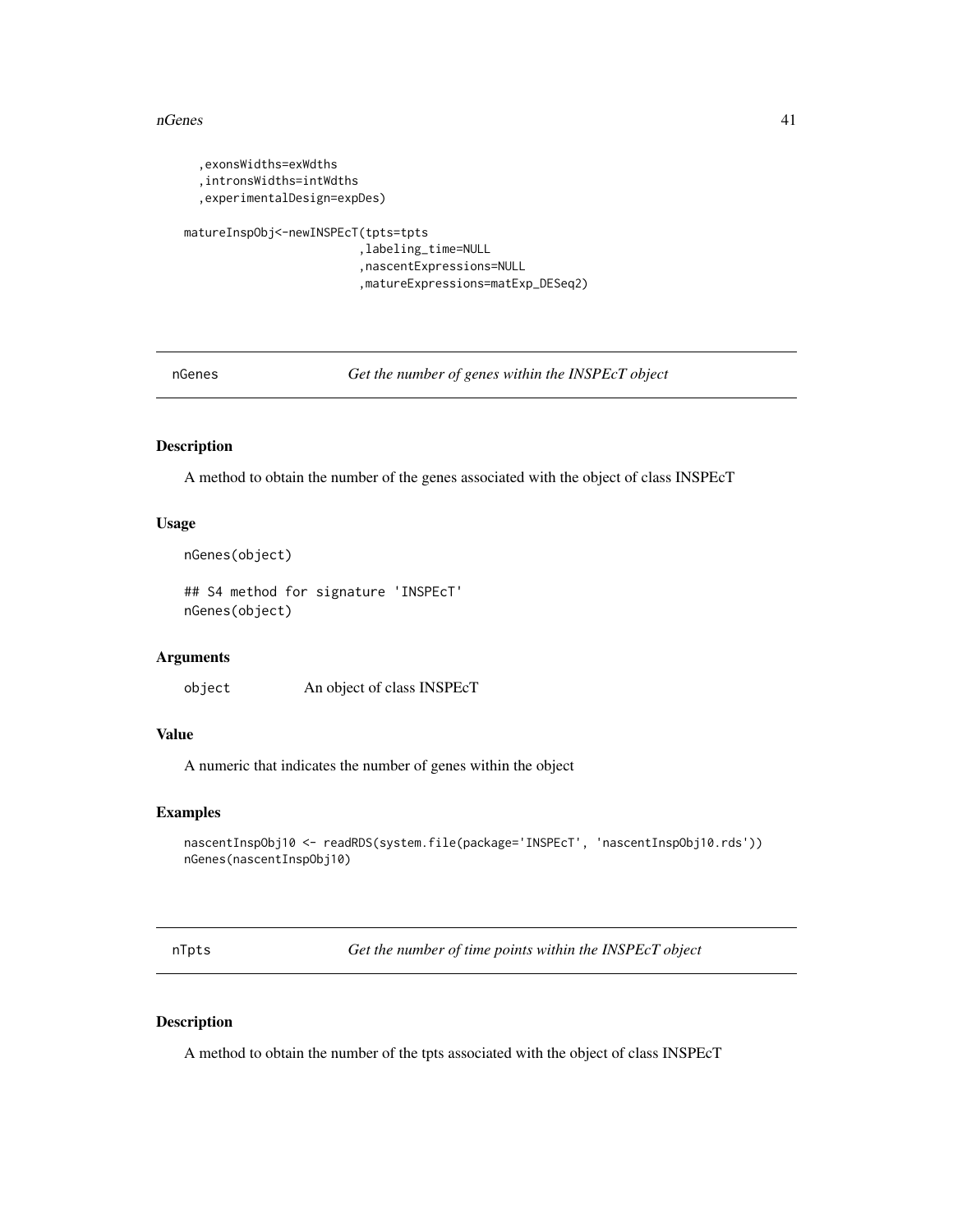```
  ,exonsWidths=exWdths
  ,intronsWidths=intWdths
  ,experimentalDesign=expDes)

matureInspObj<-newINSPEcT(tpts=tpts
                        ,labeling_time=NULL
                        ,nascentExpressions=NULL
                        ,matureExpressions=matExp_DESeq2)
```

## nGenes — *Get the number of genes within the INSPEcT object*

### Description

A method to obtain the number of the genes associated with the object of class INSPEcT

### Usage

```
nGenes(object)

## S4 method for signature 'INSPEcT'
nGenes(object)
```

### Arguments

| | |
|---|---|
| object | An object of class INSPEcT |

### Value

A numeric that indicates the number of genes within the object

### Examples

```
nascentInspObj10 <- readRDS(system.file(package='INSPEcT', 'nascentInspObj10.rds'))
nGenes(nascentInspObj10)
```

## nTpts — *Get the number of time points within the INSPEcT object*

### Description

A method to obtain the number of the tpts associated with the object of class INSPEcT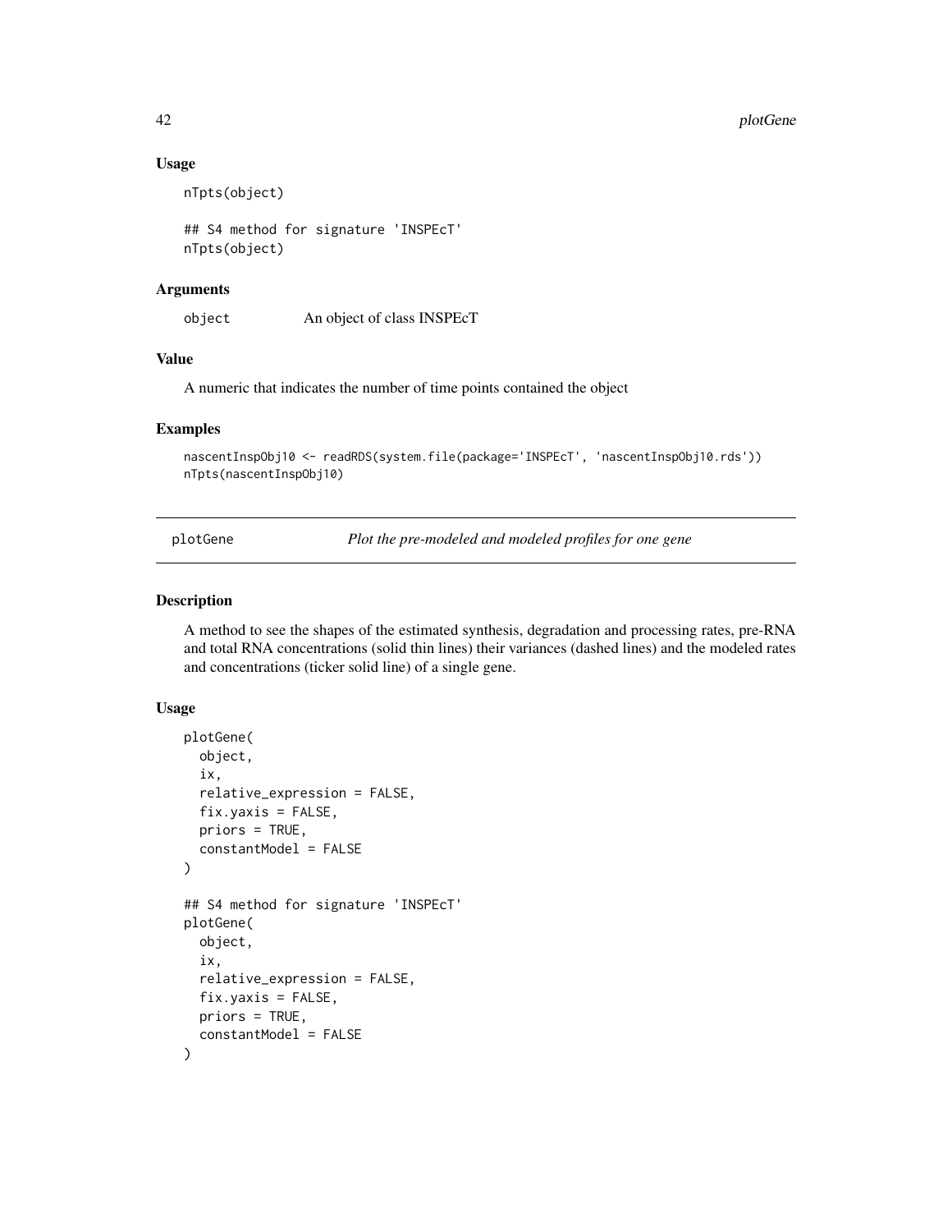### Usage

```
nTpts(object)

## S4 method for signature 'INSPEcT'
nTpts(object)
```

### Arguments

| | |
|---|---|
| object | An object of class INSPEcT |

### Value

A numeric that indicates the number of time points contained the object

### Examples

```
nascentInspObj10 <- readRDS(system.file(package='INSPEcT', 'nascentInspObj10.rds'))
nTpts(nascentInspObj10)
```

---

## plotGene *Plot the pre-modeled and modeled profiles for one gene*

### Description

A method to see the shapes of the estimated synthesis, degradation and processing rates, pre-RNA and total RNA concentrations (solid thin lines) their variances (dashed lines) and the modeled rates and concentrations (ticker solid line) of a single gene.

### Usage

```
plotGene(
  object,
  ix,
  relative_expression = FALSE,
  fix.yaxis = FALSE,
  priors = TRUE,
  constantModel = FALSE
)

## S4 method for signature 'INSPEcT'
plotGene(
  object,
  ix,
  relative_expression = FALSE,
  fix.yaxis = FALSE,
  priors = TRUE,
  constantModel = FALSE
)
```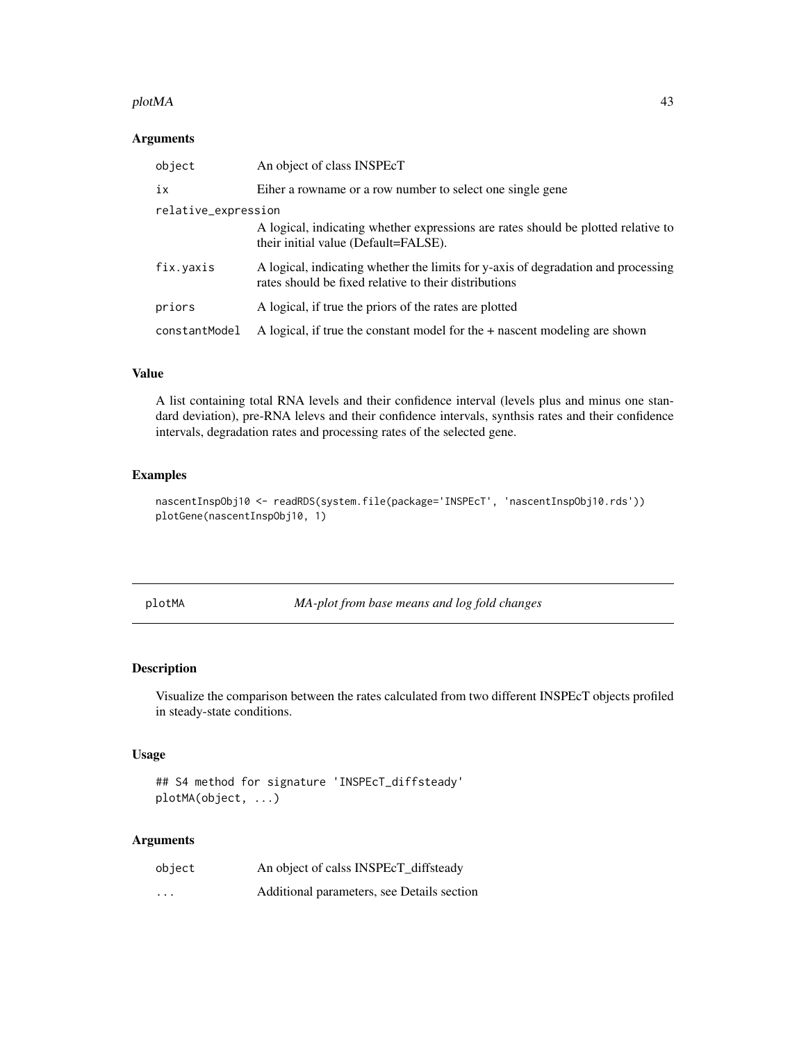### Arguments

| | |
|---|---|
| object | An object of class INSPEcT |
| ix | Eiher a rowname or a row number to select one single gene |
| relative_expression | A logical, indicating whether expressions are rates should be plotted relative to their initial value (Default=FALSE). |
| fix.yaxis | A logical, indicating whether the limits for y-axis of degradation and processing rates should be fixed relative to their distributions |
| priors | A logical, if true the priors of the rates are plotted |
| constantModel | A logical, if true the constant model for the + nascent modeling are shown |

### Value

A list containing total RNA levels and their confidence interval (levels plus and minus one standard deviation), pre-RNA lelevs and their confidence intervals, synthsis rates and their confidence intervals, degradation rates and processing rates of the selected gene.

### Examples

```
nascentInspObj10 <- readRDS(system.file(package='INSPEcT', 'nascentInspObj10.rds'))
plotGene(nascentInspObj10, 1)
```

---

## plotMA — *MA-plot from base means and log fold changes*

### Description

Visualize the comparison between the rates calculated from two different INSPEcT objects profiled in steady-state conditions.

### Usage

```
## S4 method for signature 'INSPEcT_diffsteady'
plotMA(object, ...)
```

### Arguments

| | |
|---|---|
| object | An object of calss INSPEcT_diffsteady |
| ... | Additional parameters, see Details section |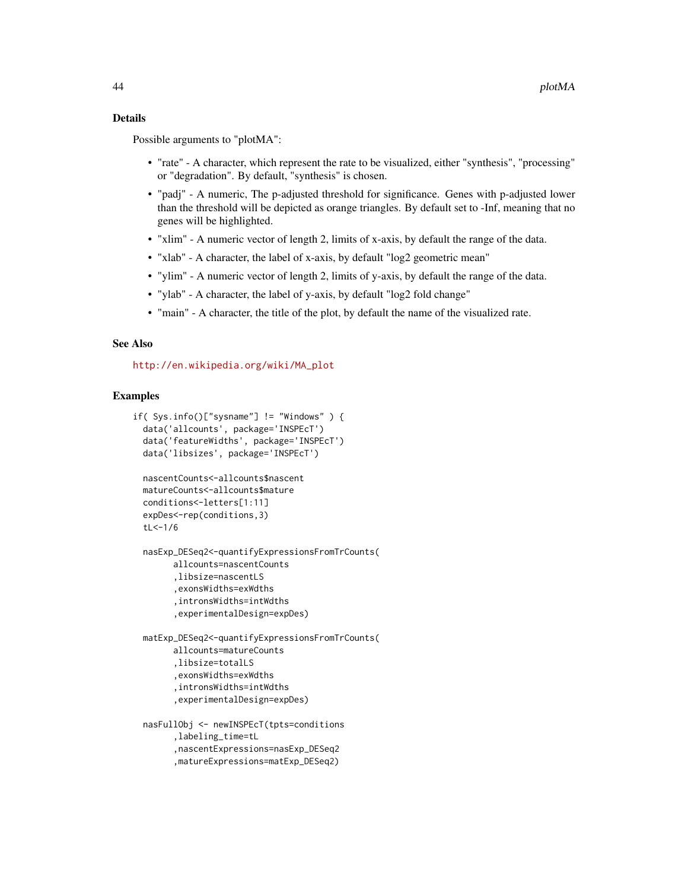### Details

Possible arguments to "plotMA":

- "rate" - A character, which represent the rate to be visualized, either "synthesis", "processing" or "degradation". By default, "synthesis" is chosen.
- "padj" - A numeric, The p-adjusted threshold for significance. Genes with p-adjusted lower than the threshold will be depicted as orange triangles. By default set to -Inf, meaning that no genes will be highlighted.
- "xlim" - A numeric vector of length 2, limits of x-axis, by default the range of the data.
- "xlab" - A character, the label of x-axis, by default "log2 geometric mean"
- "ylim" - A numeric vector of length 2, limits of y-axis, by default the range of the data.
- "ylab" - A character, the label of y-axis, by default "log2 fold change"
- "main" - A character, the title of the plot, by default the name of the visualized rate.

### See Also

http://en.wikipedia.org/wiki/MA_plot

### Examples

```
if( Sys.info()["sysname"] != "Windows" ) {
  data('allcounts', package='INSPEcT')
  data('featureWidths', package='INSPEcT')
  data('libsizes', package='INSPEcT')

  nascentCounts<-allcounts$nascent
  matureCounts<-allcounts$mature
  conditions<-letters[1:11]
  expDes<-rep(conditions,3)
  tL<-1/6

  nasExp_DESeq2<-quantifyExpressionsFromTrCounts(
        allcounts=nascentCounts
        ,libsize=nascentLS
        ,exonsWidths=exWdths
        ,intronsWidths=intWdths
        ,experimentalDesign=expDes)

  matExp_DESeq2<-quantifyExpressionsFromTrCounts(
        allcounts=matureCounts
        ,libsize=totalLS
        ,exonsWidths=exWdths
        ,intronsWidths=intWdths
        ,experimentalDesign=expDes)

  nasFullObj <- newINSPEcT(tpts=conditions
        ,labeling_time=tL
        ,nascentExpressions=nasExp_DESeq2
        ,matureExpressions=matExp_DESeq2)
```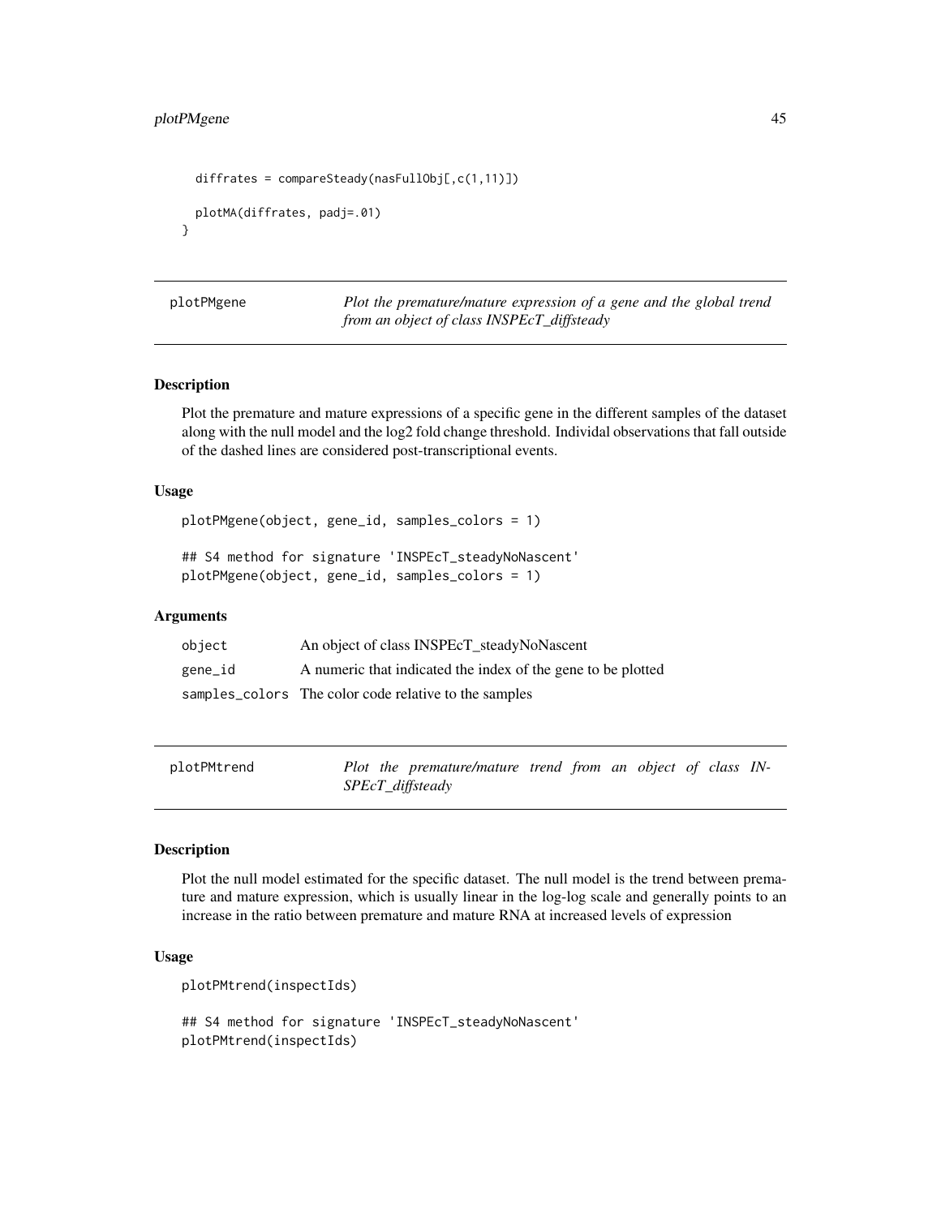```
  diffrates = compareSteady(nasFullObj[,c(1,11)])

  plotMA(diffrates, padj=.01)
}
```

---

## plotPMgene — *Plot the premature/mature expression of a gene and the global trend from an object of class INSPEcT_diffsteady*

### Description

Plot the premature and mature expressions of a specific gene in the different samples of the dataset along with the null model and the log2 fold change threshold. Individal observations that fall outside of the dashed lines are considered post-transcriptional events.

### Usage

```
plotPMgene(object, gene_id, samples_colors = 1)

## S4 method for signature 'INSPEcT_steadyNoNascent'
plotPMgene(object, gene_id, samples_colors = 1)
```

### Arguments

| | |
|---|---|
| object | An object of class INSPEcT_steadyNoNascent |
| gene_id | A numeric that indicated the index of the gene to be plotted |
| samples_colors | The color code relative to the samples |

---

## plotPMtrend — *Plot the premature/mature trend from an object of class INSPEcT_diffsteady*

### Description

Plot the null model estimated for the specific dataset. The null model is the trend between premature and mature expression, which is usually linear in the log-log scale and generally points to an increase in the ratio between premature and mature RNA at increased levels of expression

### Usage

```
plotPMtrend(inspectIds)

## S4 method for signature 'INSPEcT_steadyNoNascent'
plotPMtrend(inspectIds)
```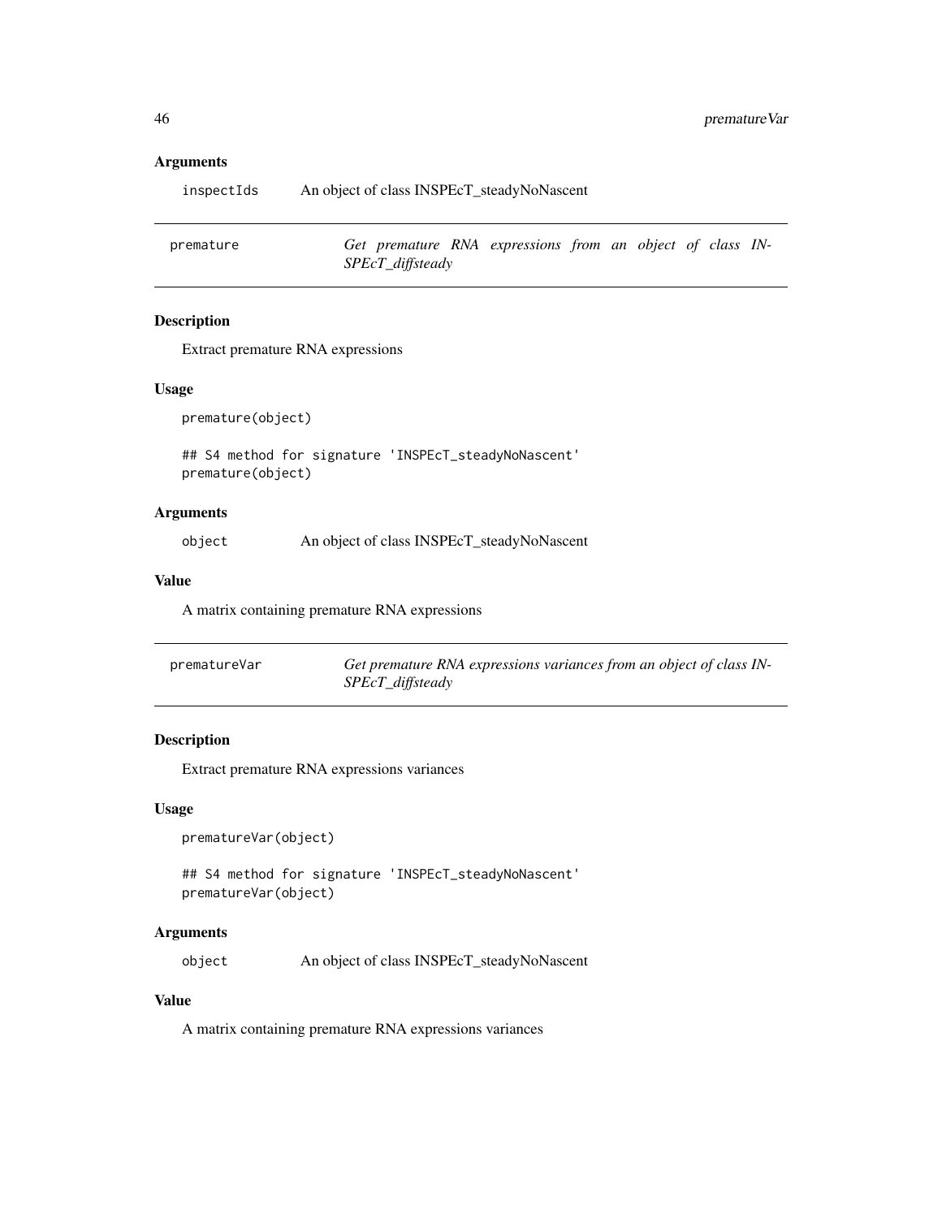## Arguments

| | |
|---|---|
| inspectIds | An object of class INSPEcT_steadyNoNascent |

---

## premature — *Get premature RNA expressions from an object of class INSPEcT_diffsteady*

### Description

Extract premature RNA expressions

### Usage

```
premature(object)

## S4 method for signature 'INSPEcT_steadyNoNascent'
premature(object)
```

### Arguments

| | |
|---|---|
| object | An object of class INSPEcT_steadyNoNascent |

### Value

A matrix containing premature RNA expressions

---

## prematureVar — *Get premature RNA expressions variances from an object of class INSPEcT_diffsteady*

### Description

Extract premature RNA expressions variances

### Usage

```
prematureVar(object)

## S4 method for signature 'INSPEcT_steadyNoNascent'
prematureVar(object)
```

### Arguments

| | |
|---|---|
| object | An object of class INSPEcT_steadyNoNascent |

### Value

A matrix containing premature RNA expressions variances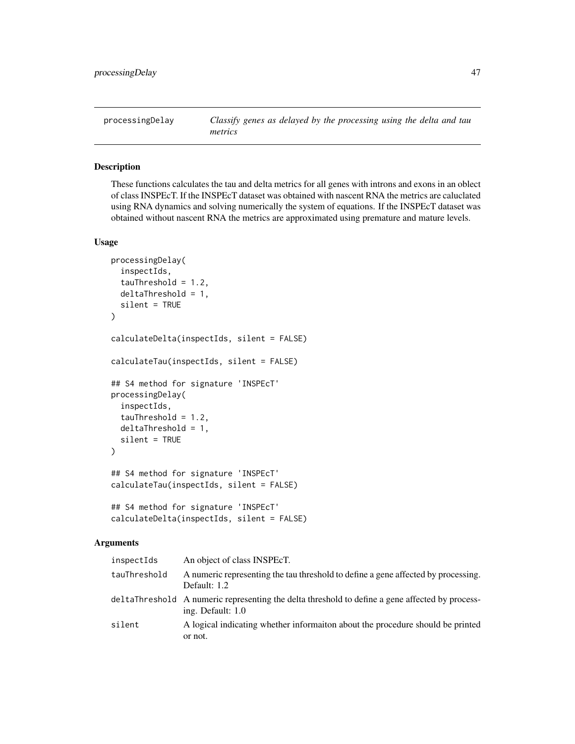## processingDelay

*Classify genes as delayed by the processing using the delta and tau metrics*

### Description

These functions calculates the tau and delta metrics for all genes with introns and exons in an oblect of class INSPEcT. If the INSPEcT dataset was obtained with nascent RNA the metrics are caluclated using RNA dynamics and solving numerically the system of equations. If the INSPEcT dataset was obtained without nascent RNA the metrics are approximated using premature and mature levels.

### Usage

```
processingDelay(
  inspectIds,
  tauThreshold = 1.2,
  deltaThreshold = 1,
  silent = TRUE
)

calculateDelta(inspectIds, silent = FALSE)

calculateTau(inspectIds, silent = FALSE)

## S4 method for signature 'INSPEcT'
processingDelay(
  inspectIds,
  tauThreshold = 1.2,
  deltaThreshold = 1,
  silent = TRUE
)

## S4 method for signature 'INSPEcT'
calculateTau(inspectIds, silent = FALSE)

## S4 method for signature 'INSPEcT'
calculateDelta(inspectIds, silent = FALSE)
```

### Arguments

| | |
|---|---|
| `inspectIds` | An object of class INSPEcT. |
| `tauThreshold` | A numeric representing the tau threshold to define a gene affected by processing. Default: 1.2 |
| `deltaThreshold` | A numeric representing the delta threshold to define a gene affected by processing. Default: 1.0 |
| `silent` | A logical indicating whether informaiton about the procedure should be printed or not. |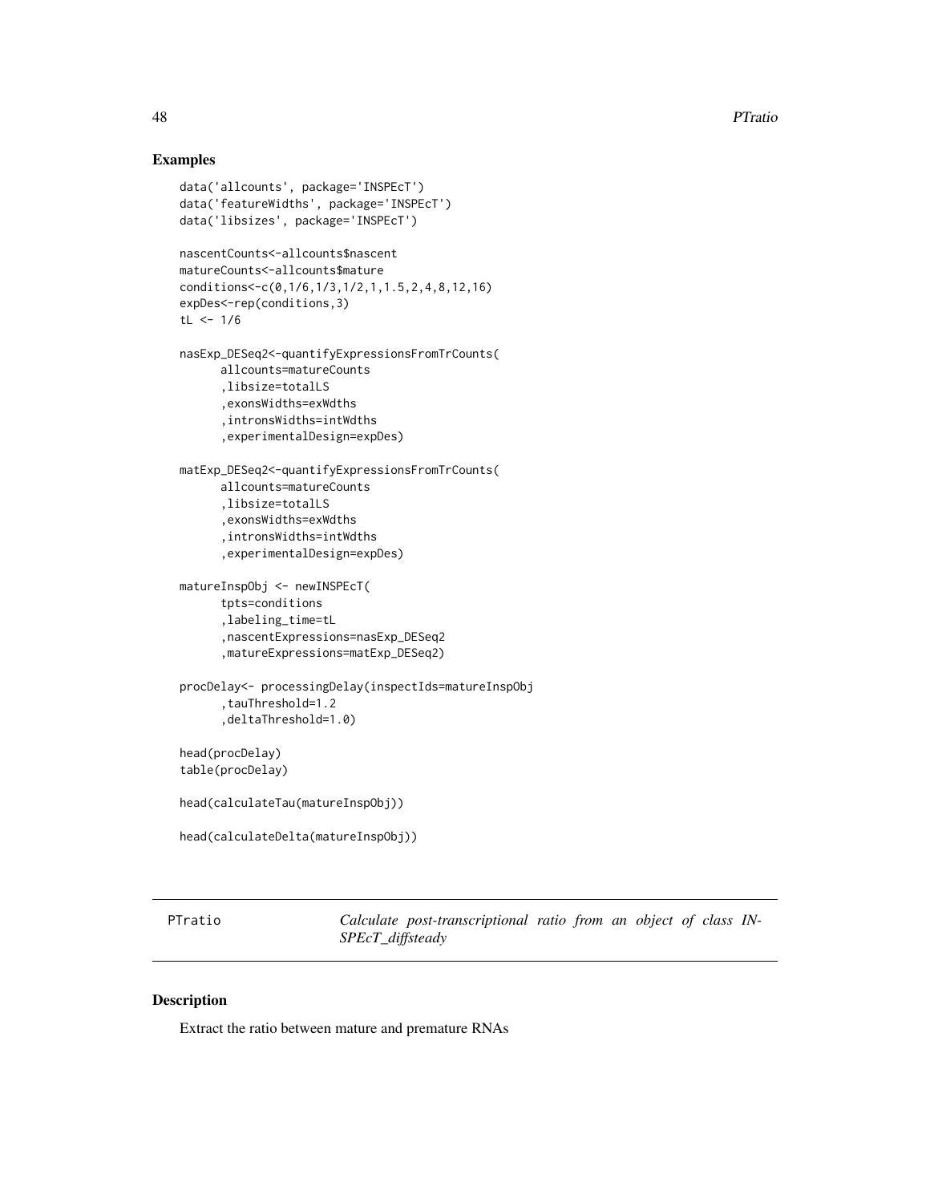## Examples

```
data('allcounts', package='INSPEcT')
data('featureWidths', package='INSPEcT')
data('libsizes', package='INSPEcT')

nascentCounts<-allcounts$nascent
matureCounts<-allcounts$mature
conditions<-c(0,1/6,1/3,1/2,1,1.5,2,4,8,12,16)
expDes<-rep(conditions,3)
tL <- 1/6

nasExp_DESeq2<-quantifyExpressionsFromTrCounts(
      allcounts=matureCounts
      ,libsize=totalLS
      ,exonsWidths=exWdths
      ,intronsWidths=intWdths
      ,experimentalDesign=expDes)

matExp_DESeq2<-quantifyExpressionsFromTrCounts(
      allcounts=matureCounts
      ,libsize=totalLS
      ,exonsWidths=exWdths
      ,intronsWidths=intWdths
      ,experimentalDesign=expDes)

matureInspObj <- newINSPEcT(
      tpts=conditions
      ,labeling_time=tL
      ,nascentExpressions=nasExp_DESeq2
      ,matureExpressions=matExp_DESeq2)

procDelay<- processingDelay(inspectIds=matureInspObj
      ,tauThreshold=1.2
      ,deltaThreshold=1.0)

head(procDelay)
table(procDelay)

head(calculateTau(matureInspObj))

head(calculateDelta(matureInspObj))
```

---

## PTratio — *Calculate post-transcriptional ratio from an object of class INSPEcT_diffsteady*

### Description

Extract the ratio between mature and premature RNAs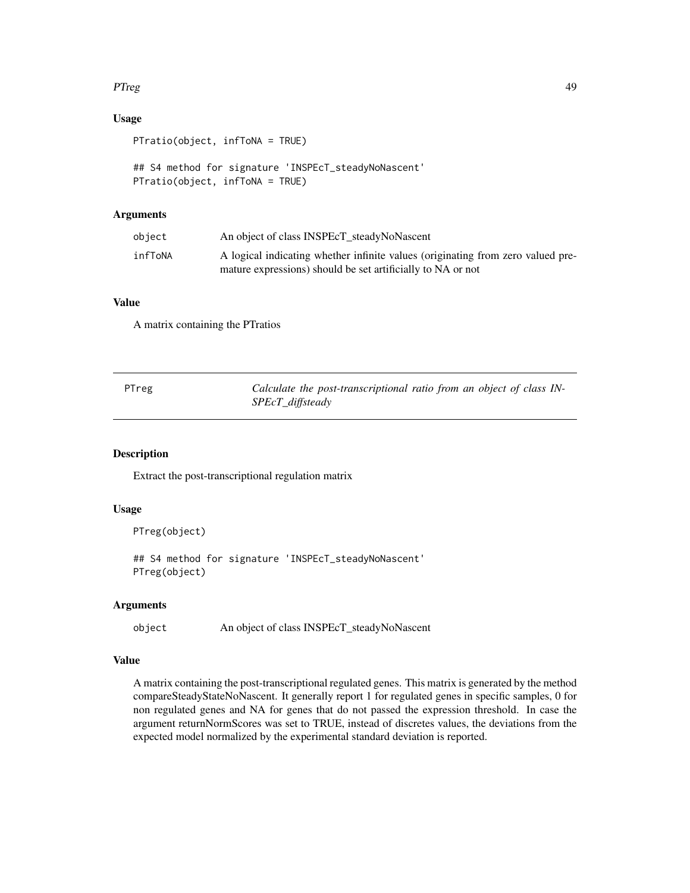### Usage

```
PTratio(object, infToNA = TRUE)

## S4 method for signature 'INSPEcT_steadyNoNascent'
PTratio(object, infToNA = TRUE)
```

### Arguments

| | |
|---|---|
| object | An object of class INSPEcT_steadyNoNascent |
| infToNA | A logical indicating whether infinite values (originating from zero valued premature expressions) should be set artificially to NA or not |

### Value

A matrix containing the PTratios

---

## PTreg — *Calculate the post-transcriptional ratio from an object of class INSPEcT_diffsteady*

### Description

Extract the post-transcriptional regulation matrix

### Usage

```
PTreg(object)

## S4 method for signature 'INSPEcT_steadyNoNascent'
PTreg(object)
```

### Arguments

| | |
|---|---|
| object | An object of class INSPEcT_steadyNoNascent |

### Value

A matrix containing the post-transcriptional regulated genes. This matrix is generated by the method compareSteadyStateNoNascent. It generally report 1 for regulated genes in specific samples, 0 for non regulated genes and NA for genes that do not passed the expression threshold. In case the argument returnNormScores was set to TRUE, instead of discretes values, the deviations from the expected model normalized by the experimental standard deviation is reported.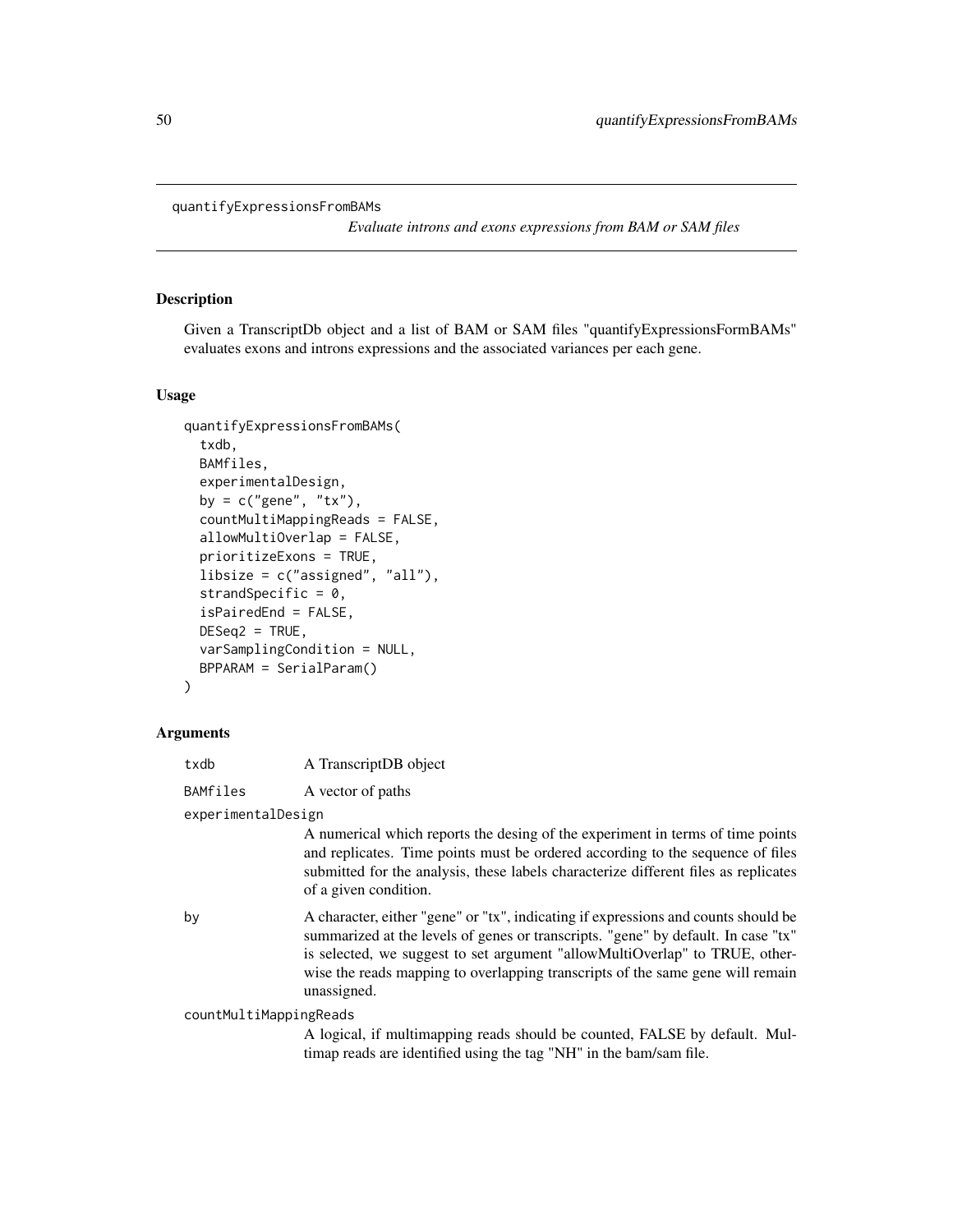quantifyExpressionsFromBAMs

*Evaluate introns and exons expressions from BAM or SAM files*

## Description

Given a TranscriptDb object and a list of BAM or SAM files "quantifyExpressionsFormBAMs" evaluates exons and introns expressions and the associated variances per each gene.

## Usage

```
quantifyExpressionsFromBAMs(
  txdb,
  BAMfiles,
  experimentalDesign,
  by = c("gene", "tx"),
  countMultiMappingReads = FALSE,
  allowMultiOverlap = FALSE,
  prioritizeExons = TRUE,
  libsize = c("assigned", "all"),
  strandSpecific = 0,
  isPairedEnd = FALSE,
  DESeq2 = TRUE,
  varSamplingCondition = NULL,
  BPPARAM = SerialParam()
)
```

## Arguments

`txdb` A TranscriptDB object

`BAMfiles` A vector of paths

`experimentalDesign`
A numerical which reports the desing of the experiment in terms of time points and replicates. Time points must be ordered according to the sequence of files submitted for the analysis, these labels characterize different files as replicates of a given condition.

`by` A character, either "gene" or "tx", indicating if expressions and counts should be summarized at the levels of genes or transcripts. "gene" by default. In case "tx" is selected, we suggest to set argument "allowMultiOverlap" to TRUE, otherwise the reads mapping to overlapping transcripts of the same gene will remain unassigned.

`countMultiMappingReads`
A logical, if multimapping reads should be counted, FALSE by default. Multimap reads are identified using the tag "NH" in the bam/sam file.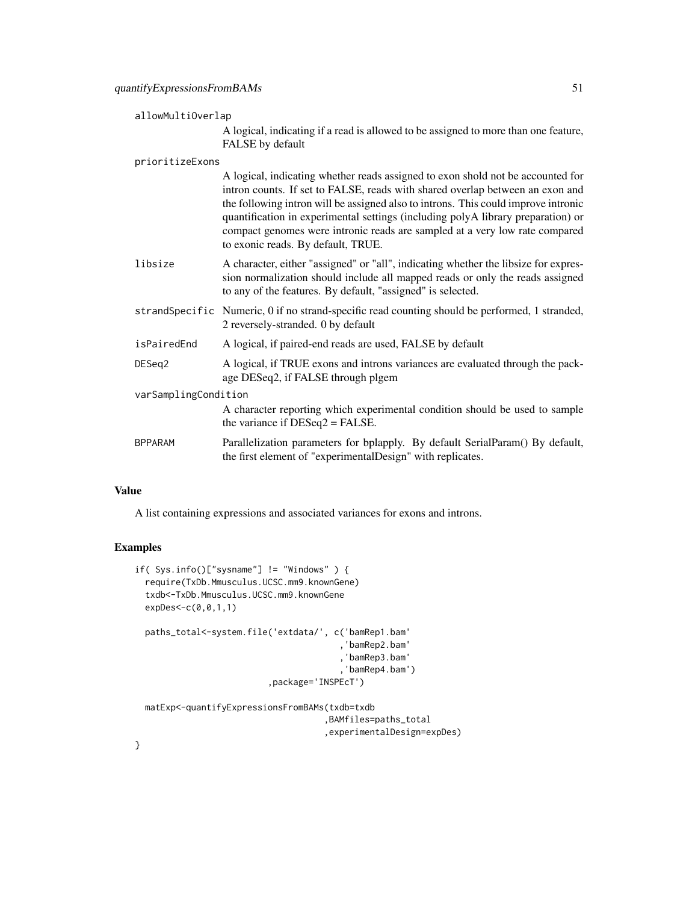`allowMultiOverlap`
: A logical, indicating if a read is allowed to be assigned to more than one feature, FALSE by default

`prioritizeExons`
: A logical, indicating whether reads assigned to exon shold not be accounted for intron counts. If set to FALSE, reads with shared overlap between an exon and the following intron will be assigned also to introns. This could improve intronic quantification in experimental settings (including polyA library preparation) or compact genomes were intronic reads are sampled at a very low rate compared to exonic reads. By default, TRUE.

`libsize`
: A character, either "assigned" or "all", indicating whether the libsize for expression normalization should include all mapped reads or only the reads assigned to any of the features. By default, "assigned" is selected.

`strandSpecific`
: Numeric, 0 if no strand-specific read counting should be performed, 1 stranded, 2 reversely-stranded. 0 by default

`isPairedEnd`
: A logical, if paired-end reads are used, FALSE by default

`DESeq2`
: A logical, if TRUE exons and introns variances are evaluated through the package DESeq2, if FALSE through plgem

`varSamplingCondition`
: A character reporting which experimental condition should be used to sample the variance if DESeq2 = FALSE.

`BPPARAM`
: Parallelization parameters for bplapply. By default SerialParam() By default, the first element of "experimentalDesign" with replicates.

## Value

A list containing expressions and associated variances for exons and introns.

## Examples

```
if( Sys.info()["sysname"] != "Windows" ) {
  require(TxDb.Mmusculus.UCSC.mm9.knownGene)
  txdb<-TxDb.Mmusculus.UCSC.mm9.knownGene
  expDes<-c(0,0,1,1)

  paths_total<-system.file('extdata/', c('bamRep1.bam'
                                        ,'bamRep2.bam'
                                        ,'bamRep3.bam'
                                        ,'bamRep4.bam')
                          ,package='INSPEcT')

  matExp<-quantifyExpressionsFromBAMs(txdb=txdb
                                     ,BAMfiles=paths_total
                                     ,experimentalDesign=expDes)
}
```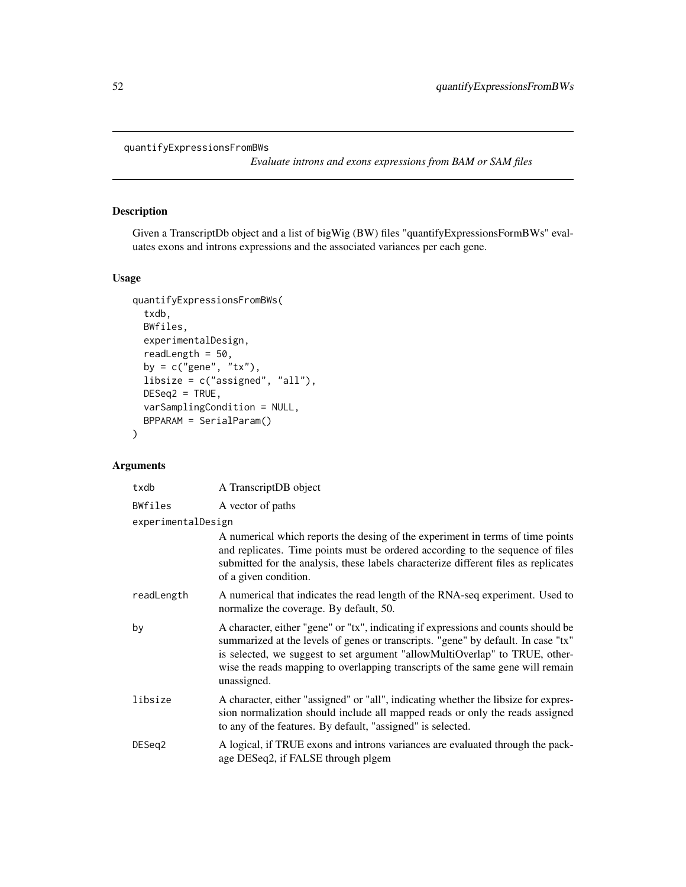quantifyExpressionsFromBWs

*Evaluate introns and exons expressions from BAM or SAM files*

## Description

Given a TranscriptDb object and a list of bigWig (BW) files "quantifyExpressionsFormBWs" evaluates exons and introns expressions and the associated variances per each gene.

## Usage

```
quantifyExpressionsFromBWs(
  txdb,
  BWfiles,
  experimentalDesign,
  readLength = 50,
  by = c("gene", "tx"),
  libsize = c("assigned", "all"),
  DESeq2 = TRUE,
  varSamplingCondition = NULL,
  BPPARAM = SerialParam()
)
```

## Arguments

| Argument | Description |
| --- | --- |
| `txdb` | A TranscriptDB object |
| `BWfiles` | A vector of paths |
| `experimentalDesign` | A numerical which reports the desing of the experiment in terms of time points and replicates. Time points must be ordered according to the sequence of files submitted for the analysis, these labels characterize different files as replicates of a given condition. |
| `readLength` | A numerical that indicates the read length of the RNA-seq experiment. Used to normalize the coverage. By default, 50. |
| `by` | A character, either "gene" or "tx", indicating if expressions and counts should be summarized at the levels of genes or transcripts. "gene" by default. In case "tx" is selected, we suggest to set argument "allowMultiOverlap" to TRUE, otherwise the reads mapping to overlapping transcripts of the same gene will remain unassigned. |
| `libsize` | A character, either "assigned" or "all", indicating whether the libsize for expression normalization should include all mapped reads or only the reads assigned to any of the features. By default, "assigned" is selected. |
| `DESeq2` | A logical, if TRUE exons and introns variances are evaluated through the package DESeq2, if FALSE through plgem |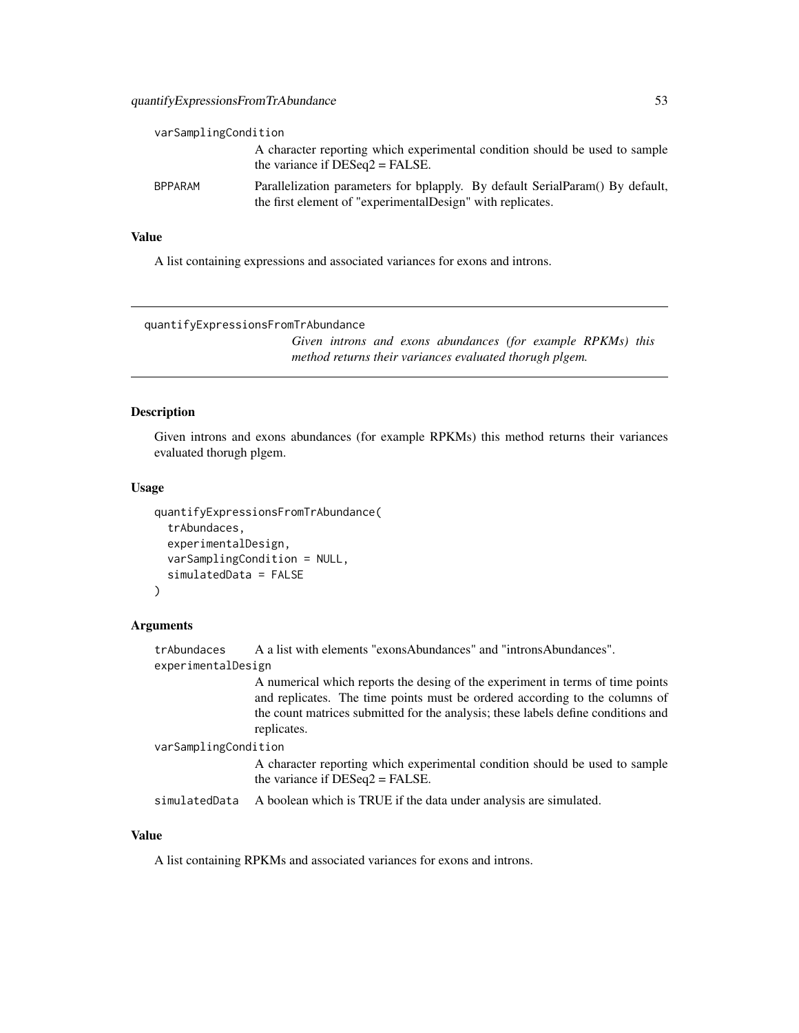varSamplingCondition
: A character reporting which experimental condition should be used to sample the variance if DESeq2 = FALSE.

BPPARAM
: Parallelization parameters for bplapply. By default SerialParam() By default, the first element of "experimentalDesign" with replicates.

### Value

A list containing expressions and associated variances for exons and introns.

---

## quantifyExpressionsFromTrAbundance

*Given introns and exons abundances (for example RPKMs) this method returns their variances evaluated thorugh plgem.*

---

### Description

Given introns and exons abundances (for example RPKMs) this method returns their variances evaluated thorugh plgem.

### Usage

```
quantifyExpressionsFromTrAbundance(
  trAbundaces,
  experimentalDesign,
  varSamplingCondition = NULL,
  simulatedData = FALSE
)
```

### Arguments

trAbundaces
: A a list with elements "exonsAbundances" and "intronsAbundances".

experimentalDesign
: A numerical which reports the desing of the experiment in terms of time points and replicates. The time points must be ordered according to the columns of the count matrices submitted for the analysis; these labels define conditions and replicates.

varSamplingCondition
: A character reporting which experimental condition should be used to sample the variance if DESeq2 = FALSE.

simulatedData
: A boolean which is TRUE if the data under analysis are simulated.

### Value

A list containing RPKMs and associated variances for exons and introns.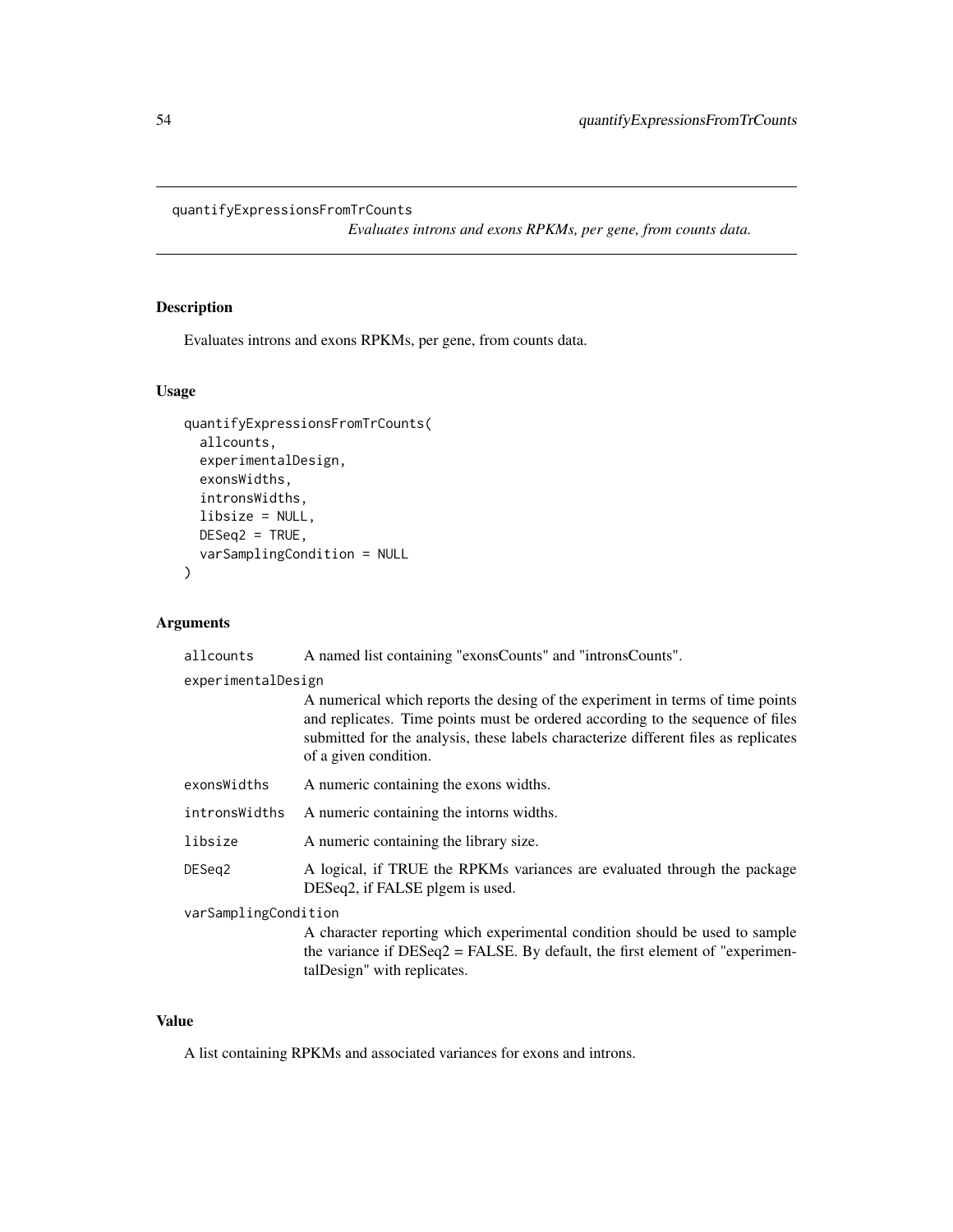quantifyExpressionsFromTrCounts

*Evaluates introns and exons RPKMs, per gene, from counts data.*

## Description

Evaluates introns and exons RPKMs, per gene, from counts data.

## Usage

```
quantifyExpressionsFromTrCounts(
  allcounts,
  experimentalDesign,
  exonsWidths,
  intronsWidths,
  libsize = NULL,
  DESeq2 = TRUE,
  varSamplingCondition = NULL
)
```

## Arguments

| | |
|---|---|
| `allcounts` | A named list containing "exonsCounts" and "intronsCounts". |
| `experimentalDesign` | A numerical which reports the desing of the experiment in terms of time points and replicates. Time points must be ordered according to the sequence of files submitted for the analysis, these labels characterize different files as replicates of a given condition. |
| `exonsWidths` | A numeric containing the exons widths. |
| `intronsWidths` | A numeric containing the intorns widths. |
| `libsize` | A numeric containing the library size. |
| `DESeq2` | A logical, if TRUE the RPKMs variances are evaluated through the package DESeq2, if FALSE plgem is used. |
| `varSamplingCondition` | A character reporting which experimental condition should be used to sample the variance if DESeq2 = FALSE. By default, the first element of "experimentalDesign" with replicates. |

## Value

A list containing RPKMs and associated variances for exons and introns.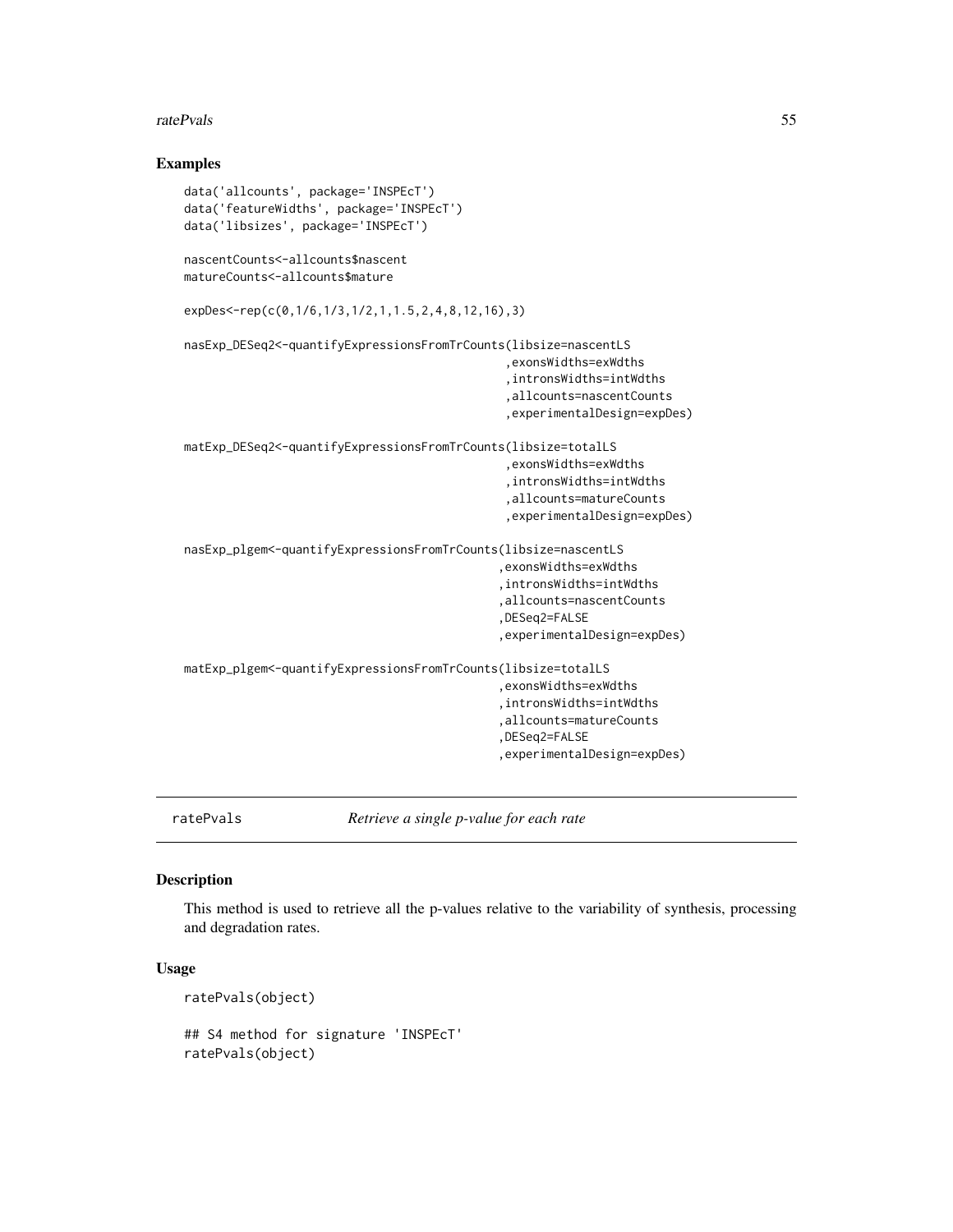## Examples

```
data('allcounts', package='INSPEcT')
data('featureWidths', package='INSPEcT')
data('libsizes', package='INSPEcT')

nascentCounts<-allcounts$nascent
matureCounts<-allcounts$mature

expDes<-rep(c(0,1/6,1/3,1/2,1,1.5,2,4,8,12,16),3)

nasExp_DESeq2<-quantifyExpressionsFromTrCounts(libsize=nascentLS
                                              ,exonsWidths=exWdths
                                              ,intronsWidths=intWdths
                                              ,allcounts=nascentCounts
                                              ,experimentalDesign=expDes)

matExp_DESeq2<-quantifyExpressionsFromTrCounts(libsize=totalLS
                                              ,exonsWidths=exWdths
                                              ,intronsWidths=intWdths
                                              ,allcounts=matureCounts
                                              ,experimentalDesign=expDes)

nasExp_plgem<-quantifyExpressionsFromTrCounts(libsize=nascentLS
                                             ,exonsWidths=exWdths
                                             ,intronsWidths=intWdths
                                             ,allcounts=nascentCounts
                                             ,DESeq2=FALSE
                                             ,experimentalDesign=expDes)

matExp_plgem<-quantifyExpressionsFromTrCounts(libsize=totalLS
                                             ,exonsWidths=exWdths
                                             ,intronsWidths=intWdths
                                             ,allcounts=matureCounts
                                             ,DESeq2=FALSE
                                             ,experimentalDesign=expDes)
```

---

# ratePvals — *Retrieve a single p-value for each rate*

## Description

This method is used to retrieve all the p-values relative to the variability of synthesis, processing and degradation rates.

## Usage

```
ratePvals(object)

## S4 method for signature 'INSPEcT'
ratePvals(object)
```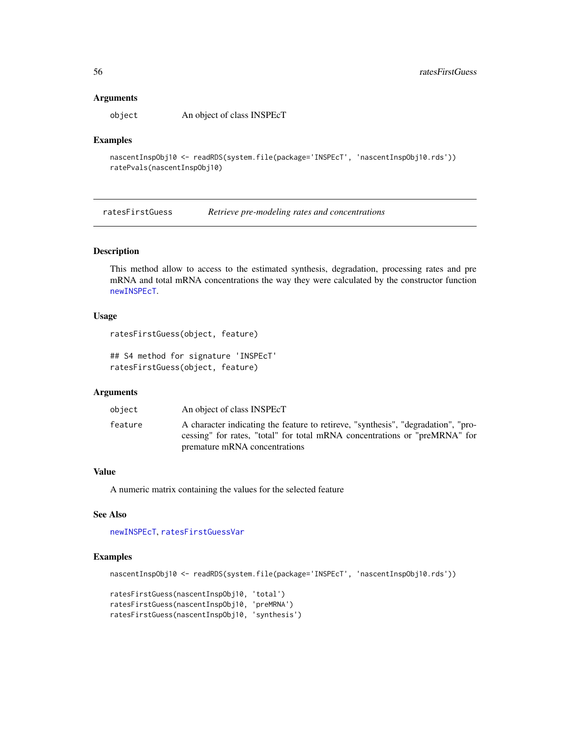### Arguments

object An object of class INSPEcT

### Examples

```
nascentInspObj10 <- readRDS(system.file(package='INSPEcT', 'nascentInspObj10.rds'))
ratePvals(nascentInspObj10)
```

---

## ratesFirstGuess *Retrieve pre-modeling rates and concentrations*

### Description

This method allow to access to the estimated synthesis, degradation, processing rates and pre mRNA and total mRNA concentrations the way they were calculated by the constructor function newINSPEcT.

### Usage

```
ratesFirstGuess(object, feature)

## S4 method for signature 'INSPEcT'
ratesFirstGuess(object, feature)
```

### Arguments

| | |
|---|---|
| object | An object of class INSPEcT |
| feature | A character indicating the feature to retireve, "synthesis", "degradation", "processing" for rates, "total" for total mRNA concentrations or "preMRNA" for premature mRNA concentrations |

### Value

A numeric matrix containing the values for the selected feature

### See Also

newINSPEcT, ratesFirstGuessVar

### Examples

```
nascentInspObj10 <- readRDS(system.file(package='INSPEcT', 'nascentInspObj10.rds'))

ratesFirstGuess(nascentInspObj10, 'total')
ratesFirstGuess(nascentInspObj10, 'preMRNA')
ratesFirstGuess(nascentInspObj10, 'synthesis')
```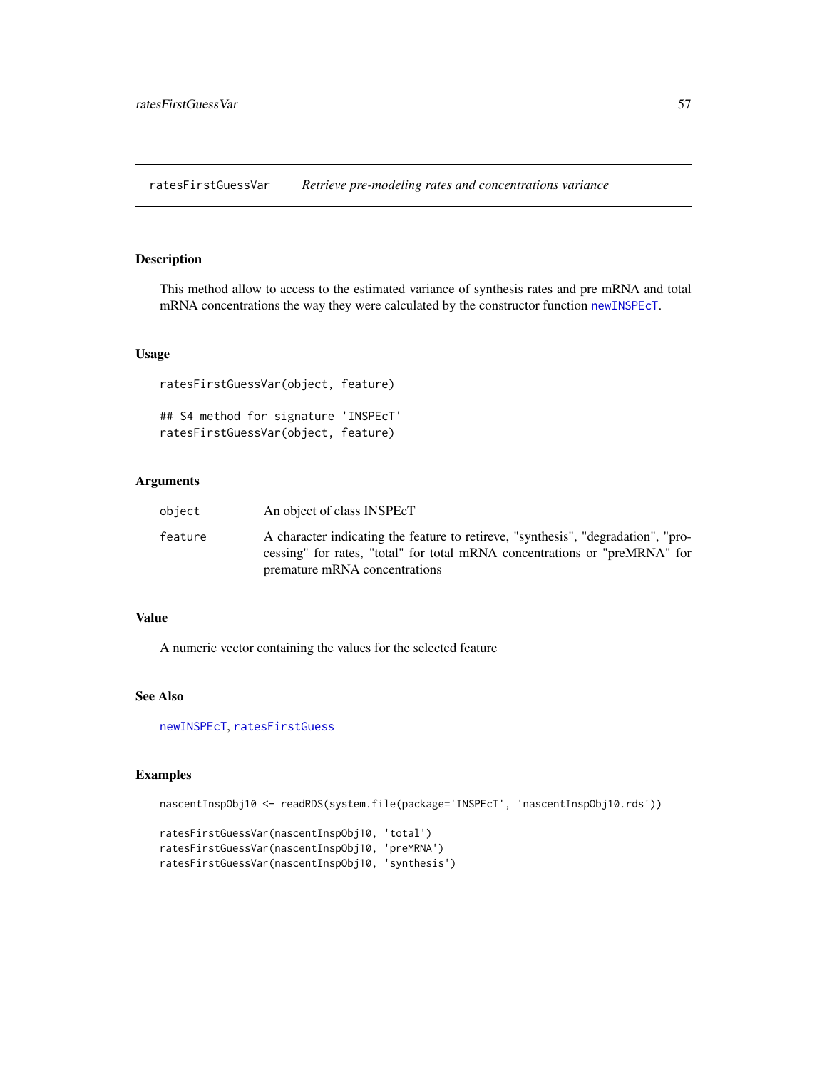# ratesFirstGuessVar    *Retrieve pre-modeling rates and concentrations variance*

## Description

This method allow to access to the estimated variance of synthesis rates and pre mRNA and total mRNA concentrations the way they were calculated by the constructor function `newINSPEcT`.

## Usage

```
ratesFirstGuessVar(object, feature)

## S4 method for signature 'INSPEcT'
ratesFirstGuessVar(object, feature)
```

## Arguments

| | |
|---|---|
| `object` | An object of class INSPEcT |
| `feature` | A character indicating the feature to retireve, "synthesis", "degradation", "processing" for rates, "total" for total mRNA concentrations or "preMRNA" for premature mRNA concentrations |

## Value

A numeric vector containing the values for the selected feature

## See Also

`newINSPEcT`, `ratesFirstGuess`

## Examples

```
nascentInspObj10 <- readRDS(system.file(package='INSPEcT', 'nascentInspObj10.rds'))

ratesFirstGuessVar(nascentInspObj10, 'total')
ratesFirstGuessVar(nascentInspObj10, 'preMRNA')
ratesFirstGuessVar(nascentInspObj10, 'synthesis')
```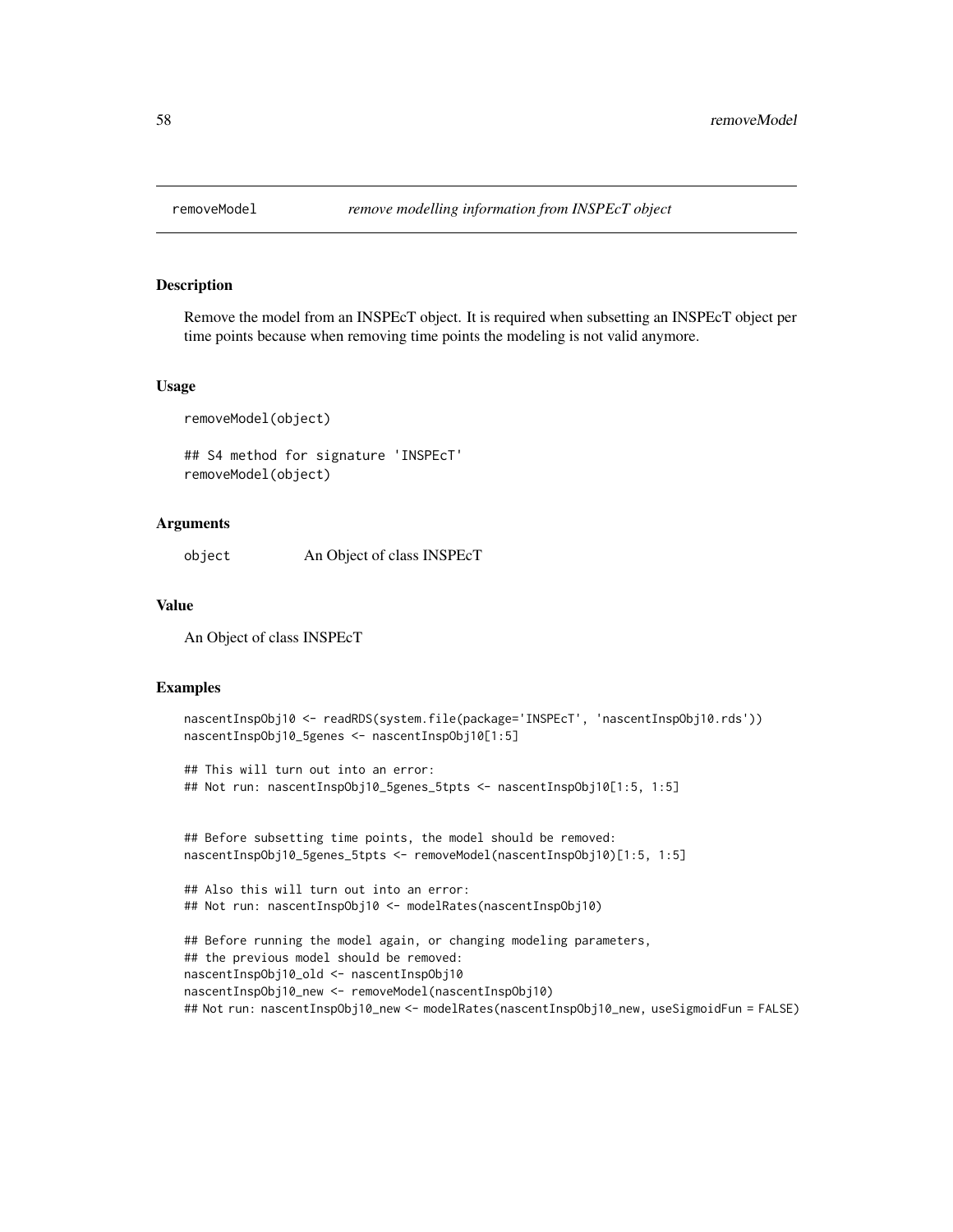removeModel *remove modelling information from INSPEcT object*

## Description

Remove the model from an INSPEcT object. It is required when subsetting an INSPEcT object per time points because when removing time points the modeling is not valid anymore.

## Usage

```
removeModel(object)

## S4 method for signature 'INSPEcT'
removeModel(object)
```

## Arguments

| | |
|---|---|
| object | An Object of class INSPEcT |

## Value

An Object of class INSPEcT

## Examples

```
nascentInspObj10 <- readRDS(system.file(package='INSPEcT', 'nascentInspObj10.rds'))
nascentInspObj10_5genes <- nascentInspObj10[1:5]

## This will turn out into an error:
## Not run: nascentInspObj10_5genes_5tpts <- nascentInspObj10[1:5, 1:5]


## Before subsetting time points, the model should be removed:
nascentInspObj10_5genes_5tpts <- removeModel(nascentInspObj10)[1:5, 1:5]

## Also this will turn out into an error:
## Not run: nascentInspObj10 <- modelRates(nascentInspObj10)

## Before running the model again, or changing modeling parameters,
## the previous model should be removed:
nascentInspObj10_old <- nascentInspObj10
nascentInspObj10_new <- removeModel(nascentInspObj10)
## Not run: nascentInspObj10_new <- modelRates(nascentInspObj10_new, useSigmoidFun = FALSE)
```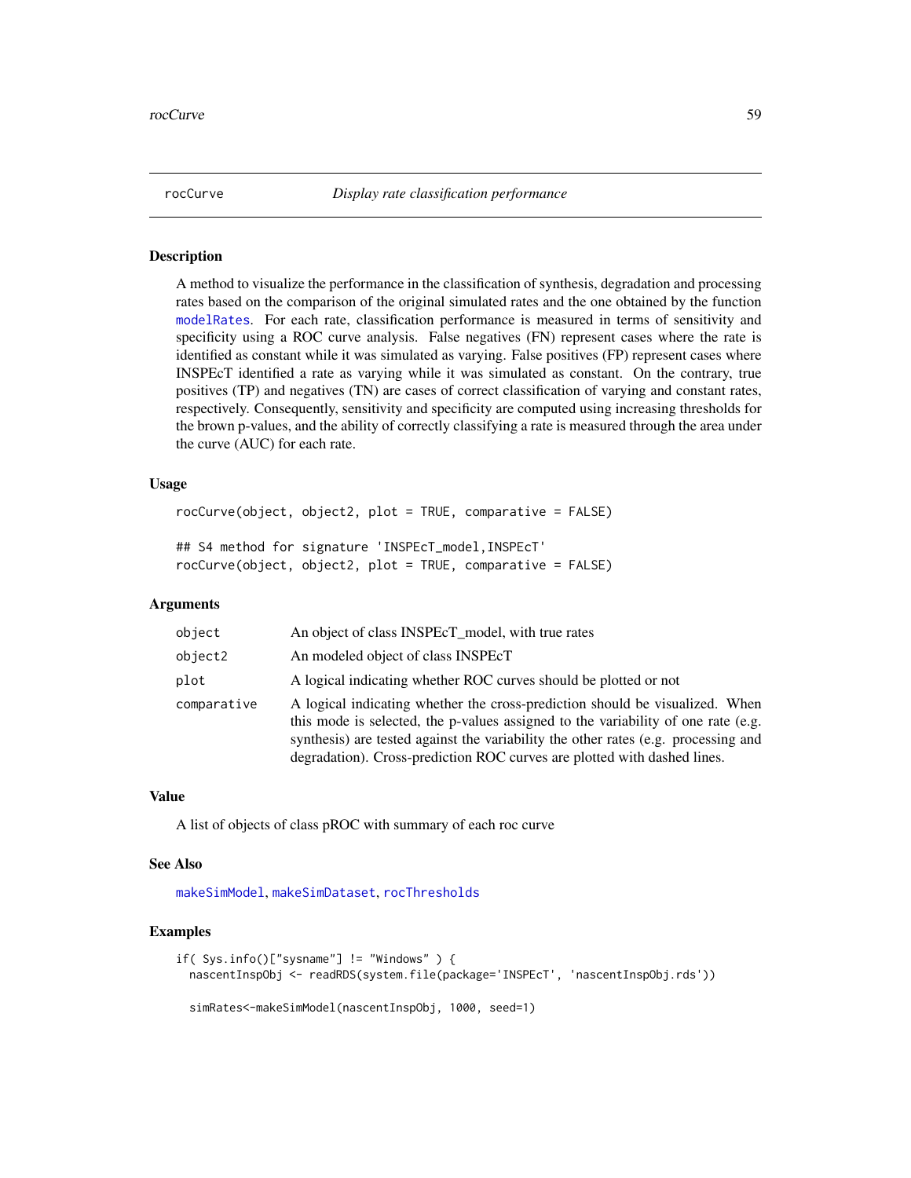# rocCurve *Display rate classification performance*

## Description

A method to visualize the performance in the classification of synthesis, degradation and processing rates based on the comparison of the original simulated rates and the one obtained by the function modelRates. For each rate, classification performance is measured in terms of sensitivity and specificity using a ROC curve analysis. False negatives (FN) represent cases where the rate is identified as constant while it was simulated as varying. False positives (FP) represent cases where INSPEcT identified a rate as varying while it was simulated as constant. On the contrary, true positives (TP) and negatives (TN) are cases of correct classification of varying and constant rates, respectively. Consequently, sensitivity and specificity are computed using increasing thresholds for the brown p-values, and the ability of correctly classifying a rate is measured through the area under the curve (AUC) for each rate.

## Usage

```
rocCurve(object, object2, plot = TRUE, comparative = FALSE)

## S4 method for signature 'INSPEcT_model,INSPEcT'
rocCurve(object, object2, plot = TRUE, comparative = FALSE)
```

## Arguments

| | |
|---|---|
| object | An object of class INSPEcT_model, with true rates |
| object2 | An modeled object of class INSPEcT |
| plot | A logical indicating whether ROC curves should be plotted or not |
| comparative | A logical indicating whether the cross-prediction should be visualized. When this mode is selected, the p-values assigned to the variability of one rate (e.g. synthesis) are tested against the variability the other rates (e.g. processing and degradation). Cross-prediction ROC curves are plotted with dashed lines. |

## Value

A list of objects of class pROC with summary of each roc curve

## See Also

makeSimModel, makeSimDataset, rocThresholds

## Examples

```
if( Sys.info()["sysname"] != "Windows" ) {
  nascentInspObj <- readRDS(system.file(package='INSPEcT', 'nascentInspObj.rds'))

  simRates<-makeSimModel(nascentInspObj, 1000, seed=1)
```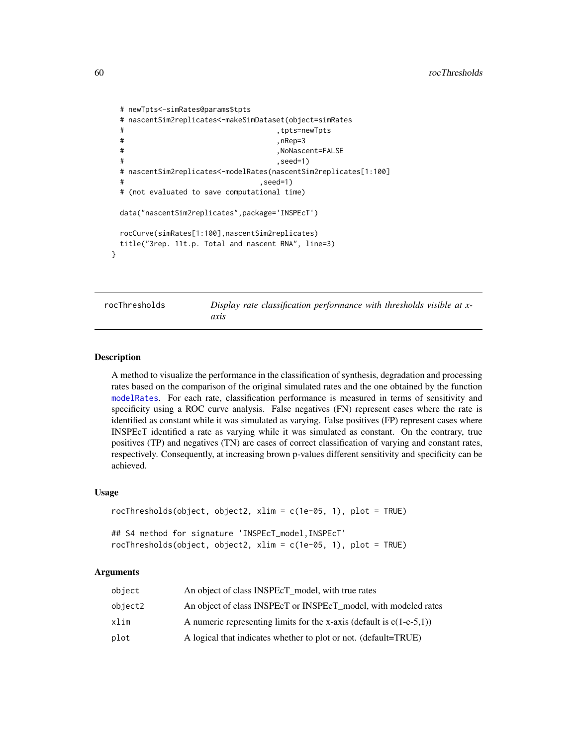```
  # newTpts<-simRates@params$tpts
  # nascentSim2replicates<-makeSimDataset(object=simRates
  #                                      ,tpts=newTpts
  #                                      ,nRep=3
  #                                      ,NoNascent=FALSE
  #                                      ,seed=1)
  # nascentSim2replicates<-modelRates(nascentSim2replicates[1:100]
  #                                  ,seed=1)
  # (not evaluated to save computational time)

  data("nascentSim2replicates",package='INSPEcT')

  rocCurve(simRates[1:100],nascentSim2replicates)
  title("3rep. 11t.p. Total and nascent RNA", line=3)
}
```

## rocThresholds — *Display rate classification performance with thresholds visible at x-axis*

### Description

A method to visualize the performance in the classification of synthesis, degradation and processing rates based on the comparison of the original simulated rates and the one obtained by the function modelRates. For each rate, classification performance is measured in terms of sensitivity and specificity using a ROC curve analysis. False negatives (FN) represent cases where the rate is identified as constant while it was simulated as varying. False positives (FP) represent cases where INSPEcT identified a rate as varying while it was simulated as constant. On the contrary, true positives (TP) and negatives (TN) are cases of correct classification of varying and constant rates, respectively. Consequently, at increasing brown p-values different sensitivity and specificity can be achieved.

### Usage

```
rocThresholds(object, object2, xlim = c(1e-05, 1), plot = TRUE)

## S4 method for signature 'INSPEcT_model,INSPEcT'
rocThresholds(object, object2, xlim = c(1e-05, 1), plot = TRUE)
```

### Arguments

| | |
|---|---|
| object | An object of class INSPEcT_model, with true rates |
| object2 | An object of class INSPEcT or INSPEcT_model, with modeled rates |
| xlim | A numeric representing limits for the x-axis (default is c(1-e-5,1)) |
| plot | A logical that indicates whether to plot or not. (default=TRUE) |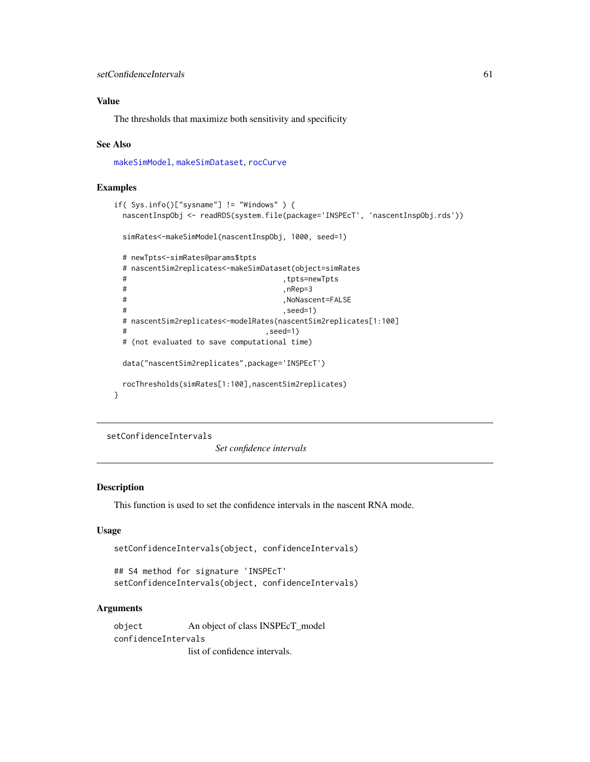## Value

The thresholds that maximize both sensitivity and specificity

## See Also

makeSimModel, makeSimDataset, rocCurve

## Examples

```
if( Sys.info()["sysname"] != "Windows" ) {
  nascentInspObj <- readRDS(system.file(package='INSPEcT', 'nascentInspObj.rds'))

  simRates<-makeSimModel(nascentInspObj, 1000, seed=1)

  # newTpts<-simRates@params$tpts
  # nascentSim2replicates<-makeSimDataset(object=simRates
  #                                      ,tpts=newTpts
  #                                      ,nRep=3
  #                                      ,NoNascent=FALSE
  #                                      ,seed=1)
  # nascentSim2replicates<-modelRates(nascentSim2replicates[1:100]
  #                                  ,seed=1)
  # (not evaluated to save computational time)

  data("nascentSim2replicates",package='INSPEcT')

  rocThresholds(simRates[1:100],nascentSim2replicates)
}
```

---

# setConfidenceIntervals — *Set confidence intervals*

## Description

This function is used to set the confidence intervals in the nascent RNA mode.

## Usage

```
setConfidenceIntervals(object, confidenceIntervals)

## S4 method for signature 'INSPEcT'
setConfidenceIntervals(object, confidenceIntervals)
```

## Arguments

| | |
|---|---|
| object | An object of class INSPEcT_model |
| confidenceIntervals | list of confidence intervals. |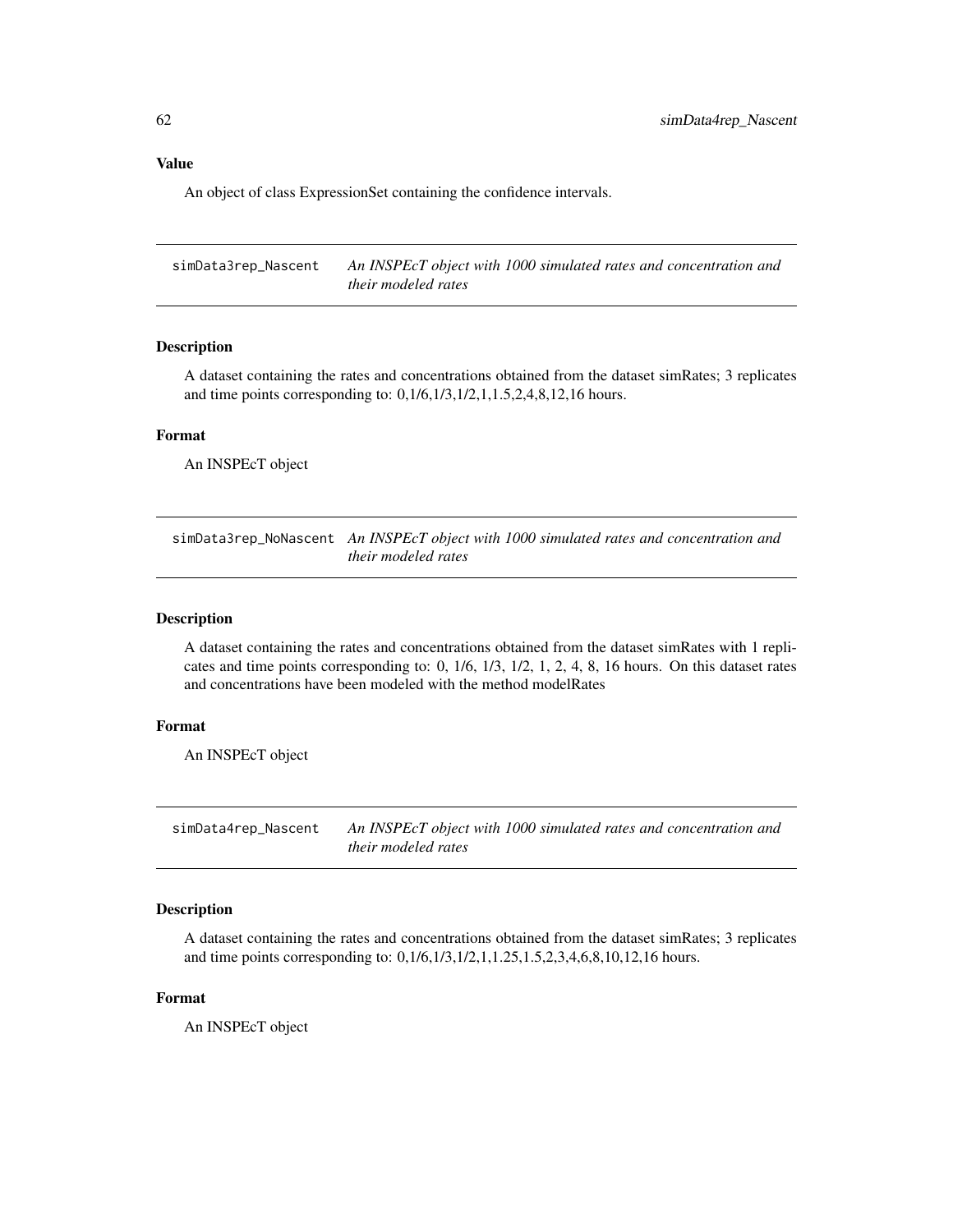### Value

An object of class ExpressionSet containing the confidence intervals.

---

## simData3rep_Nascent    *An INSPEcT object with 1000 simulated rates and concentration and their modeled rates*

### Description

A dataset containing the rates and concentrations obtained from the dataset simRates; 3 replicates and time points corresponding to: 0,1/6,1/3,1/2,1,1.5,2,4,8,12,16 hours.

### Format

An INSPEcT object

---

## simData3rep_NoNascent    *An INSPEcT object with 1000 simulated rates and concentration and their modeled rates*

### Description

A dataset containing the rates and concentrations obtained from the dataset simRates with 1 replicates and time points corresponding to: 0, 1/6, 1/3, 1/2, 1, 2, 4, 8, 16 hours. On this dataset rates and concentrations have been modeled with the method modelRates

### Format

An INSPEcT object

---

## simData4rep_Nascent    *An INSPEcT object with 1000 simulated rates and concentration and their modeled rates*

### Description

A dataset containing the rates and concentrations obtained from the dataset simRates; 3 replicates and time points corresponding to: 0,1/6,1/3,1/2,1,1.25,1.5,2,3,4,6,8,10,12,16 hours.

### Format

An INSPEcT object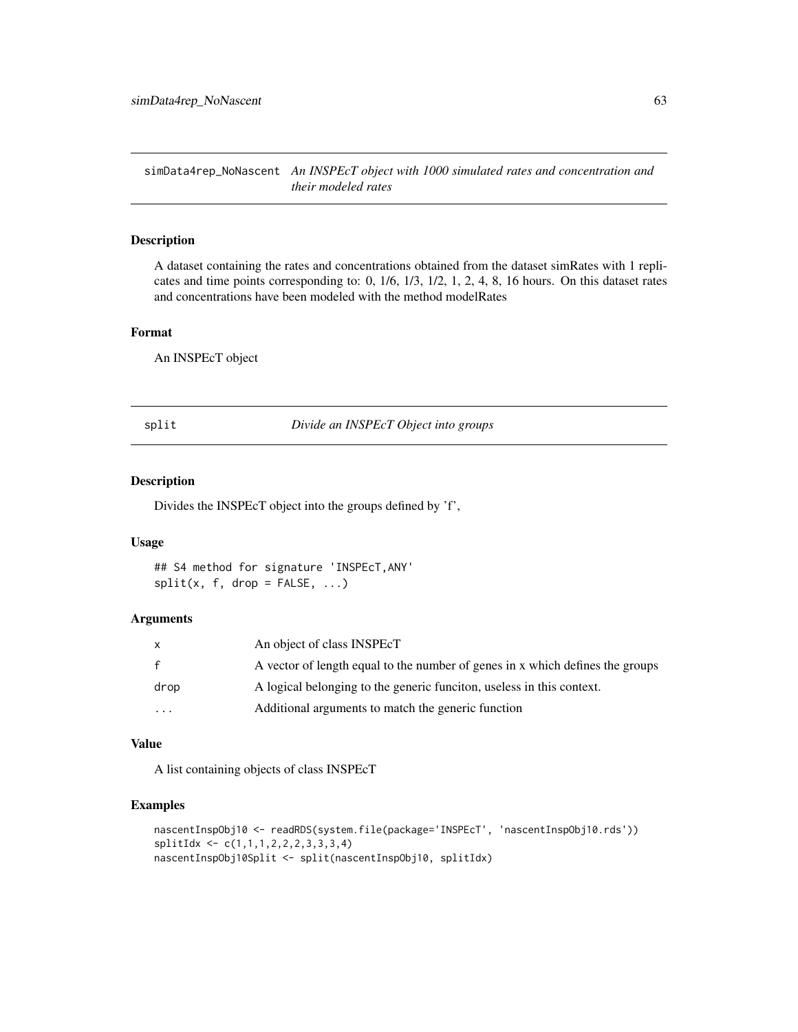## simData4rep_NoNascent *An INSPEcT object with 1000 simulated rates and concentration and their modeled rates*

### Description

A dataset containing the rates and concentrations obtained from the dataset simRates with 1 replicates and time points corresponding to: 0, 1/6, 1/3, 1/2, 1, 2, 4, 8, 16 hours. On this dataset rates and concentrations have been modeled with the method modelRates

### Format

An INSPEcT object

## split *Divide an INSPEcT Object into groups*

### Description

Divides the INSPEcT object into the groups defined by 'f',

### Usage

```
## S4 method for signature 'INSPEcT,ANY'
split(x, f, drop = FALSE, ...)
```

### Arguments

| | |
|---|---|
| x | An object of class INSPEcT |
| f | A vector of length equal to the number of genes in x which defines the groups |
| drop | A logical belonging to the generic funciton, useless in this context. |
| ... | Additional arguments to match the generic function |

### Value

A list containing objects of class INSPEcT

### Examples

```
nascentInspObj10 <- readRDS(system.file(package='INSPEcT', 'nascentInspObj10.rds'))
splitIdx <- c(1,1,1,2,2,2,3,3,3,4)
nascentInspObj10Split <- split(nascentInspObj10, splitIdx)
```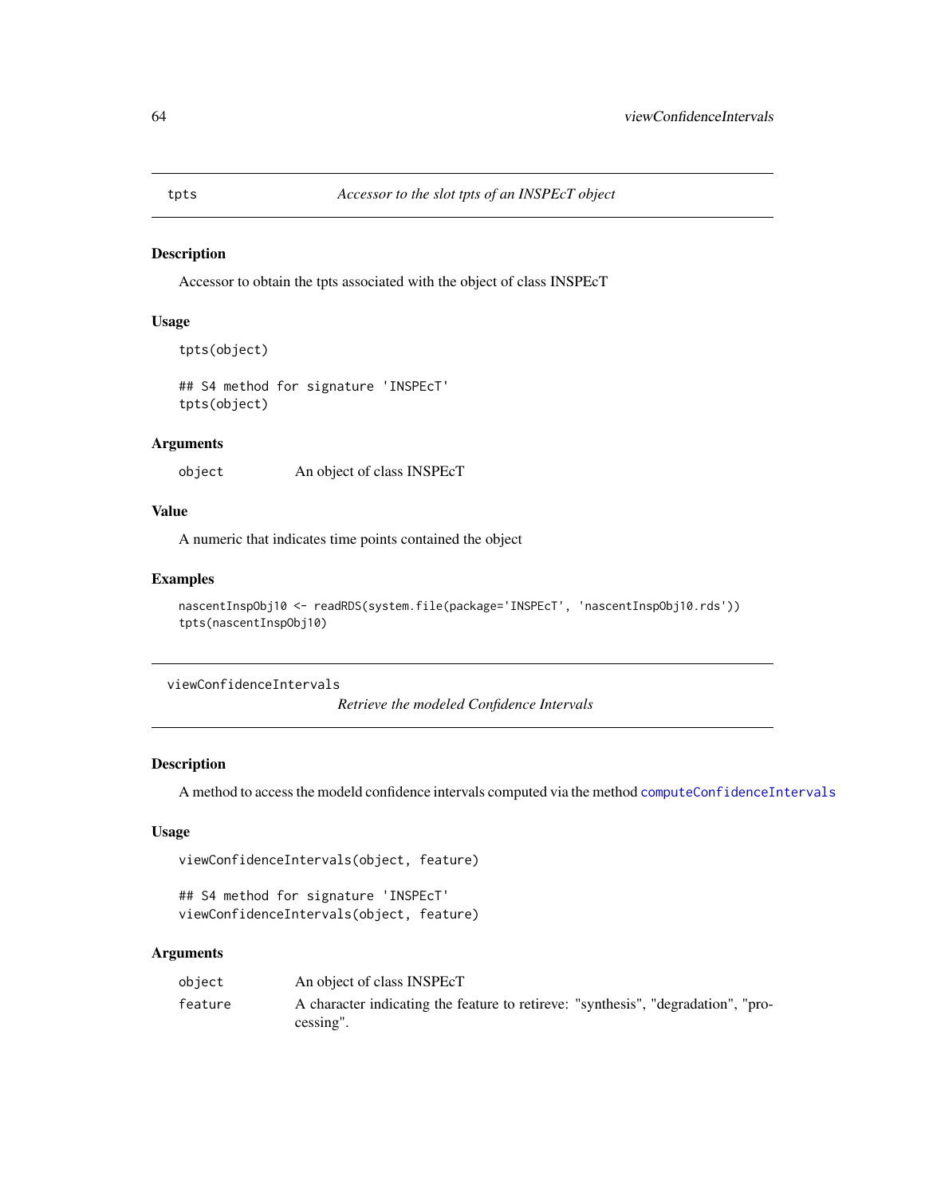## tpts — *Accessor to the slot tpts of an INSPEcT object*

### Description

Accessor to obtain the tpts associated with the object of class INSPEcT

### Usage

```
tpts(object)

## S4 method for signature 'INSPEcT'
tpts(object)
```

### Arguments

| | |
|---|---|
| object | An object of class INSPEcT |

### Value

A numeric that indicates time points contained the object

### Examples

```
nascentInspObj10 <- readRDS(system.file(package='INSPEcT', 'nascentInspObj10.rds'))
tpts(nascentInspObj10)
```

## viewConfidenceIntervals — *Retrieve the modeled Confidence Intervals*

### Description

A method to access the modeld confidence intervals computed via the method computeConfidenceIntervals

### Usage

```
viewConfidenceIntervals(object, feature)

## S4 method for signature 'INSPEcT'
viewConfidenceIntervals(object, feature)
```

### Arguments

| | |
|---|---|
| object | An object of class INSPEcT |
| feature | A character indicating the feature to retireve: "synthesis", "degradation", "processing". |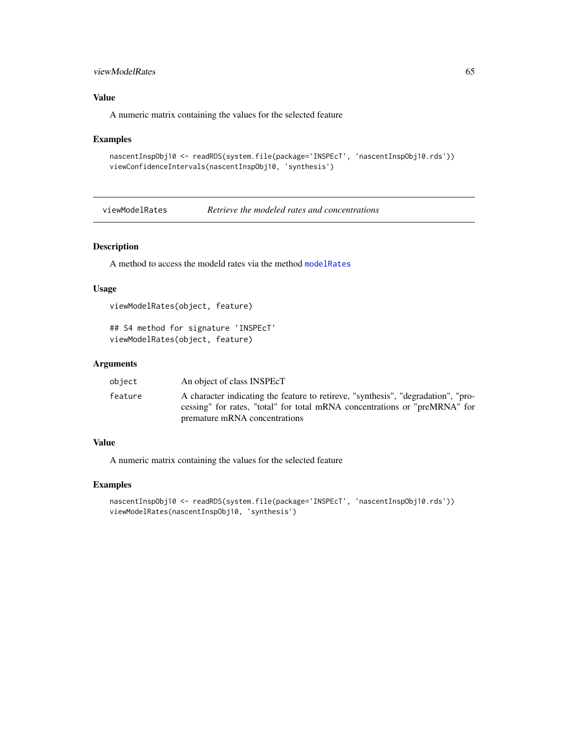### Value

A numeric matrix containing the values for the selected feature

### Examples

```
nascentInspObj10 <- readRDS(system.file(package='INSPEcT', 'nascentInspObj10.rds'))
viewConfidenceIntervals(nascentInspObj10, 'synthesis')
```

---

## viewModelRates *Retrieve the modeled rates and concentrations*

### Description

A method to access the modeld rates via the method `modelRates`

### Usage

```
viewModelRates(object, feature)

## S4 method for signature 'INSPEcT'
viewModelRates(object, feature)
```

### Arguments

| | |
|---|---|
| `object` | An object of class INSPEcT |
| `feature` | A character indicating the feature to retireve, "synthesis", "degradation", "processing" for rates, "total" for total mRNA concentrations or "preMRNA" for premature mRNA concentrations |

### Value

A numeric matrix containing the values for the selected feature

### Examples

```
nascentInspObj10 <- readRDS(system.file(package='INSPEcT', 'nascentInspObj10.rds'))
viewModelRates(nascentInspObj10, 'synthesis')
```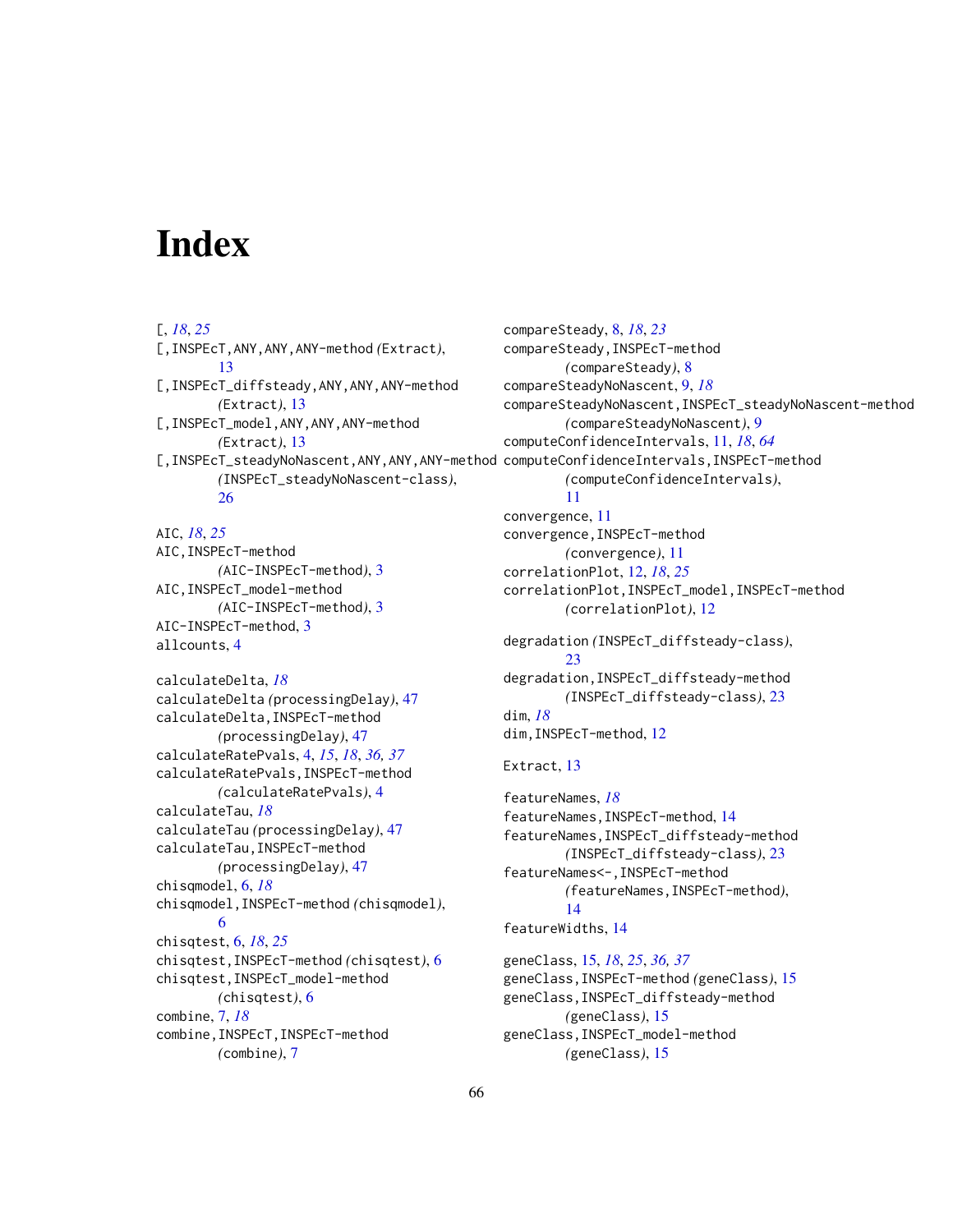# Index

[, *18*, *25*
[,INSPEcT,ANY,ANY,ANY-method *(*Extract*)*, 13
[,INSPEcT_diffsteady,ANY,ANY,ANY-method *(*Extract*)*, 13
[,INSPEcT_model,ANY,ANY,ANY-method *(*Extract*)*, 13
[,INSPEcT_steadyNoNascent,ANY,ANY,ANY-method *(*INSPEcT_steadyNoNascent-class*)*, 26

AIC, *18*, *25*
AIC,INSPEcT-method *(*AIC-INSPEcT-method*)*, 3
AIC,INSPEcT_model-method *(*AIC-INSPEcT-method*)*, 3
AIC-INSPEcT-method, 3
allcounts, 4

calculateDelta, *18*
calculateDelta *(*processingDelay*)*, 47
calculateDelta,INSPEcT-method *(*processingDelay*)*, 47
calculateRatePvals, 4, *15*, *18*, *36, 37*
calculateRatePvals,INSPEcT-method *(*calculateRatePvals*)*, 4
calculateTau, *18*
calculateTau *(*processingDelay*)*, 47
calculateTau,INSPEcT-method *(*processingDelay*)*, 47
chisqmodel, 6, *18*
chisqmodel,INSPEcT-method *(*chisqmodel*)*, 6
chisqtest, 6, *18*, *25*
chisqtest,INSPEcT-method *(*chisqtest*)*, 6
chisqtest,INSPEcT_model-method *(*chisqtest*)*, 6
combine, 7, *18*
combine,INSPEcT,INSPEcT-method *(*combine*)*, 7

compareSteady, 8, *18*, *23*
compareSteady,INSPEcT-method *(*compareSteady*)*, 8
compareSteadyNoNascent, 9, *18*
compareSteadyNoNascent,INSPEcT_steadyNoNascent-method *(*compareSteadyNoNascent*)*, 9
computeConfidenceIntervals, 11, *18*, *64*
computeConfidenceIntervals,INSPEcT-method *(*computeConfidenceIntervals*)*, 11
convergence, 11
convergence,INSPEcT-method *(*convergence*)*, 11
correlationPlot, 12, *18*, *25*
correlationPlot,INSPEcT_model,INSPEcT-method *(*correlationPlot*)*, 12

degradation *(*INSPEcT_diffsteady-class*)*, 23
degradation,INSPEcT_diffsteady-method *(*INSPEcT_diffsteady-class*)*, 23
dim, *18*
dim,INSPEcT-method, 12

Extract, 13

featureNames, *18*
featureNames,INSPEcT-method, 14
featureNames,INSPEcT_diffsteady-method *(*INSPEcT_diffsteady-class*)*, 23
featureNames<-,INSPEcT-method *(*featureNames,INSPEcT-method*)*, 14
featureWidths, 14

geneClass, 15, *18*, *25*, *36, 37*
geneClass,INSPEcT-method *(*geneClass*)*, 15
geneClass,INSPEcT_diffsteady-method *(*geneClass*)*, 15
geneClass,INSPEcT_model-method *(*geneClass*)*, 15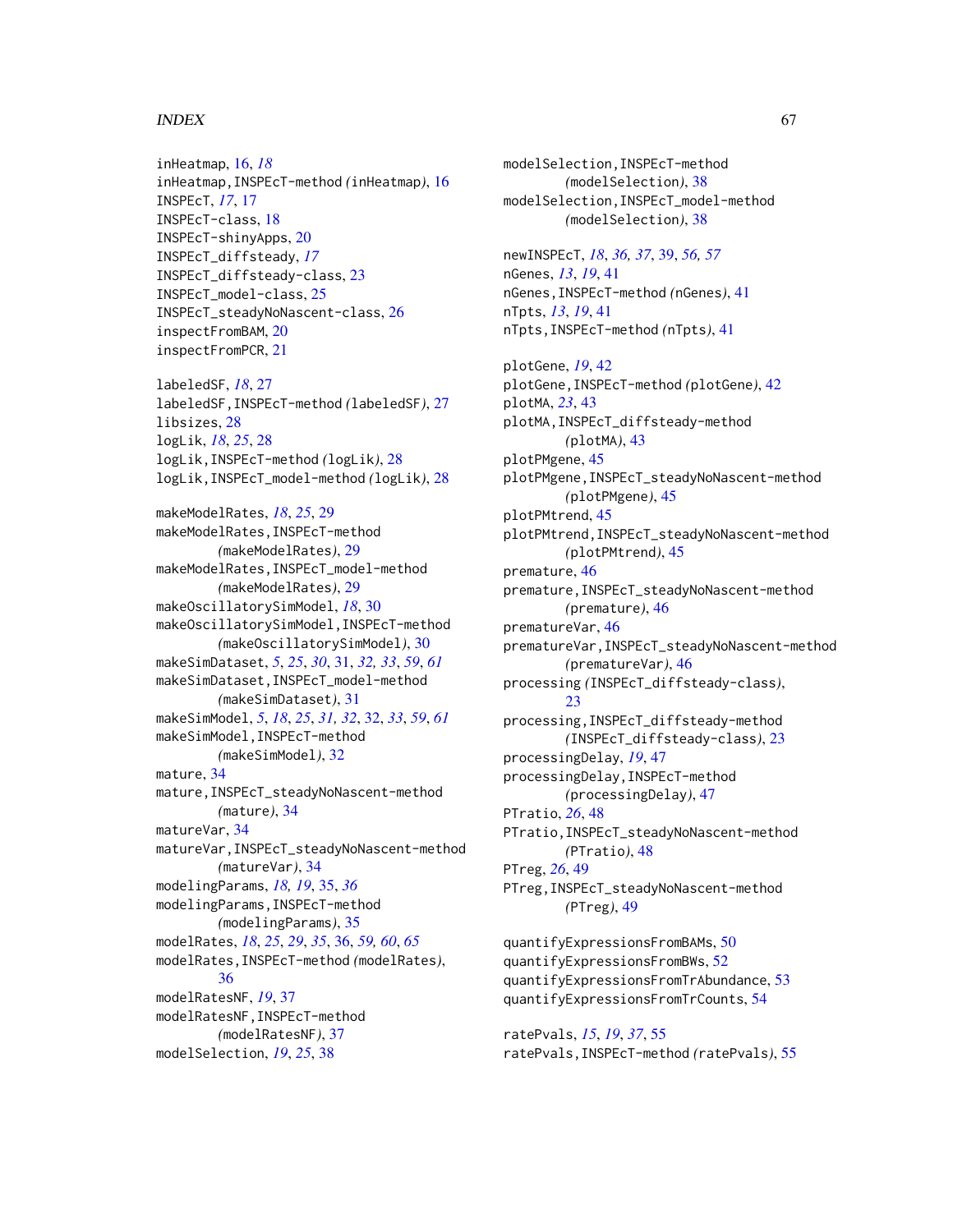inHeatmap, 16, *18*
inHeatmap,INSPEcT-method *(*inHeatmap*)*, 16
INSPEcT, *17*, 17
INSPEcT-class, 18
INSPEcT-shinyApps, 20
INSPEcT_diffsteady, *17*
INSPEcT_diffsteady-class, 23
INSPEcT_model-class, 25
INSPEcT_steadyNoNascent-class, 26
inspectFromBAM, 20
inspectFromPCR, 21

labeledSF, *18*, 27
labeledSF,INSPEcT-method *(*labeledSF*)*, 27
libsizes, 28
logLik, *18*, *25*, 28
logLik,INSPEcT-method *(*logLik*)*, 28
logLik,INSPEcT_model-method *(*logLik*)*, 28

makeModelRates, *18*, *25*, 29
makeModelRates,INSPEcT-method *(*makeModelRates*)*, 29
makeModelRates,INSPEcT_model-method *(*makeModelRates*)*, 29
makeOscillatorySimModel, *18*, 30
makeOscillatorySimModel,INSPEcT-method *(*makeOscillatorySimModel*)*, 30
makeSimDataset, *5*, *25*, *30*, 31, *32*, *33*, *59*, *61*
makeSimDataset,INSPEcT_model-method *(*makeSimDataset*)*, 31
makeSimModel, *5*, *18*, *25*, *31*, *32*, 32, *33*, *59*, *61*
makeSimModel,INSPEcT-method *(*makeSimModel*)*, 32
mature, 34
mature,INSPEcT_steadyNoNascent-method *(*mature*)*, 34
matureVar, 34
matureVar,INSPEcT_steadyNoNascent-method *(*matureVar*)*, 34
modelingParams, *18*, *19*, 35, *36*
modelingParams,INSPEcT-method *(*modelingParams*)*, 35
modelRates, *18*, *25*, *29*, *35*, 36, *59*, *60*, *65*
modelRates,INSPEcT-method *(*modelRates*)*, 36
modelRatesNF, *19*, 37
modelRatesNF,INSPEcT-method *(*modelRatesNF*)*, 37
modelSelection, *19*, *25*, 38
modelSelection,INSPEcT-method *(*modelSelection*)*, 38
modelSelection,INSPEcT_model-method *(*modelSelection*)*, 38

newINSPEcT, *18*, *36*, *37*, 39, *56*, *57*
nGenes, *13*, *19*, 41
nGenes,INSPEcT-method *(*nGenes*)*, 41
nTpts, *13*, *19*, 41
nTpts,INSPEcT-method *(*nTpts*)*, 41

plotGene, *19*, 42
plotGene,INSPEcT-method *(*plotGene*)*, 42
plotMA, *23*, 43
plotMA,INSPEcT_diffsteady-method *(*plotMA*)*, 43
plotPMgene, 45
plotPMgene,INSPEcT_steadyNoNascent-method *(*plotPMgene*)*, 45
plotPMtrend, 45
plotPMtrend,INSPEcT_steadyNoNascent-method *(*plotPMtrend*)*, 45
premature, 46
premature,INSPEcT_steadyNoNascent-method *(*premature*)*, 46
prematureVar, 46
prematureVar,INSPEcT_steadyNoNascent-method *(*prematureVar*)*, 46
processing *(*INSPEcT_diffsteady-class*)*, 23
processing,INSPEcT_diffsteady-method *(*INSPEcT_diffsteady-class*)*, 23
processingDelay, *19*, 47
processingDelay,INSPEcT-method *(*processingDelay*)*, 47
PTratio, *26*, 48
PTratio,INSPEcT_steadyNoNascent-method *(*PTratio*)*, 48
PTreg, *26*, 49
PTreg,INSPEcT_steadyNoNascent-method *(*PTreg*)*, 49

quantifyExpressionsFromBAMs, 50
quantifyExpressionsFromBWs, 52
quantifyExpressionsFromTrAbundance, 53
quantifyExpressionsFromTrCounts, 54

ratePvals, *15*, *19*, *37*, 55
ratePvals,INSPEcT-method *(*ratePvals*)*, 55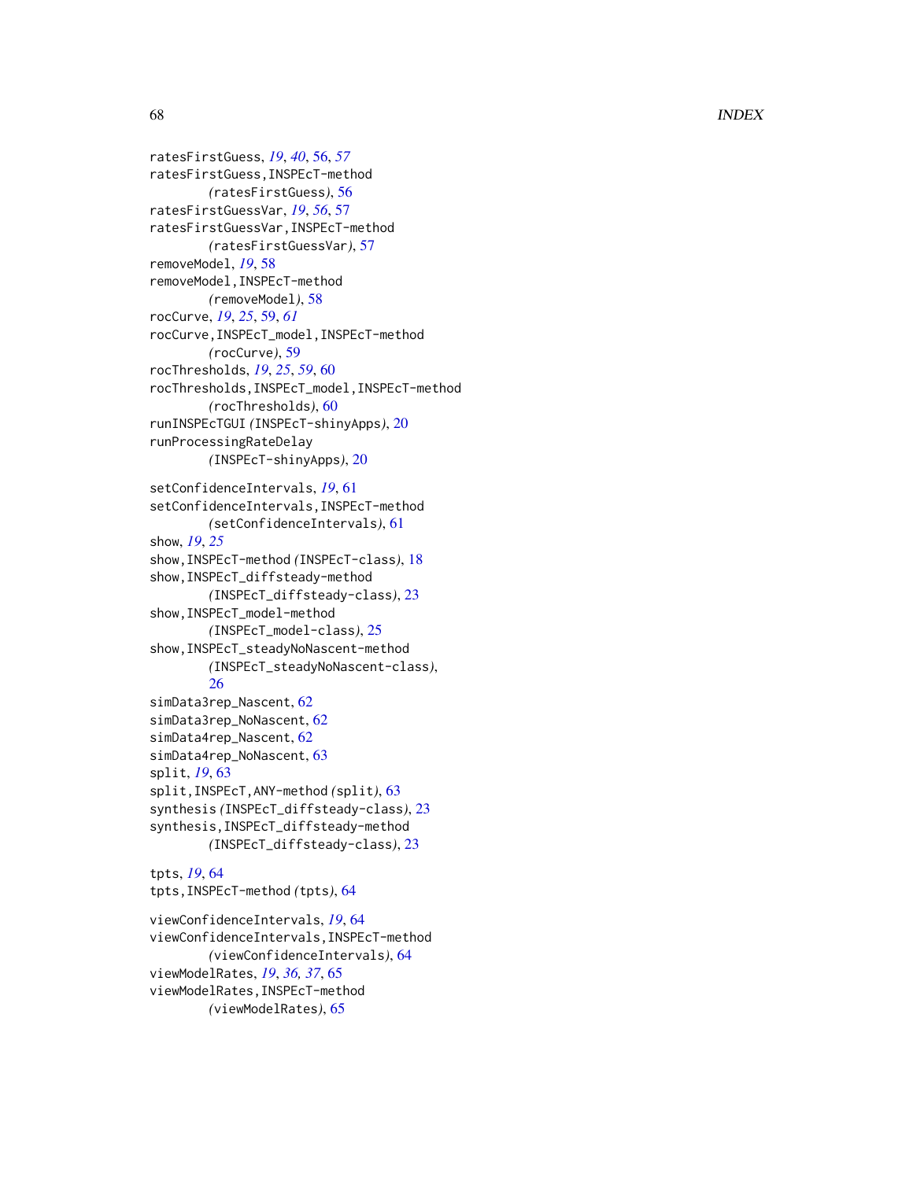ratesFirstGuess, *19*, *40*, 56, *57*
ratesFirstGuess,INSPEcT-method
    *(*ratesFirstGuess*)*, 56
ratesFirstGuessVar, *19*, *56*, 57
ratesFirstGuessVar,INSPEcT-method
    *(*ratesFirstGuessVar*)*, 57
removeModel, *19*, 58
removeModel,INSPEcT-method
    *(*removeModel*)*, 58
rocCurve, *19*, *25*, 59, *61*
rocCurve,INSPEcT_model,INSPEcT-method
    *(*rocCurve*)*, 59
rocThresholds, *19*, *25*, *59*, 60
rocThresholds,INSPEcT_model,INSPEcT-method
    *(*rocThresholds*)*, 60
runINSPEcTGUI *(*INSPEcT-shinyApps*)*, 20
runProcessingRateDelay
    *(*INSPEcT-shinyApps*)*, 20

setConfidenceIntervals, *19*, 61
setConfidenceIntervals,INSPEcT-method
    *(*setConfidenceIntervals*)*, 61
show, *19*, *25*
show,INSPEcT-method *(*INSPEcT-class*)*, 18
show,INSPEcT_diffsteady-method
    *(*INSPEcT_diffsteady-class*)*, 23
show,INSPEcT_model-method
    *(*INSPEcT_model-class*)*, 25
show,INSPEcT_steadyNoNascent-method
    *(*INSPEcT_steadyNoNascent-class*)*,
    26
simData3rep_Nascent, 62
simData3rep_NoNascent, 62
simData4rep_Nascent, 62
simData4rep_NoNascent, 63
split, *19*, 63
split,INSPEcT,ANY-method *(*split*)*, 63
synthesis *(*INSPEcT_diffsteady-class*)*, 23
synthesis,INSPEcT_diffsteady-method
    *(*INSPEcT_diffsteady-class*)*, 23

tpts, *19*, 64
tpts,INSPEcT-method *(*tpts*)*, 64

viewConfidenceIntervals, *19*, 64
viewConfidenceIntervals,INSPEcT-method
    *(*viewConfidenceIntervals*)*, 64
viewModelRates, *19*, *36, 37*, 65
viewModelRates,INSPEcT-method
    *(*viewModelRates*)*, 65